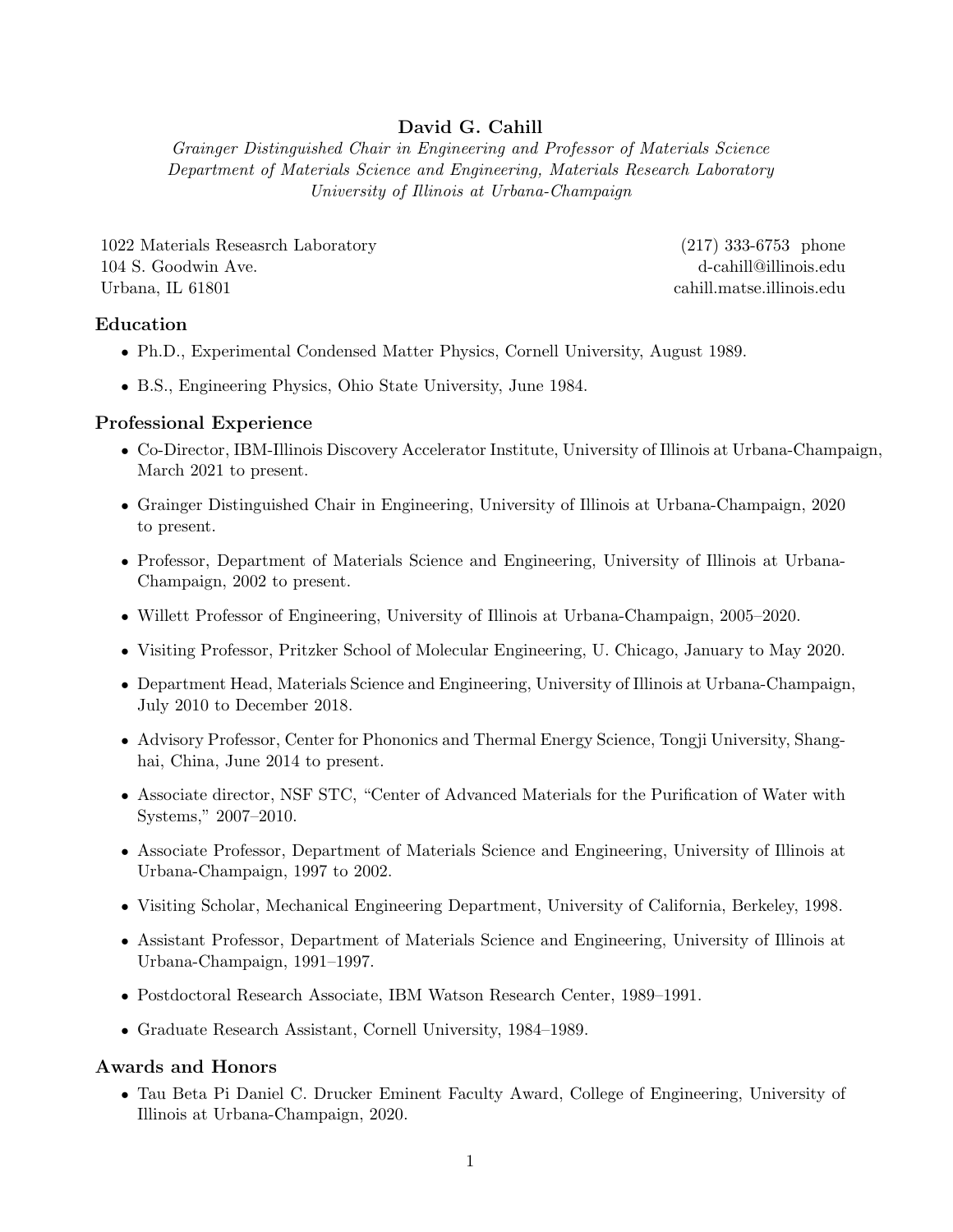# David G. Cahill

*Grainger Distinguished Chair in Engineering and Professor of Materials Science*
*Department of Materials Science and Engineering, Materials Research Laboratory*
*University of Illinois at Urbana-Champaign*

1022 Materials Reseasrch Laboratory
104 S. Goodwin Ave.
Urbana, IL 61801

(217) 333-6753 phone
d-cahill@illinois.edu
cahill.matse.illinois.edu

## Education

- Ph.D., Experimental Condensed Matter Physics, Cornell University, August 1989.
- B.S., Engineering Physics, Ohio State University, June 1984.

## Professional Experience

- Co-Director, IBM-Illinois Discovery Accelerator Institute, University of Illinois at Urbana-Champaign, March 2021 to present.
- Grainger Distinguished Chair in Engineering, University of Illinois at Urbana-Champaign, 2020 to present.
- Professor, Department of Materials Science and Engineering, University of Illinois at Urbana-Champaign, 2002 to present.
- Willett Professor of Engineering, University of Illinois at Urbana-Champaign, 2005–2020.
- Visiting Professor, Pritzker School of Molecular Engineering, U. Chicago, January to May 2020.
- Department Head, Materials Science and Engineering, University of Illinois at Urbana-Champaign, July 2010 to December 2018.
- Advisory Professor, Center for Phononics and Thermal Energy Science, Tongji University, Shanghai, China, June 2014 to present.
- Associate director, NSF STC, "Center of Advanced Materials for the Purification of Water with Systems," 2007–2010.
- Associate Professor, Department of Materials Science and Engineering, University of Illinois at Urbana-Champaign, 1997 to 2002.
- Visiting Scholar, Mechanical Engineering Department, University of California, Berkeley, 1998.
- Assistant Professor, Department of Materials Science and Engineering, University of Illinois at Urbana-Champaign, 1991–1997.
- Postdoctoral Research Associate, IBM Watson Research Center, 1989–1991.
- Graduate Research Assistant, Cornell University, 1984–1989.

## Awards and Honors

- Tau Beta Pi Daniel C. Drucker Eminent Faculty Award, College of Engineering, University of Illinois at Urbana-Champaign, 2020.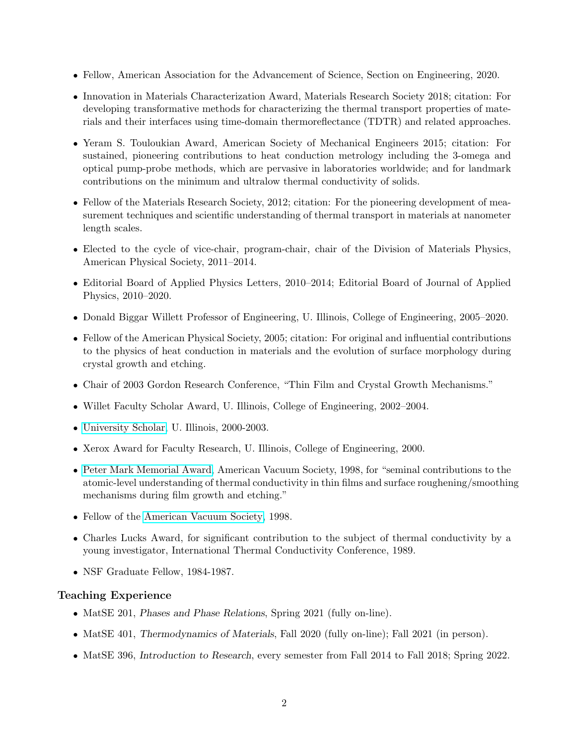- Fellow, American Association for the Advancement of Science, Section on Engineering, 2020.
- Innovation in Materials Characterization Award, Materials Research Society 2018; citation: For developing transformative methods for characterizing the thermal transport properties of materials and their interfaces using time-domain thermoreflectance (TDTR) and related approaches.
- Yeram S. Touloukian Award, American Society of Mechanical Engineers 2015; citation: For sustained, pioneering contributions to heat conduction metrology including the 3-omega and optical pump-probe methods, which are pervasive in laboratories worldwide; and for landmark contributions on the minimum and ultralow thermal conductivity of solids.
- Fellow of the Materials Research Society, 2012; citation: For the pioneering development of measurement techniques and scientific understanding of thermal transport in materials at nanometer length scales.
- Elected to the cycle of vice-chair, program-chair, chair of the Division of Materials Physics, American Physical Society, 2011–2014.
- Editorial Board of Applied Physics Letters, 2010–2014; Editorial Board of Journal of Applied Physics, 2010–2020.
- Donald Biggar Willett Professor of Engineering, U. Illinois, College of Engineering, 2005–2020.
- Fellow of the American Physical Society, 2005; citation: For original and influential contributions to the physics of heat conduction in materials and the evolution of surface morphology during crystal growth and etching.
- Chair of 2003 Gordon Research Conference, "Thin Film and Crystal Growth Mechanisms."
- Willet Faculty Scholar Award, U. Illinois, College of Engineering, 2002–2004.
- University Scholar, U. Illinois, 2000-2003.
- Xerox Award for Faculty Research, U. Illinois, College of Engineering, 2000.
- Peter Mark Memorial Award, American Vacuum Society, 1998, for "seminal contributions to the atomic-level understanding of thermal conductivity in thin films and surface roughening/smoothing mechanisms during film growth and etching."
- Fellow of the American Vacuum Society, 1998.
- Charles Lucks Award, for significant contribution to the subject of thermal conductivity by a young investigator, International Thermal Conductivity Conference, 1989.
- NSF Graduate Fellow, 1984-1987.

### Teaching Experience

- MatSE 201, *Phases and Phase Relations*, Spring 2021 (fully on-line).
- MatSE 401, *Thermodynamics of Materials*, Fall 2020 (fully on-line); Fall 2021 (in person).
- MatSE 396, *Introduction to Research*, every semester from Fall 2014 to Fall 2018; Spring 2022.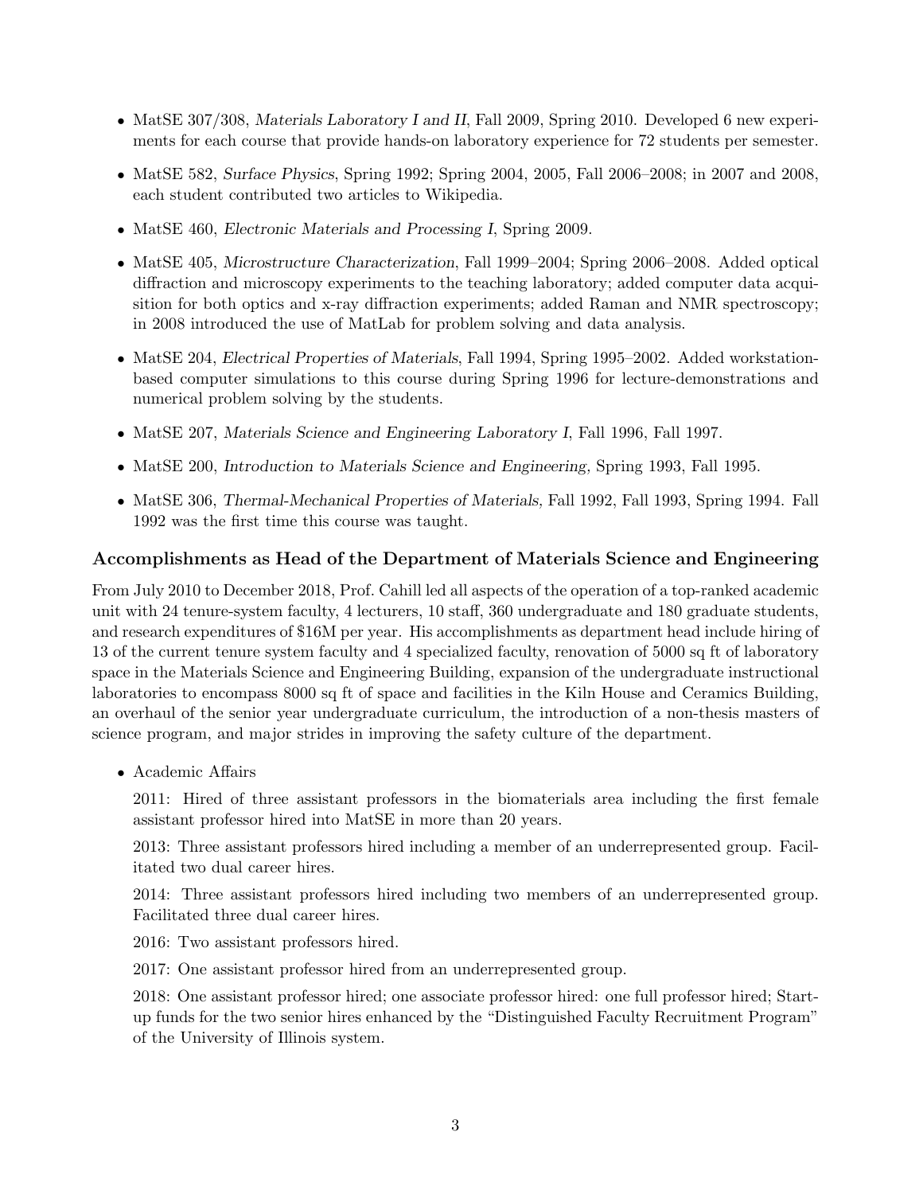- MatSE 307/308, *Materials Laboratory I and II*, Fall 2009, Spring 2010. Developed 6 new experiments for each course that provide hands-on laboratory experience for 72 students per semester.
- MatSE 582, *Surface Physics*, Spring 1992; Spring 2004, 2005, Fall 2006–2008; in 2007 and 2008, each student contributed two articles to Wikipedia.
- MatSE 460, *Electronic Materials and Processing I*, Spring 2009.
- MatSE 405, *Microstructure Characterization*, Fall 1999–2004; Spring 2006–2008. Added optical diffraction and microscopy experiments to the teaching laboratory; added computer data acquisition for both optics and x-ray diffraction experiments; added Raman and NMR spectroscopy; in 2008 introduced the use of MatLab for problem solving and data analysis.
- MatSE 204, *Electrical Properties of Materials*, Fall 1994, Spring 1995–2002. Added workstation-based computer simulations to this course during Spring 1996 for lecture-demonstrations and numerical problem solving by the students.
- MatSE 207, *Materials Science and Engineering Laboratory I*, Fall 1996, Fall 1997.
- MatSE 200, *Introduction to Materials Science and Engineering,* Spring 1993, Fall 1995.
- MatSE 306, *Thermal-Mechanical Properties of Materials,* Fall 1992, Fall 1993, Spring 1994. Fall 1992 was the first time this course was taught.

### Accomplishments as Head of the Department of Materials Science and Engineering

From July 2010 to December 2018, Prof. Cahill led all aspects of the operation of a top-ranked academic unit with 24 tenure-system faculty, 4 lecturers, 10 staff, 360 undergraduate and 180 graduate students, and research expenditures of $16M per year. His accomplishments as department head include hiring of 13 of the current tenure system faculty and 4 specialized faculty, renovation of 5000 sq ft of laboratory space in the Materials Science and Engineering Building, expansion of the undergraduate instructional laboratories to encompass 8000 sq ft of space and facilities in the Kiln House and Ceramics Building, an overhaul of the senior year undergraduate curriculum, the introduction of a non-thesis masters of science program, and major strides in improving the safety culture of the department.

- Academic Affairs

  2011: Hired of three assistant professors in the biomaterials area including the first female assistant professor hired into MatSE in more than 20 years.

  2013: Three assistant professors hired including a member of an underrepresented group. Facilitated two dual career hires.

  2014: Three assistant professors hired including two members of an underrepresented group. Facilitated three dual career hires.

  2016: Two assistant professors hired.

  2017: One assistant professor hired from an underrepresented group.

  2018: One assistant professor hired; one associate professor hired: one full professor hired; Start-up funds for the two senior hires enhanced by the "Distinguished Faculty Recruitment Program" of the University of Illinois system.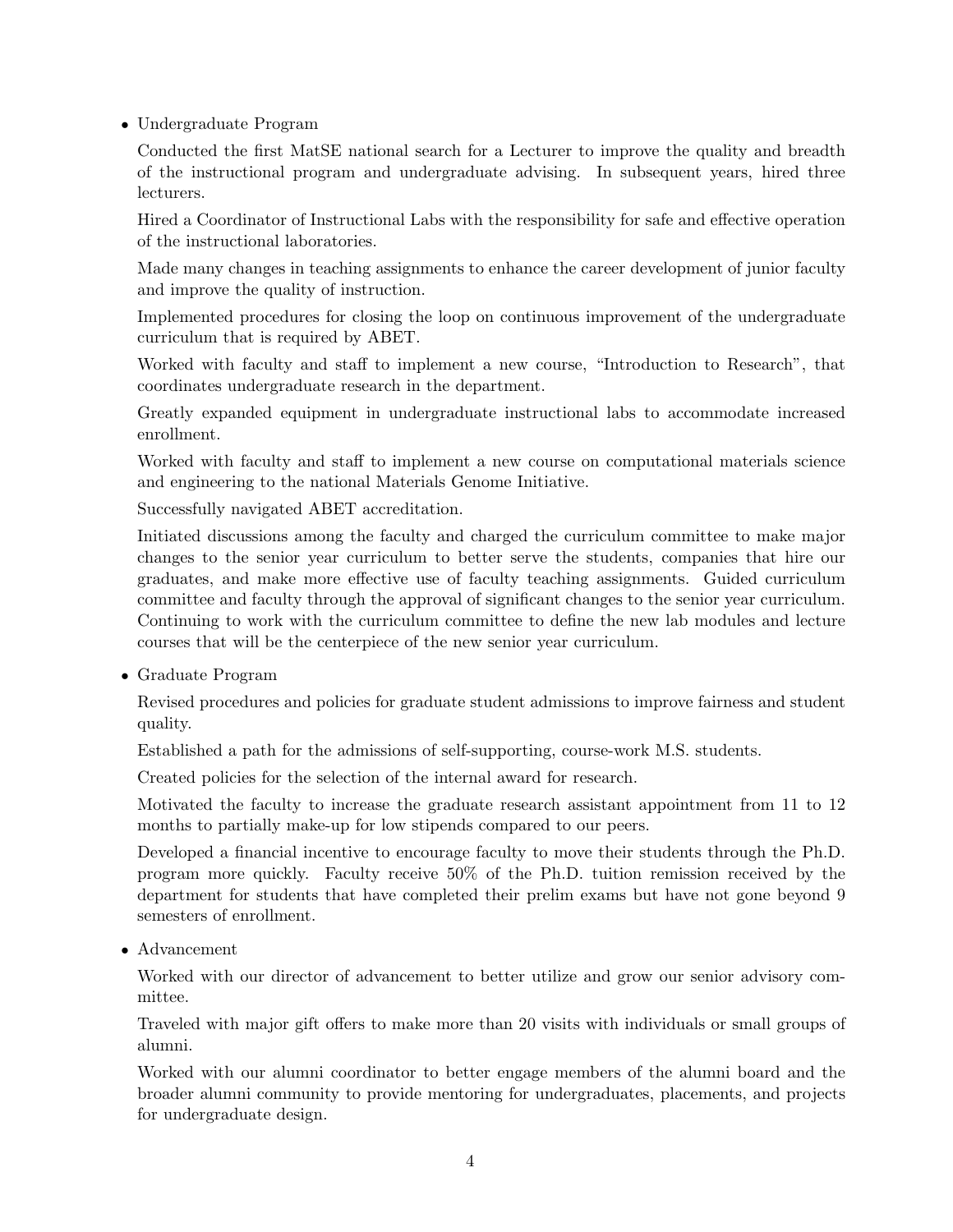- Undergraduate Program

  Conducted the first MatSE national search for a Lecturer to improve the quality and breadth of the instructional program and undergraduate advising. In subsequent years, hired three lecturers.

  Hired a Coordinator of Instructional Labs with the responsibility for safe and effective operation of the instructional laboratories.

  Made many changes in teaching assignments to enhance the career development of junior faculty and improve the quality of instruction.

  Implemented procedures for closing the loop on continuous improvement of the undergraduate curriculum that is required by ABET.

  Worked with faculty and staff to implement a new course, "Introduction to Research", that coordinates undergraduate research in the department.

  Greatly expanded equipment in undergraduate instructional labs to accommodate increased enrollment.

  Worked with faculty and staff to implement a new course on computational materials science and engineering to the national Materials Genome Initiative.

  Successfully navigated ABET accreditation.

  Initiated discussions among the faculty and charged the curriculum committee to make major changes to the senior year curriculum to better serve the students, companies that hire our graduates, and make more effective use of faculty teaching assignments. Guided curriculum committee and faculty through the approval of significant changes to the senior year curriculum. Continuing to work with the curriculum committee to define the new lab modules and lecture courses that will be the centerpiece of the new senior year curriculum.

- Graduate Program

  Revised procedures and policies for graduate student admissions to improve fairness and student quality.

  Established a path for the admissions of self-supporting, course-work M.S. students.

  Created policies for the selection of the internal award for research.

  Motivated the faculty to increase the graduate research assistant appointment from 11 to 12 months to partially make-up for low stipends compared to our peers.

  Developed a financial incentive to encourage faculty to move their students through the Ph.D. program more quickly. Faculty receive 50% of the Ph.D. tuition remission received by the department for students that have completed their prelim exams but have not gone beyond 9 semesters of enrollment.

- Advancement

  Worked with our director of advancement to better utilize and grow our senior advisory committee.

  Traveled with major gift offers to make more than 20 visits with individuals or small groups of alumni.

  Worked with our alumni coordinator to better engage members of the alumni board and the broader alumni community to provide mentoring for undergraduates, placements, and projects for undergraduate design.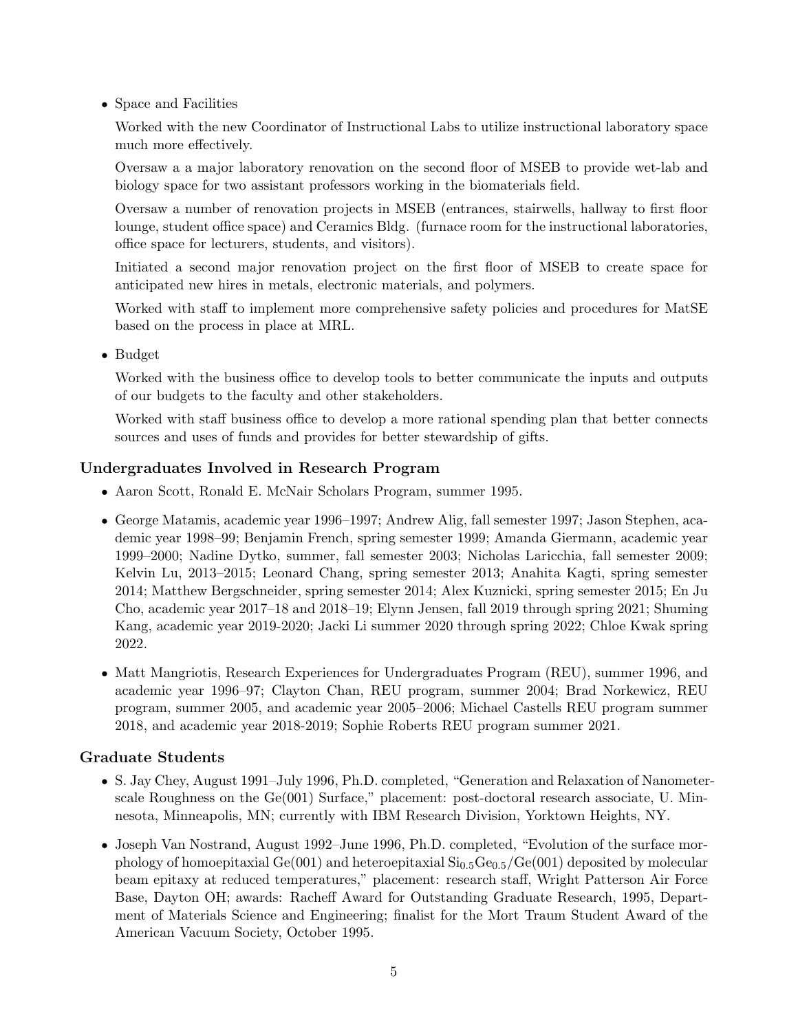- Space and Facilities

  Worked with the new Coordinator of Instructional Labs to utilize instructional laboratory space much more effectively.

  Oversaw a a major laboratory renovation on the second floor of MSEB to provide wet-lab and biology space for two assistant professors working in the biomaterials field.

  Oversaw a number of renovation projects in MSEB (entrances, stairwells, hallway to first floor lounge, student office space) and Ceramics Bldg. (furnace room for the instructional laboratories, office space for lecturers, students, and visitors).

  Initiated a second major renovation project on the first floor of MSEB to create space for anticipated new hires in metals, electronic materials, and polymers.

  Worked with staff to implement more comprehensive safety policies and procedures for MatSE based on the process in place at MRL.

- Budget

  Worked with the business office to develop tools to better communicate the inputs and outputs of our budgets to the faculty and other stakeholders.

  Worked with staff business office to develop a more rational spending plan that better connects sources and uses of funds and provides for better stewardship of gifts.

### Undergraduates Involved in Research Program

- Aaron Scott, Ronald E. McNair Scholars Program, summer 1995.
- George Matamis, academic year 1996–1997; Andrew Alig, fall semester 1997; Jason Stephen, academic year 1998–99; Benjamin French, spring semester 1999; Amanda Giermann, academic year 1999–2000; Nadine Dytko, summer, fall semester 2003; Nicholas Laricchia, fall semester 2009; Kelvin Lu, 2013–2015; Leonard Chang, spring semester 2013; Anahita Kagti, spring semester 2014; Matthew Bergschneider, spring semester 2014; Alex Kuznicki, spring semester 2015; En Ju Cho, academic year 2017–18 and 2018–19; Elynn Jensen, fall 2019 through spring 2021; Shuming Kang, academic year 2019-2020; Jacki Li summer 2020 through spring 2022; Chloe Kwak spring 2022.
- Matt Mangriotis, Research Experiences for Undergraduates Program (REU), summer 1996, and academic year 1996–97; Clayton Chan, REU program, summer 2004; Brad Norkewicz, REU program, summer 2005, and academic year 2005–2006; Michael Castells REU program summer 2018, and academic year 2018-2019; Sophie Roberts REU program summer 2021.

### Graduate Students

- S. Jay Chey, August 1991–July 1996, Ph.D. completed, "Generation and Relaxation of Nanometer-scale Roughness on the Ge(001) Surface," placement: post-doctoral research associate, U. Minnesota, Minneapolis, MN; currently with IBM Research Division, Yorktown Heights, NY.
- Joseph Van Nostrand, August 1992–June 1996, Ph.D. completed, "Evolution of the surface morphology of homoepitaxial Ge(001) and heteroepitaxial $Si_{0.5}Ge_{0.5}$/Ge(001) deposited by molecular beam epitaxy at reduced temperatures," placement: research staff, Wright Patterson Air Force Base, Dayton OH; awards: Racheff Award for Outstanding Graduate Research, 1995, Department of Materials Science and Engineering; finalist for the Mort Traum Student Award of the American Vacuum Society, October 1995.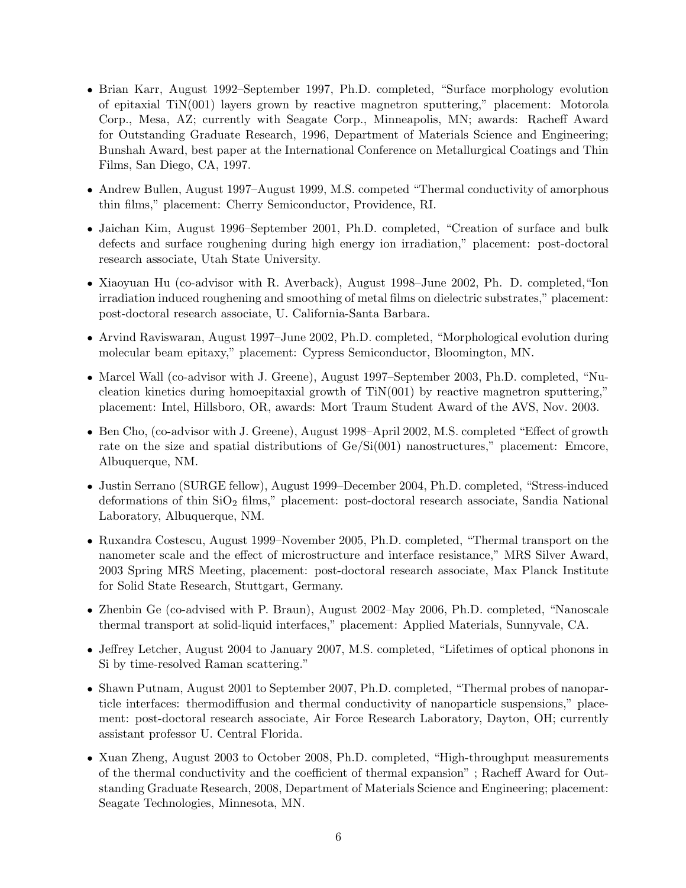- Brian Karr, August 1992–September 1997, Ph.D. completed, "Surface morphology evolution of epitaxial TiN(001) layers grown by reactive magnetron sputtering," placement: Motorola Corp., Mesa, AZ; currently with Seagate Corp., Minneapolis, MN; awards: Racheff Award for Outstanding Graduate Research, 1996, Department of Materials Science and Engineering; Bunshah Award, best paper at the International Conference on Metallurgical Coatings and Thin Films, San Diego, CA, 1997.

- Andrew Bullen, August 1997–August 1999, M.S. competed "Thermal conductivity of amorphous thin films," placement: Cherry Semiconductor, Providence, RI.

- Jaichan Kim, August 1996–September 2001, Ph.D. completed, "Creation of surface and bulk defects and surface roughening during high energy ion irradiation," placement: post-doctoral research associate, Utah State University.

- Xiaoyuan Hu (co-advisor with R. Averback), August 1998–June 2002, Ph. D. completed,"Ion irradiation induced roughening and smoothing of metal films on dielectric substrates," placement: post-doctoral research associate, U. California-Santa Barbara.

- Arvind Raviswaran, August 1997–June 2002, Ph.D. completed, "Morphological evolution during molecular beam epitaxy," placement: Cypress Semiconductor, Bloomington, MN.

- Marcel Wall (co-advisor with J. Greene), August 1997–September 2003, Ph.D. completed, "Nucleation kinetics during homoepitaxial growth of TiN(001) by reactive magnetron sputtering," placement: Intel, Hillsboro, OR, awards: Mort Traum Student Award of the AVS, Nov. 2003.

- Ben Cho, (co-advisor with J. Greene), August 1998–April 2002, M.S. completed "Effect of growth rate on the size and spatial distributions of Ge/Si(001) nanostructures," placement: Emcore, Albuquerque, NM.

- Justin Serrano (SURGE fellow), August 1999–December 2004, Ph.D. completed, "Stress-induced deformations of thin $SiO_2$ films," placement: post-doctoral research associate, Sandia National Laboratory, Albuquerque, NM.

- Ruxandra Costescu, August 1999–November 2005, Ph.D. completed, "Thermal transport on the nanometer scale and the effect of microstructure and interface resistance," MRS Silver Award, 2003 Spring MRS Meeting, placement: post-doctoral research associate, Max Planck Institute for Solid State Research, Stuttgart, Germany.

- Zhenbin Ge (co-advised with P. Braun), August 2002–May 2006, Ph.D. completed, "Nanoscale thermal transport at solid-liquid interfaces," placement: Applied Materials, Sunnyvale, CA.

- Jeffrey Letcher, August 2004 to January 2007, M.S. completed, "Lifetimes of optical phonons in Si by time-resolved Raman scattering."

- Shawn Putnam, August 2001 to September 2007, Ph.D. completed, "Thermal probes of nanoparticle interfaces: thermodiffusion and thermal conductivity of nanoparticle suspensions," placement: post-doctoral research associate, Air Force Research Laboratory, Dayton, OH; currently assistant professor U. Central Florida.

- Xuan Zheng, August 2003 to October 2008, Ph.D. completed, "High-throughput measurements of the thermal conductivity and the coefficient of thermal expansion" ; Racheff Award for Outstanding Graduate Research, 2008, Department of Materials Science and Engineering; placement: Seagate Technologies, Minnesota, MN.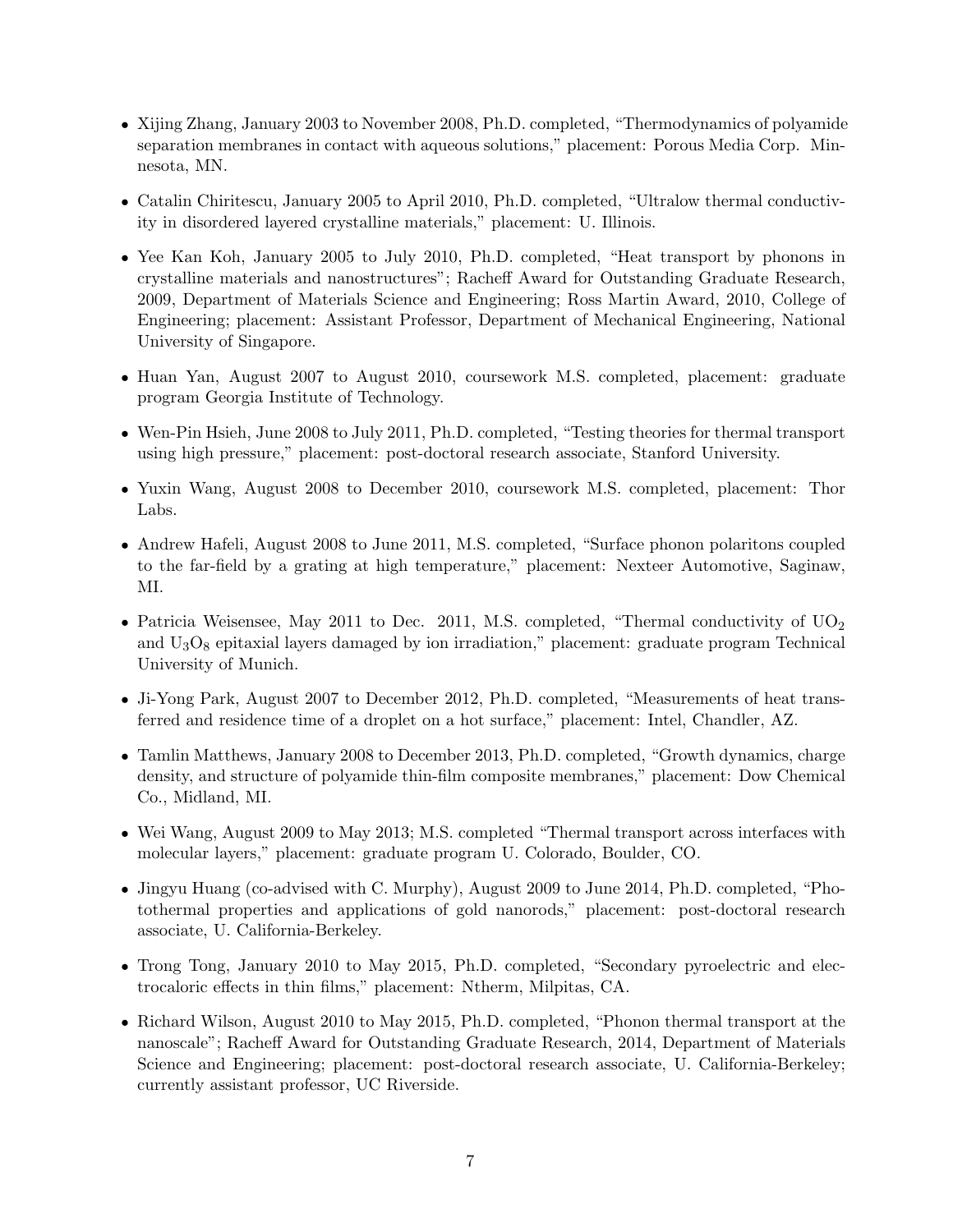- Xijing Zhang, January 2003 to November 2008, Ph.D. completed, "Thermodynamics of polyamide separation membranes in contact with aqueous solutions," placement: Porous Media Corp. Minnesota, MN.
- Catalin Chiritescu, January 2005 to April 2010, Ph.D. completed, "Ultralow thermal conductivity in disordered layered crystalline materials," placement: U. Illinois.
- Yee Kan Koh, January 2005 to July 2010, Ph.D. completed, "Heat transport by phonons in crystalline materials and nanostructures"; Racheff Award for Outstanding Graduate Research, 2009, Department of Materials Science and Engineering; Ross Martin Award, 2010, College of Engineering; placement: Assistant Professor, Department of Mechanical Engineering, National University of Singapore.
- Huan Yan, August 2007 to August 2010, coursework M.S. completed, placement: graduate program Georgia Institute of Technology.
- Wen-Pin Hsieh, June 2008 to July 2011, Ph.D. completed, "Testing theories for thermal transport using high pressure," placement: post-doctoral research associate, Stanford University.
- Yuxin Wang, August 2008 to December 2010, coursework M.S. completed, placement: Thor Labs.
- Andrew Hafeli, August 2008 to June 2011, M.S. completed, "Surface phonon polaritons coupled to the far-field by a grating at high temperature," placement: Nexteer Automotive, Saginaw, MI.
- Patricia Weisensee, May 2011 to Dec. 2011, M.S. completed, "Thermal conductivity of $UO_2$ and $U_3O_8$ epitaxial layers damaged by ion irradiation," placement: graduate program Technical University of Munich.
- Ji-Yong Park, August 2007 to December 2012, Ph.D. completed, "Measurements of heat transferred and residence time of a droplet on a hot surface," placement: Intel, Chandler, AZ.
- Tamlin Matthews, January 2008 to December 2013, Ph.D. completed, "Growth dynamics, charge density, and structure of polyamide thin-film composite membranes," placement: Dow Chemical Co., Midland, MI.
- Wei Wang, August 2009 to May 2013; M.S. completed "Thermal transport across interfaces with molecular layers," placement: graduate program U. Colorado, Boulder, CO.
- Jingyu Huang (co-advised with C. Murphy), August 2009 to June 2014, Ph.D. completed, "Photothermal properties and applications of gold nanorods," placement: post-doctoral research associate, U. California-Berkeley.
- Trong Tong, January 2010 to May 2015, Ph.D. completed, "Secondary pyroelectric and electrocaloric effects in thin films," placement: Ntherm, Milpitas, CA.
- Richard Wilson, August 2010 to May 2015, Ph.D. completed, "Phonon thermal transport at the nanoscale"; Racheff Award for Outstanding Graduate Research, 2014, Department of Materials Science and Engineering; placement: post-doctoral research associate, U. California-Berkeley; currently assistant professor, UC Riverside.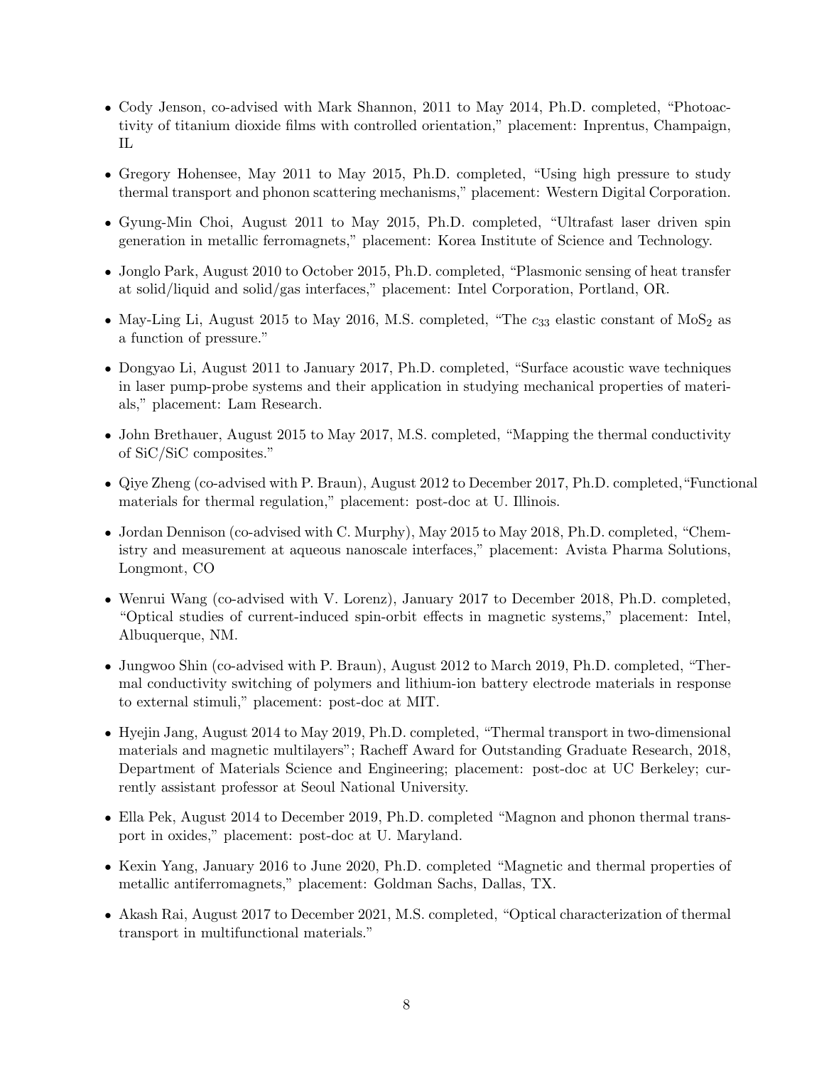- Cody Jenson, co-advised with Mark Shannon, 2011 to May 2014, Ph.D. completed, "Photoactivity of titanium dioxide films with controlled orientation," placement: Inprentus, Champaign, IL
- Gregory Hohensee, May 2011 to May 2015, Ph.D. completed, "Using high pressure to study thermal transport and phonon scattering mechanisms," placement: Western Digital Corporation.
- Gyung-Min Choi, August 2011 to May 2015, Ph.D. completed, "Ultrafast laser driven spin generation in metallic ferromagnets," placement: Korea Institute of Science and Technology.
- Jonglo Park, August 2010 to October 2015, Ph.D. completed, "Plasmonic sensing of heat transfer at solid/liquid and solid/gas interfaces," placement: Intel Corporation, Portland, OR.
- May-Ling Li, August 2015 to May 2016, M.S. completed, "The $c_{33}$ elastic constant of $MoS_2$ as a function of pressure."
- Dongyao Li, August 2011 to January 2017, Ph.D. completed, "Surface acoustic wave techniques in laser pump-probe systems and their application in studying mechanical properties of materials," placement: Lam Research.
- John Brethauer, August 2015 to May 2017, M.S. completed, "Mapping the thermal conductivity of SiC/SiC composites."
- Qiye Zheng (co-advised with P. Braun), August 2012 to December 2017, Ph.D. completed, "Functional materials for thermal regulation," placement: post-doc at U. Illinois.
- Jordan Dennison (co-advised with C. Murphy), May 2015 to May 2018, Ph.D. completed, "Chemistry and measurement at aqueous nanoscale interfaces," placement: Avista Pharma Solutions, Longmont, CO
- Wenrui Wang (co-advised with V. Lorenz), January 2017 to December 2018, Ph.D. completed, "Optical studies of current-induced spin-orbit effects in magnetic systems," placement: Intel, Albuquerque, NM.
- Jungwoo Shin (co-advised with P. Braun), August 2012 to March 2019, Ph.D. completed, "Thermal conductivity switching of polymers and lithium-ion battery electrode materials in response to external stimuli," placement: post-doc at MIT.
- Hyejin Jang, August 2014 to May 2019, Ph.D. completed, "Thermal transport in two-dimensional materials and magnetic multilayers"; Racheff Award for Outstanding Graduate Research, 2018, Department of Materials Science and Engineering; placement: post-doc at UC Berkeley; currently assistant professor at Seoul National University.
- Ella Pek, August 2014 to December 2019, Ph.D. completed "Magnon and phonon thermal transport in oxides," placement: post-doc at U. Maryland.
- Kexin Yang, January 2016 to June 2020, Ph.D. completed "Magnetic and thermal properties of metallic antiferromagnets," placement: Goldman Sachs, Dallas, TX.
- Akash Rai, August 2017 to December 2021, M.S. completed, "Optical characterization of thermal transport in multifunctional materials."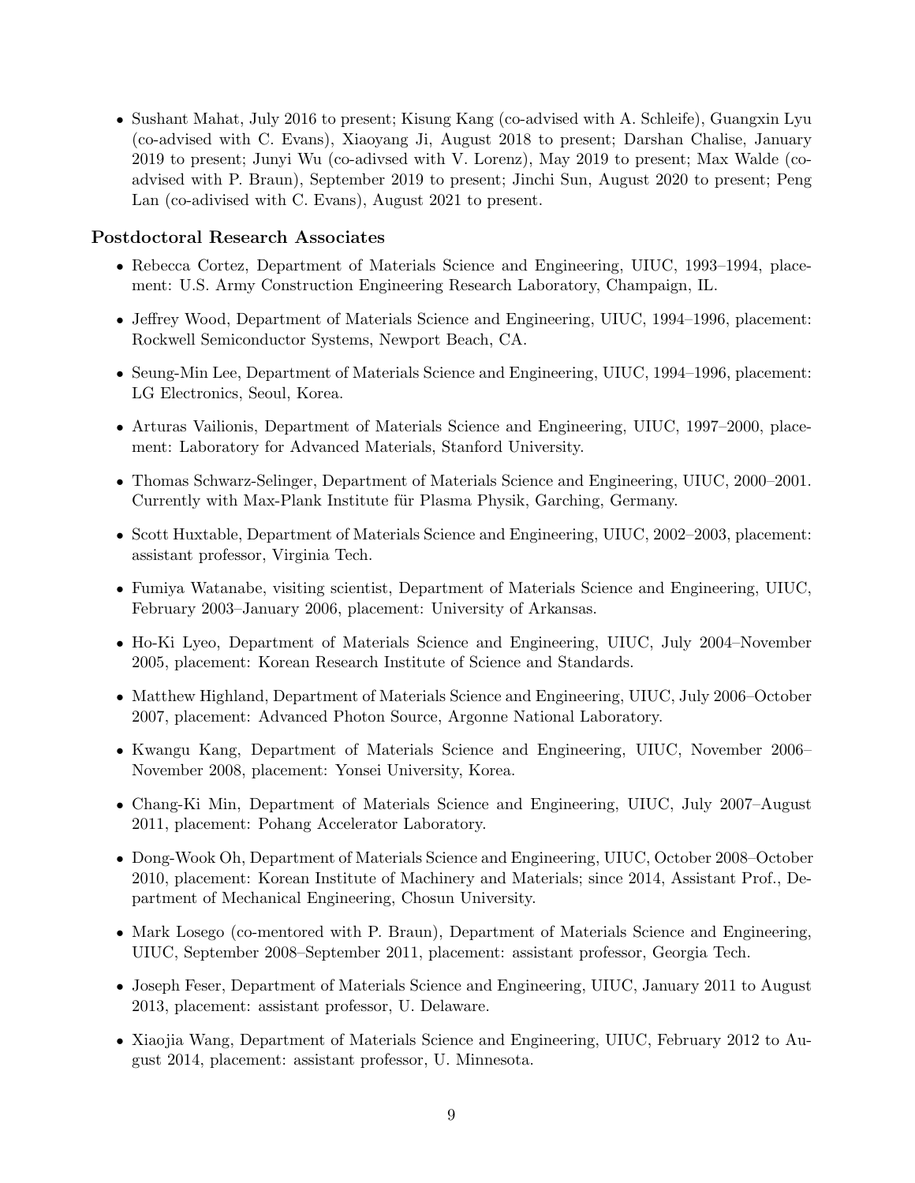- Sushant Mahat, July 2016 to present; Kisung Kang (co-advised with A. Schleife), Guangxin Lyu (co-advised with C. Evans), Xiaoyang Ji, August 2018 to present; Darshan Chalise, January 2019 to present; Junyi Wu (co-adivsed with V. Lorenz), May 2019 to present; Max Walde (co-advised with P. Braun), September 2019 to present; Jinchi Sun, August 2020 to present; Peng Lan (co-adivised with C. Evans), August 2021 to present.

### Postdoctoral Research Associates

- Rebecca Cortez, Department of Materials Science and Engineering, UIUC, 1993–1994, placement: U.S. Army Construction Engineering Research Laboratory, Champaign, IL.
- Jeffrey Wood, Department of Materials Science and Engineering, UIUC, 1994–1996, placement: Rockwell Semiconductor Systems, Newport Beach, CA.
- Seung-Min Lee, Department of Materials Science and Engineering, UIUC, 1994–1996, placement: LG Electronics, Seoul, Korea.
- Arturas Vailionis, Department of Materials Science and Engineering, UIUC, 1997–2000, placement: Laboratory for Advanced Materials, Stanford University.
- Thomas Schwarz-Selinger, Department of Materials Science and Engineering, UIUC, 2000–2001. Currently with Max-Plank Institute für Plasma Physik, Garching, Germany.
- Scott Huxtable, Department of Materials Science and Engineering, UIUC, 2002–2003, placement: assistant professor, Virginia Tech.
- Fumiya Watanabe, visiting scientist, Department of Materials Science and Engineering, UIUC, February 2003–January 2006, placement: University of Arkansas.
- Ho-Ki Lyeo, Department of Materials Science and Engineering, UIUC, July 2004–November 2005, placement: Korean Research Institute of Science and Standards.
- Matthew Highland, Department of Materials Science and Engineering, UIUC, July 2006–October 2007, placement: Advanced Photon Source, Argonne National Laboratory.
- Kwangu Kang, Department of Materials Science and Engineering, UIUC, November 2006–November 2008, placement: Yonsei University, Korea.
- Chang-Ki Min, Department of Materials Science and Engineering, UIUC, July 2007–August 2011, placement: Pohang Accelerator Laboratory.
- Dong-Wook Oh, Department of Materials Science and Engineering, UIUC, October 2008–October 2010, placement: Korean Institute of Machinery and Materials; since 2014, Assistant Prof., Department of Mechanical Engineering, Chosun University.
- Mark Losego (co-mentored with P. Braun), Department of Materials Science and Engineering, UIUC, September 2008–September 2011, placement: assistant professor, Georgia Tech.
- Joseph Feser, Department of Materials Science and Engineering, UIUC, January 2011 to August 2013, placement: assistant professor, U. Delaware.
- Xiaojia Wang, Department of Materials Science and Engineering, UIUC, February 2012 to August 2014, placement: assistant professor, U. Minnesota.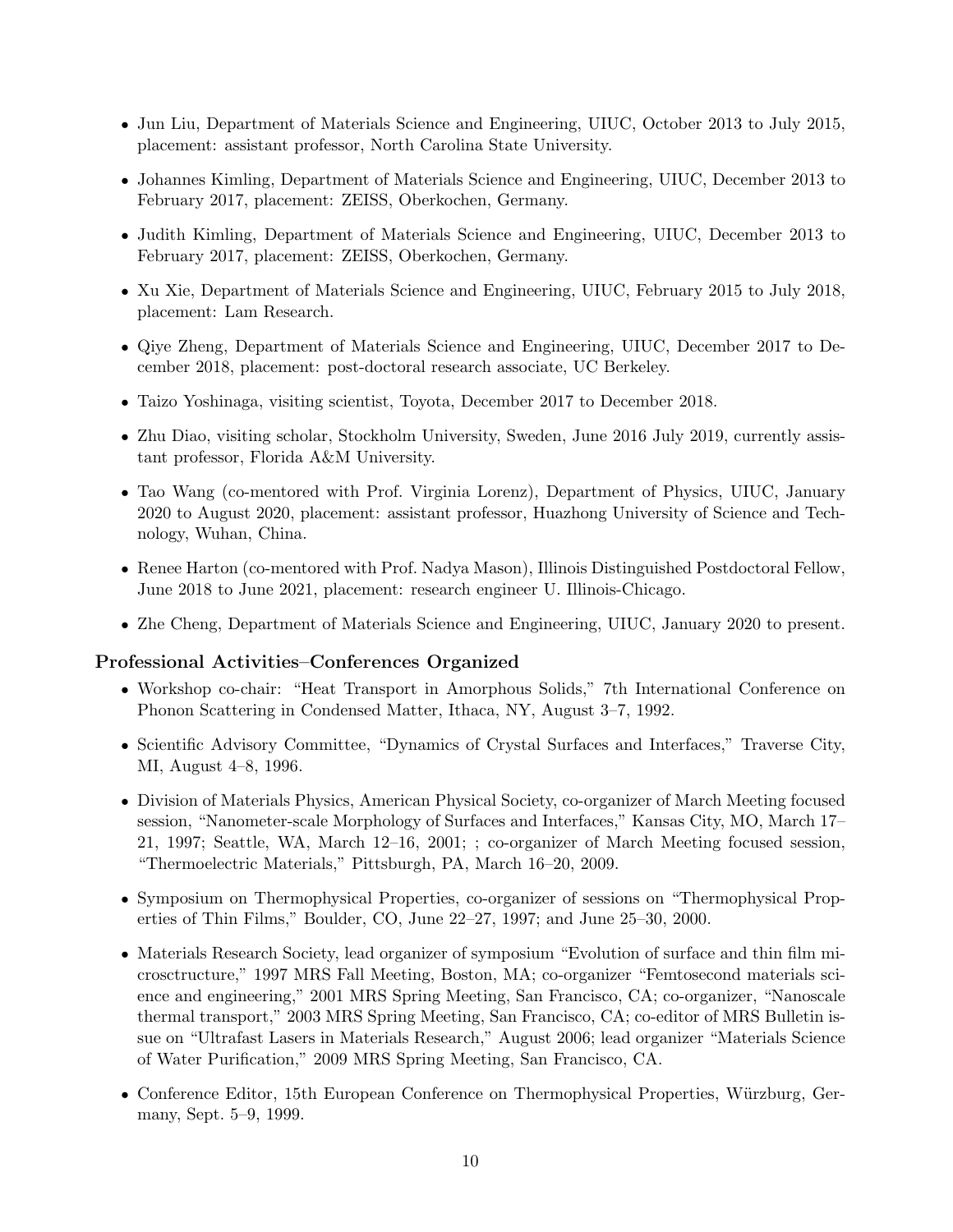- Jun Liu, Department of Materials Science and Engineering, UIUC, October 2013 to July 2015, placement: assistant professor, North Carolina State University.
- Johannes Kimling, Department of Materials Science and Engineering, UIUC, December 2013 to February 2017, placement: ZEISS, Oberkochen, Germany.
- Judith Kimling, Department of Materials Science and Engineering, UIUC, December 2013 to February 2017, placement: ZEISS, Oberkochen, Germany.
- Xu Xie, Department of Materials Science and Engineering, UIUC, February 2015 to July 2018, placement: Lam Research.
- Qiye Zheng, Department of Materials Science and Engineering, UIUC, December 2017 to December 2018, placement: post-doctoral research associate, UC Berkeley.
- Taizo Yoshinaga, visiting scientist, Toyota, December 2017 to December 2018.
- Zhu Diao, visiting scholar, Stockholm University, Sweden, June 2016 July 2019, currently assistant professor, Florida A&M University.
- Tao Wang (co-mentored with Prof. Virginia Lorenz), Department of Physics, UIUC, January 2020 to August 2020, placement: assistant professor, Huazhong University of Science and Technology, Wuhan, China.
- Renee Harton (co-mentored with Prof. Nadya Mason), Illinois Distinguished Postdoctoral Fellow, June 2018 to June 2021, placement: research engineer U. Illinois-Chicago.
- Zhe Cheng, Department of Materials Science and Engineering, UIUC, January 2020 to present.

### Professional Activities–Conferences Organized

- Workshop co-chair: "Heat Transport in Amorphous Solids," 7th International Conference on Phonon Scattering in Condensed Matter, Ithaca, NY, August 3–7, 1992.
- Scientific Advisory Committee, "Dynamics of Crystal Surfaces and Interfaces," Traverse City, MI, August 4–8, 1996.
- Division of Materials Physics, American Physical Society, co-organizer of March Meeting focused session, "Nanometer-scale Morphology of Surfaces and Interfaces," Kansas City, MO, March 17–21, 1997; Seattle, WA, March 12–16, 2001; ; co-organizer of March Meeting focused session, "Thermoelectric Materials," Pittsburgh, PA, March 16–20, 2009.
- Symposium on Thermophysical Properties, co-organizer of sessions on "Thermophysical Properties of Thin Films," Boulder, CO, June 22–27, 1997; and June 25–30, 2000.
- Materials Research Society, lead organizer of symposium "Evolution of surface and thin film microsctructure," 1997 MRS Fall Meeting, Boston, MA; co-organizer "Femtosecond materials science and engineering," 2001 MRS Spring Meeting, San Francisco, CA; co-organizer, "Nanoscale thermal transport," 2003 MRS Spring Meeting, San Francisco, CA; co-editor of MRS Bulletin issue on "Ultrafast Lasers in Materials Research," August 2006; lead organizer "Materials Science of Water Purification," 2009 MRS Spring Meeting, San Francisco, CA.
- Conference Editor, 15th European Conference on Thermophysical Properties, Würzburg, Germany, Sept. 5–9, 1999.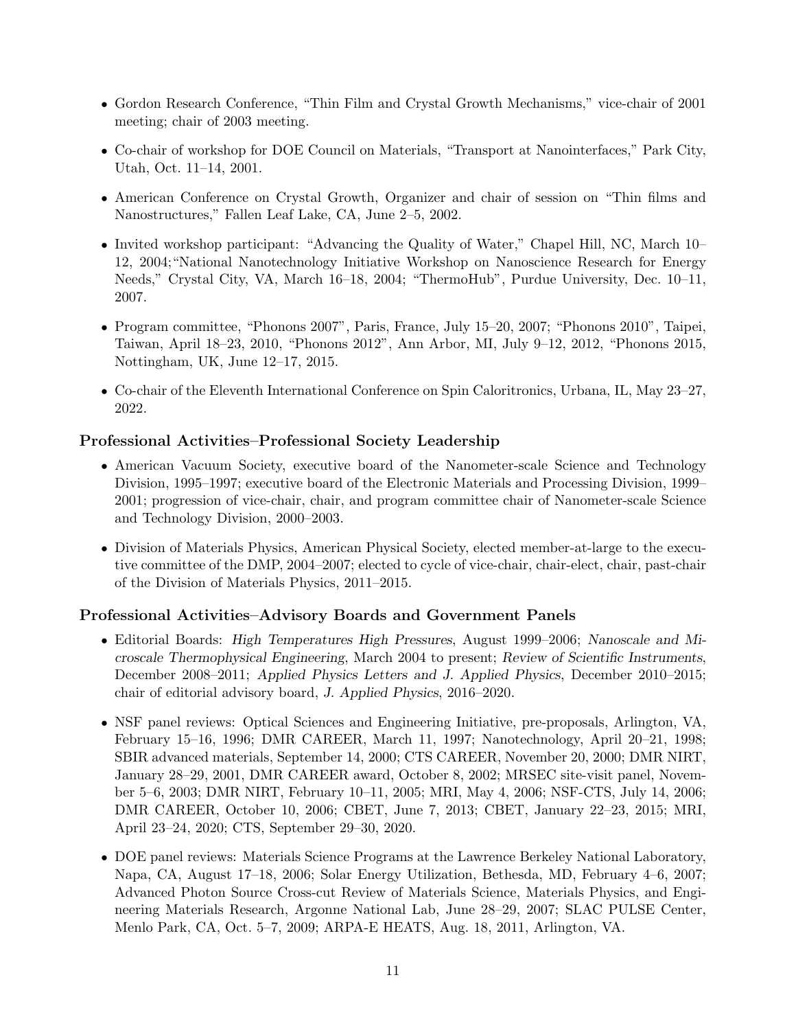- Gordon Research Conference, "Thin Film and Crystal Growth Mechanisms," vice-chair of 2001 meeting; chair of 2003 meeting.
- Co-chair of workshop for DOE Council on Materials, "Transport at Nanointerfaces," Park City, Utah, Oct. 11–14, 2001.
- American Conference on Crystal Growth, Organizer and chair of session on "Thin films and Nanostructures," Fallen Leaf Lake, CA, June 2–5, 2002.
- Invited workshop participant: "Advancing the Quality of Water," Chapel Hill, NC, March 10–12, 2004;"National Nanotechnology Initiative Workshop on Nanoscience Research for Energy Needs," Crystal City, VA, March 16–18, 2004; "ThermoHub", Purdue University, Dec. 10–11, 2007.
- Program committee, "Phonons 2007", Paris, France, July 15–20, 2007; "Phonons 2010", Taipei, Taiwan, April 18–23, 2010, "Phonons 2012", Ann Arbor, MI, July 9–12, 2012, "Phonons 2015, Nottingham, UK, June 12–17, 2015.
- Co-chair of the Eleventh International Conference on Spin Caloritronics, Urbana, IL, May 23–27, 2022.

### Professional Activities–Professional Society Leadership

- American Vacuum Society, executive board of the Nanometer-scale Science and Technology Division, 1995–1997; executive board of the Electronic Materials and Processing Division, 1999–2001; progression of vice-chair, chair, and program committee chair of Nanometer-scale Science and Technology Division, 2000–2003.
- Division of Materials Physics, American Physical Society, elected member-at-large to the executive committee of the DMP, 2004–2007; elected to cycle of vice-chair, chair-elect, chair, past-chair of the Division of Materials Physics, 2011–2015.

### Professional Activities–Advisory Boards and Government Panels

- Editorial Boards: *High Temperatures High Pressures*, August 1999–2006; *Nanoscale and Microscale Thermophysical Engineering*, March 2004 to present; *Review of Scientific Instruments*, December 2008–2011; *Applied Physics Letters and J. Applied Physics*, December 2010–2015; chair of editorial advisory board, *J. Applied Physics*, 2016–2020.
- NSF panel reviews: Optical Sciences and Engineering Initiative, pre-proposals, Arlington, VA, February 15–16, 1996; DMR CAREER, March 11, 1997; Nanotechnology, April 20–21, 1998; SBIR advanced materials, September 14, 2000; CTS CAREER, November 20, 2000; DMR NIRT, January 28–29, 2001, DMR CAREER award, October 8, 2002; MRSEC site-visit panel, November 5–6, 2003; DMR NIRT, February 10–11, 2005; MRI, May 4, 2006; NSF-CTS, July 14, 2006; DMR CAREER, October 10, 2006; CBET, June 7, 2013; CBET, January 22–23, 2015; MRI, April 23–24, 2020; CTS, September 29–30, 2020.
- DOE panel reviews: Materials Science Programs at the Lawrence Berkeley National Laboratory, Napa, CA, August 17–18, 2006; Solar Energy Utilization, Bethesda, MD, February 4–6, 2007; Advanced Photon Source Cross-cut Review of Materials Science, Materials Physics, and Engineering Materials Research, Argonne National Lab, June 28–29, 2007; SLAC PULSE Center, Menlo Park, CA, Oct. 5–7, 2009; ARPA-E HEATS, Aug. 18, 2011, Arlington, VA.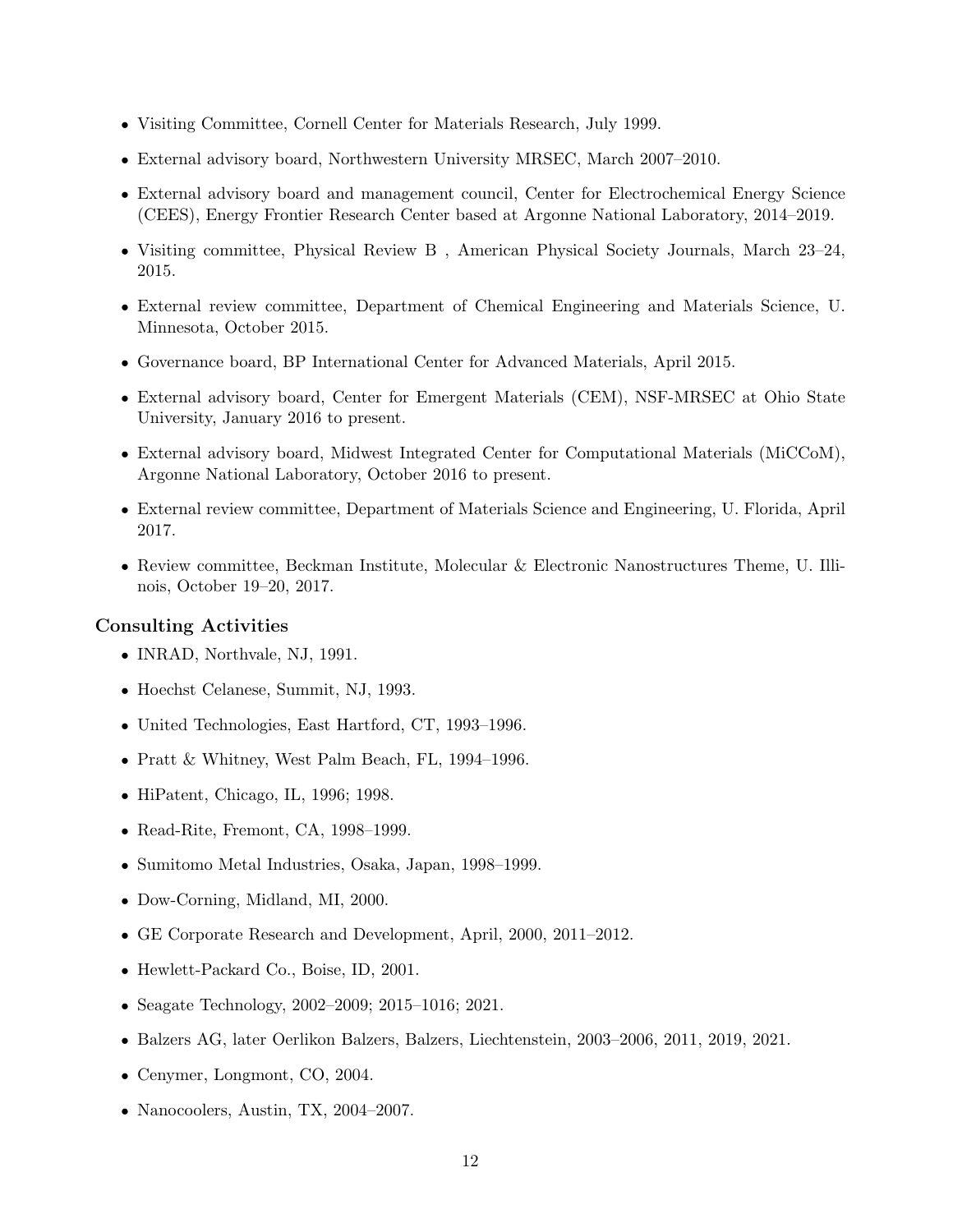- Visiting Committee, Cornell Center for Materials Research, July 1999.
- External advisory board, Northwestern University MRSEC, March 2007–2010.
- External advisory board and management council, Center for Electrochemical Energy Science (CEES), Energy Frontier Research Center based at Argonne National Laboratory, 2014–2019.
- Visiting committee, Physical Review B , American Physical Society Journals, March 23–24, 2015.
- External review committee, Department of Chemical Engineering and Materials Science, U. Minnesota, October 2015.
- Governance board, BP International Center for Advanced Materials, April 2015.
- External advisory board, Center for Emergent Materials (CEM), NSF-MRSEC at Ohio State University, January 2016 to present.
- External advisory board, Midwest Integrated Center for Computational Materials (MiCCoM), Argonne National Laboratory, October 2016 to present.
- External review committee, Department of Materials Science and Engineering, U. Florida, April 2017.
- Review committee, Beckman Institute, Molecular & Electronic Nanostructures Theme, U. Illinois, October 19–20, 2017.

### Consulting Activities

- INRAD, Northvale, NJ, 1991.
- Hoechst Celanese, Summit, NJ, 1993.
- United Technologies, East Hartford, CT, 1993–1996.
- Pratt & Whitney, West Palm Beach, FL, 1994–1996.
- HiPatent, Chicago, IL, 1996; 1998.
- Read-Rite, Fremont, CA, 1998–1999.
- Sumitomo Metal Industries, Osaka, Japan, 1998–1999.
- Dow-Corning, Midland, MI, 2000.
- GE Corporate Research and Development, April, 2000, 2011–2012.
- Hewlett-Packard Co., Boise, ID, 2001.
- Seagate Technology, 2002–2009; 2015–1016; 2021.
- Balzers AG, later Oerlikon Balzers, Balzers, Liechtenstein, 2003–2006, 2011, 2019, 2021.
- Cenymer, Longmont, CO, 2004.
- Nanocoolers, Austin, TX, 2004–2007.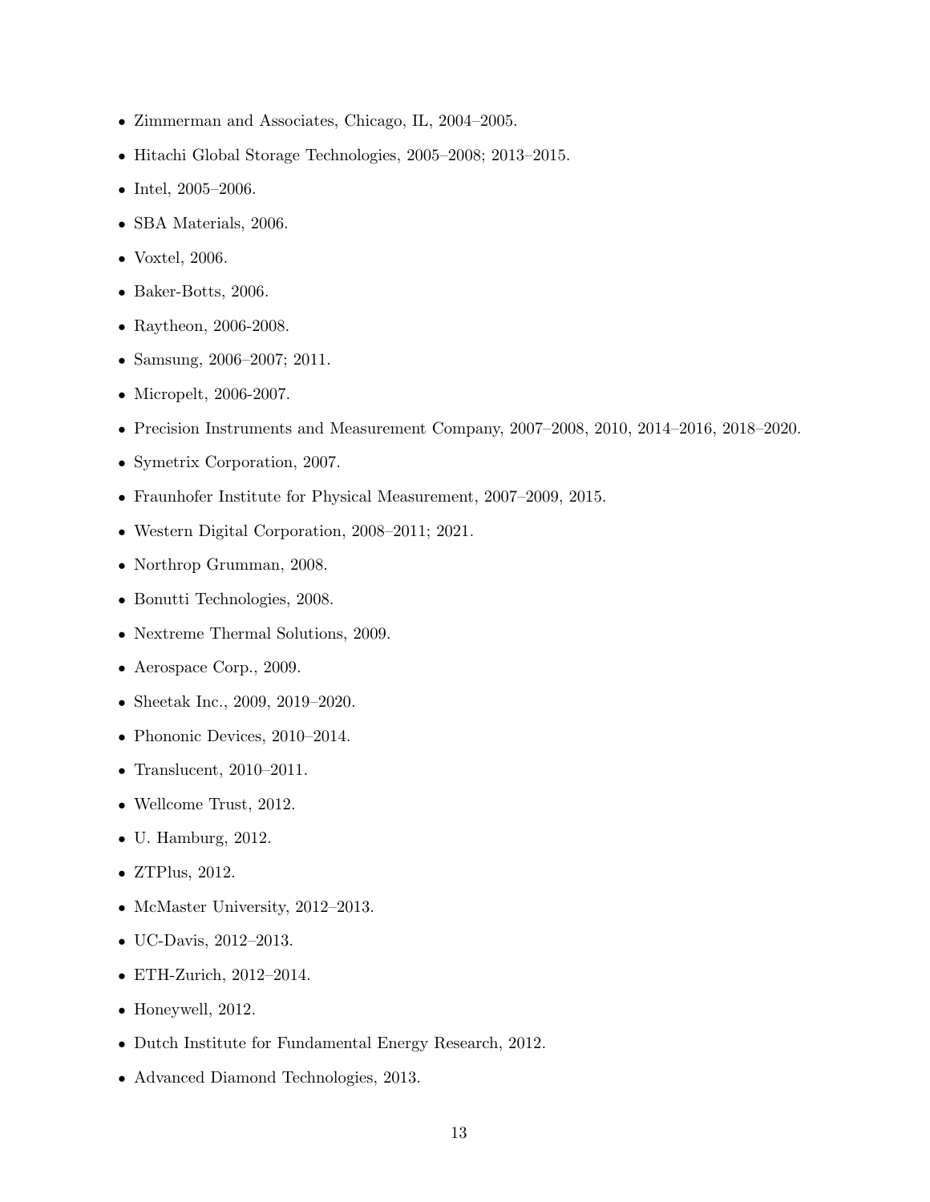- Zimmerman and Associates, Chicago, IL, 2004–2005.
- Hitachi Global Storage Technologies, 2005–2008; 2013–2015.
- Intel, 2005–2006.
- SBA Materials, 2006.
- Voxtel, 2006.
- Baker-Botts, 2006.
- Raytheon, 2006-2008.
- Samsung, 2006–2007; 2011.
- Micropelt, 2006-2007.
- Precision Instruments and Measurement Company, 2007–2008, 2010, 2014–2016, 2018–2020.
- Symetrix Corporation, 2007.
- Fraunhofer Institute for Physical Measurement, 2007–2009, 2015.
- Western Digital Corporation, 2008–2011; 2021.
- Northrop Grumman, 2008.
- Bonutti Technologies, 2008.
- Nextreme Thermal Solutions, 2009.
- Aerospace Corp., 2009.
- Sheetak Inc., 2009, 2019–2020.
- Phononic Devices, 2010–2014.
- Translucent, 2010–2011.
- Wellcome Trust, 2012.
- U. Hamburg, 2012.
- ZTPlus, 2012.
- McMaster University, 2012–2013.
- UC-Davis, 2012–2013.
- ETH-Zurich, 2012–2014.
- Honeywell, 2012.
- Dutch Institute for Fundamental Energy Research, 2012.
- Advanced Diamond Technologies, 2013.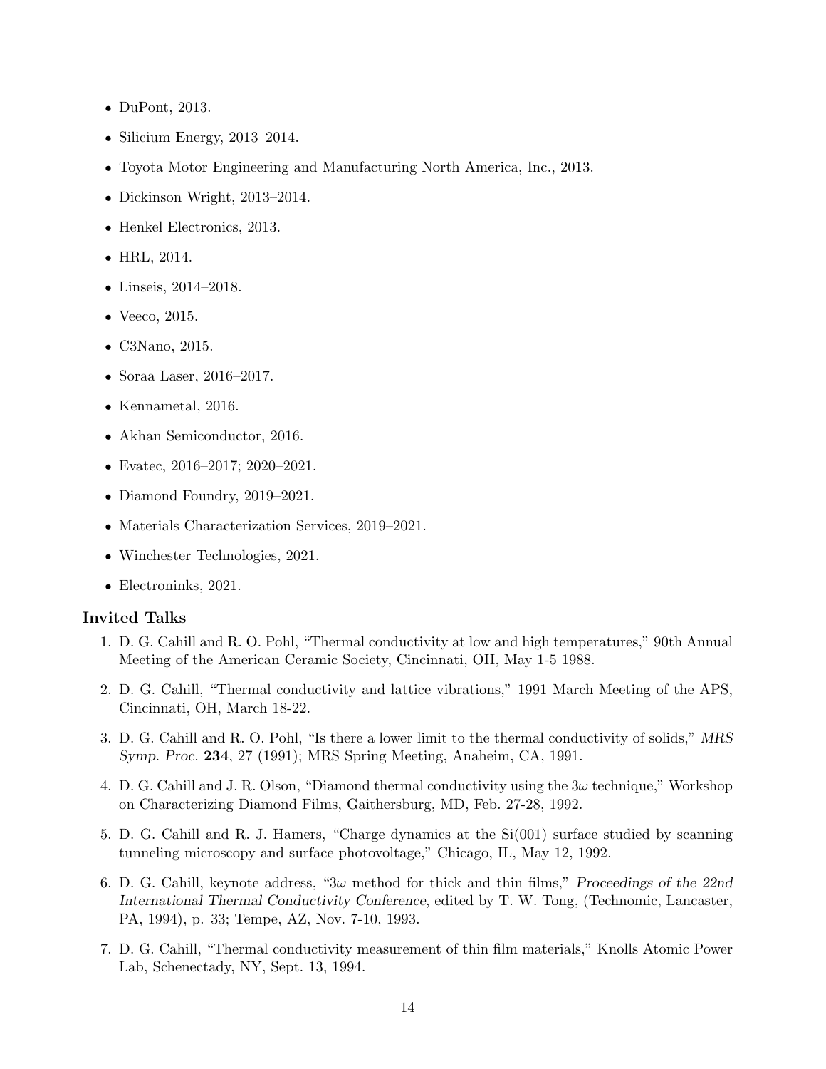- DuPont, 2013.
- Silicium Energy, 2013–2014.
- Toyota Motor Engineering and Manufacturing North America, Inc., 2013.
- Dickinson Wright, 2013–2014.
- Henkel Electronics, 2013.
- HRL, 2014.
- Linseis, 2014–2018.
- Veeco, 2015.
- C3Nano, 2015.
- Soraa Laser, 2016–2017.
- Kennametal, 2016.
- Akhan Semiconductor, 2016.
- Evatec, 2016–2017; 2020–2021.
- Diamond Foundry, 2019–2021.
- Materials Characterization Services, 2019–2021.
- Winchester Technologies, 2021.
- Electroninks, 2021.

### Invited Talks

1. D. G. Cahill and R. O. Pohl, "Thermal conductivity at low and high temperatures," 90th Annual Meeting of the American Ceramic Society, Cincinnati, OH, May 1-5 1988.
2. D. G. Cahill, "Thermal conductivity and lattice vibrations," 1991 March Meeting of the APS, Cincinnati, OH, March 18-22.
3. D. G. Cahill and R. O. Pohl, "Is there a lower limit to the thermal conductivity of solids," *MRS Symp. Proc.* **234**, 27 (1991); MRS Spring Meeting, Anaheim, CA, 1991.
4. D. G. Cahill and J. R. Olson, "Diamond thermal conductivity using the $3\omega$ technique," Workshop on Characterizing Diamond Films, Gaithersburg, MD, Feb. 27-28, 1992.
5. D. G. Cahill and R. J. Hamers, "Charge dynamics at the Si(001) surface studied by scanning tunneling microscopy and surface photovoltage," Chicago, IL, May 12, 1992.
6. D. G. Cahill, keynote address, "$3\omega$ method for thick and thin films," *Proceedings of the 22nd International Thermal Conductivity Conference*, edited by T. W. Tong, (Technomic, Lancaster, PA, 1994), p. 33; Tempe, AZ, Nov. 7-10, 1993.
7. D. G. Cahill, "Thermal conductivity measurement of thin film materials," Knolls Atomic Power Lab, Schenectady, NY, Sept. 13, 1994.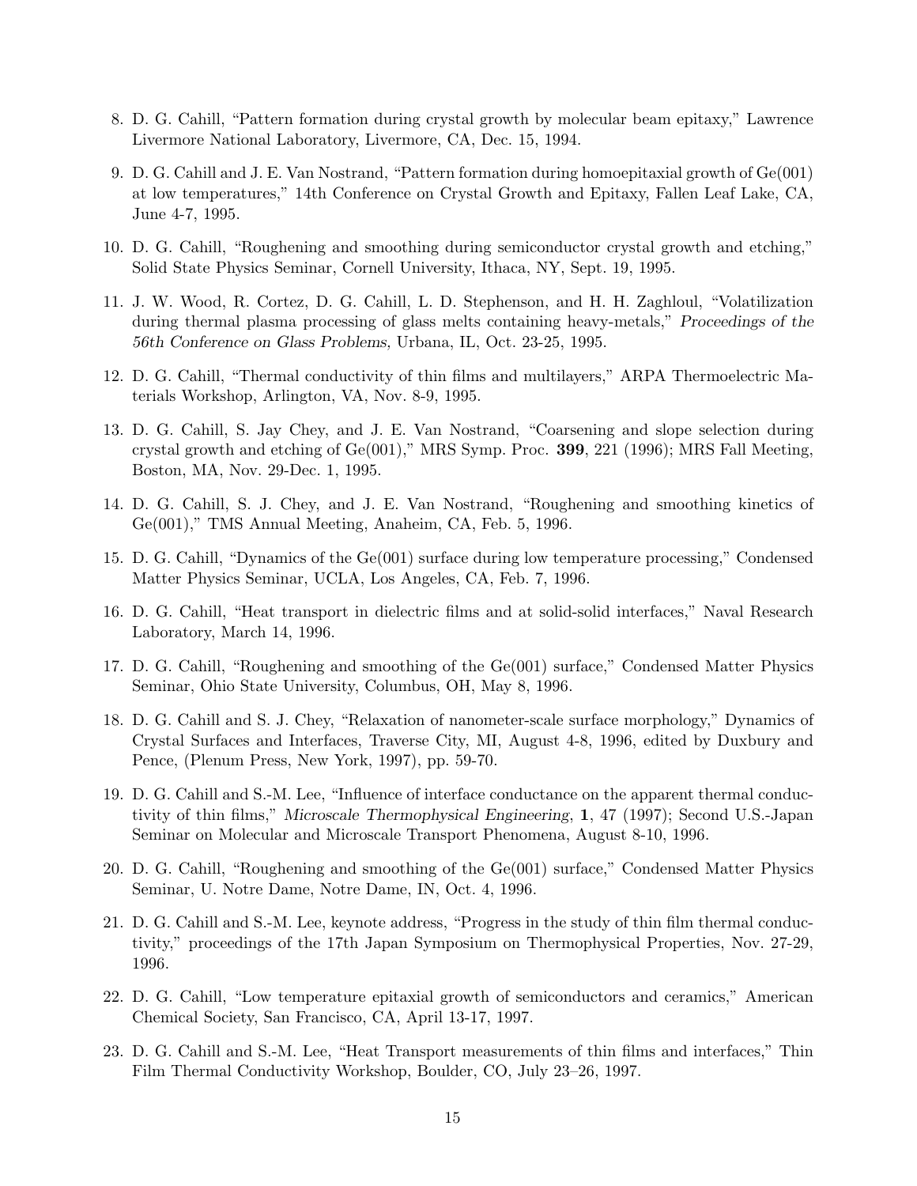8. D. G. Cahill, "Pattern formation during crystal growth by molecular beam epitaxy," Lawrence Livermore National Laboratory, Livermore, CA, Dec. 15, 1994.

9. D. G. Cahill and J. E. Van Nostrand, "Pattern formation during homoepitaxial growth of Ge(001) at low temperatures," 14th Conference on Crystal Growth and Epitaxy, Fallen Leaf Lake, CA, June 4-7, 1995.

10. D. G. Cahill, "Roughening and smoothing during semiconductor crystal growth and etching," Solid State Physics Seminar, Cornell University, Ithaca, NY, Sept. 19, 1995.

11. J. W. Wood, R. Cortez, D. G. Cahill, L. D. Stephenson, and H. H. Zaghloul, "Volatilization during thermal plasma processing of glass melts containing heavy-metals," *Proceedings of the 56th Conference on Glass Problems,* Urbana, IL, Oct. 23-25, 1995.

12. D. G. Cahill, "Thermal conductivity of thin films and multilayers," ARPA Thermoelectric Materials Workshop, Arlington, VA, Nov. 8-9, 1995.

13. D. G. Cahill, S. Jay Chey, and J. E. Van Nostrand, "Coarsening and slope selection during crystal growth and etching of Ge(001)," MRS Symp. Proc. **399**, 221 (1996); MRS Fall Meeting, Boston, MA, Nov. 29-Dec. 1, 1995.

14. D. G. Cahill, S. J. Chey, and J. E. Van Nostrand, "Roughening and smoothing kinetics of Ge(001)," TMS Annual Meeting, Anaheim, CA, Feb. 5, 1996.

15. D. G. Cahill, "Dynamics of the Ge(001) surface during low temperature processing," Condensed Matter Physics Seminar, UCLA, Los Angeles, CA, Feb. 7, 1996.

16. D. G. Cahill, "Heat transport in dielectric films and at solid-solid interfaces," Naval Research Laboratory, March 14, 1996.

17. D. G. Cahill, "Roughening and smoothing of the Ge(001) surface," Condensed Matter Physics Seminar, Ohio State University, Columbus, OH, May 8, 1996.

18. D. G. Cahill and S. J. Chey, "Relaxation of nanometer-scale surface morphology," Dynamics of Crystal Surfaces and Interfaces, Traverse City, MI, August 4-8, 1996, edited by Duxbury and Pence, (Plenum Press, New York, 1997), pp. 59-70.

19. D. G. Cahill and S.-M. Lee, "Influence of interface conductance on the apparent thermal conductivity of thin films," *Microscale Thermophysical Engineering*, **1**, 47 (1997); Second U.S.-Japan Seminar on Molecular and Microscale Transport Phenomena, August 8-10, 1996.

20. D. G. Cahill, "Roughening and smoothing of the Ge(001) surface," Condensed Matter Physics Seminar, U. Notre Dame, Notre Dame, IN, Oct. 4, 1996.

21. D. G. Cahill and S.-M. Lee, keynote address, "Progress in the study of thin film thermal conductivity," proceedings of the 17th Japan Symposium on Thermophysical Properties, Nov. 27-29, 1996.

22. D. G. Cahill, "Low temperature epitaxial growth of semiconductors and ceramics," American Chemical Society, San Francisco, CA, April 13-17, 1997.

23. D. G. Cahill and S.-M. Lee, "Heat Transport measurements of thin films and interfaces," Thin Film Thermal Conductivity Workshop, Boulder, CO, July 23–26, 1997.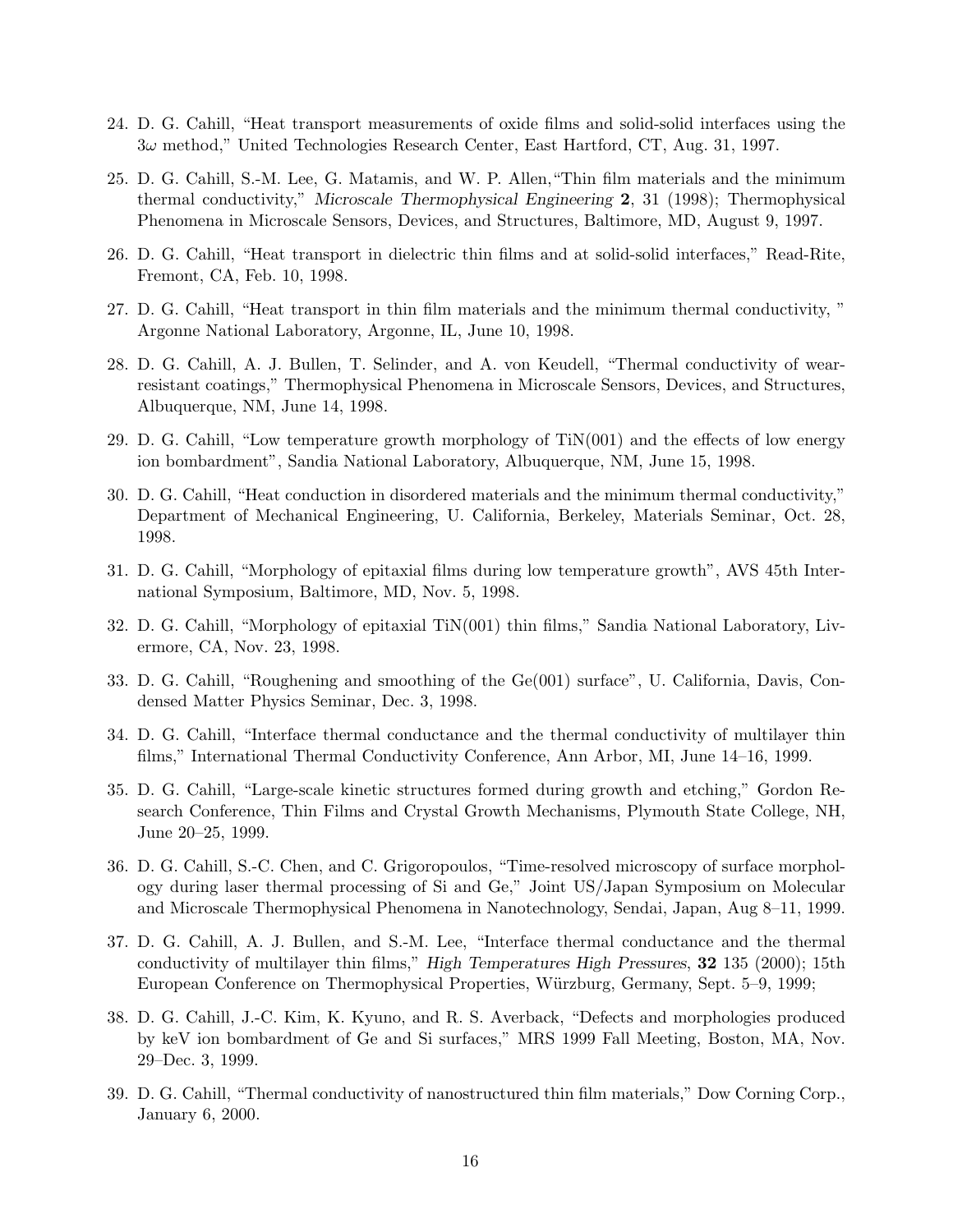24. D. G. Cahill, "Heat transport measurements of oxide films and solid-solid interfaces using the $3\omega$ method," United Technologies Research Center, East Hartford, CT, Aug. 31, 1997.

25. D. G. Cahill, S.-M. Lee, G. Matamis, and W. P. Allen,"Thin film materials and the minimum thermal conductivity," *Microscale Thermophysical Engineering* **2**, 31 (1998); Thermophysical Phenomena in Microscale Sensors, Devices, and Structures, Baltimore, MD, August 9, 1997.

26. D. G. Cahill, "Heat transport in dielectric thin films and at solid-solid interfaces," Read-Rite, Fremont, CA, Feb. 10, 1998.

27. D. G. Cahill, "Heat transport in thin film materials and the minimum thermal conductivity, " Argonne National Laboratory, Argonne, IL, June 10, 1998.

28. D. G. Cahill, A. J. Bullen, T. Selinder, and A. von Keudell, "Thermal conductivity of wear-resistant coatings," Thermophysical Phenomena in Microscale Sensors, Devices, and Structures, Albuquerque, NM, June 14, 1998.

29. D. G. Cahill, "Low temperature growth morphology of TiN(001) and the effects of low energy ion bombardment", Sandia National Laboratory, Albuquerque, NM, June 15, 1998.

30. D. G. Cahill, "Heat conduction in disordered materials and the minimum thermal conductivity," Department of Mechanical Engineering, U. California, Berkeley, Materials Seminar, Oct. 28, 1998.

31. D. G. Cahill, "Morphology of epitaxial films during low temperature growth", AVS 45th International Symposium, Baltimore, MD, Nov. 5, 1998.

32. D. G. Cahill, "Morphology of epitaxial TiN(001) thin films," Sandia National Laboratory, Livermore, CA, Nov. 23, 1998.

33. D. G. Cahill, "Roughening and smoothing of the Ge(001) surface", U. California, Davis, Condensed Matter Physics Seminar, Dec. 3, 1998.

34. D. G. Cahill, "Interface thermal conductance and the thermal conductivity of multilayer thin films," International Thermal Conductivity Conference, Ann Arbor, MI, June 14–16, 1999.

35. D. G. Cahill, "Large-scale kinetic structures formed during growth and etching," Gordon Research Conference, Thin Films and Crystal Growth Mechanisms, Plymouth State College, NH, June 20–25, 1999.

36. D. G. Cahill, S.-C. Chen, and C. Grigoropoulos, "Time-resolved microscopy of surface morphology during laser thermal processing of Si and Ge," Joint US/Japan Symposium on Molecular and Microscale Thermophysical Phenomena in Nanotechnology, Sendai, Japan, Aug 8–11, 1999.

37. D. G. Cahill, A. J. Bullen, and S.-M. Lee, "Interface thermal conductance and the thermal conductivity of multilayer thin films," *High Temperatures High Pressures*, **32** 135 (2000); 15th European Conference on Thermophysical Properties, Würzburg, Germany, Sept. 5–9, 1999;

38. D. G. Cahill, J.-C. Kim, K. Kyuno, and R. S. Averback, "Defects and morphologies produced by keV ion bombardment of Ge and Si surfaces," MRS 1999 Fall Meeting, Boston, MA, Nov. 29–Dec. 3, 1999.

39. D. G. Cahill, "Thermal conductivity of nanostructured thin film materials," Dow Corning Corp., January 6, 2000.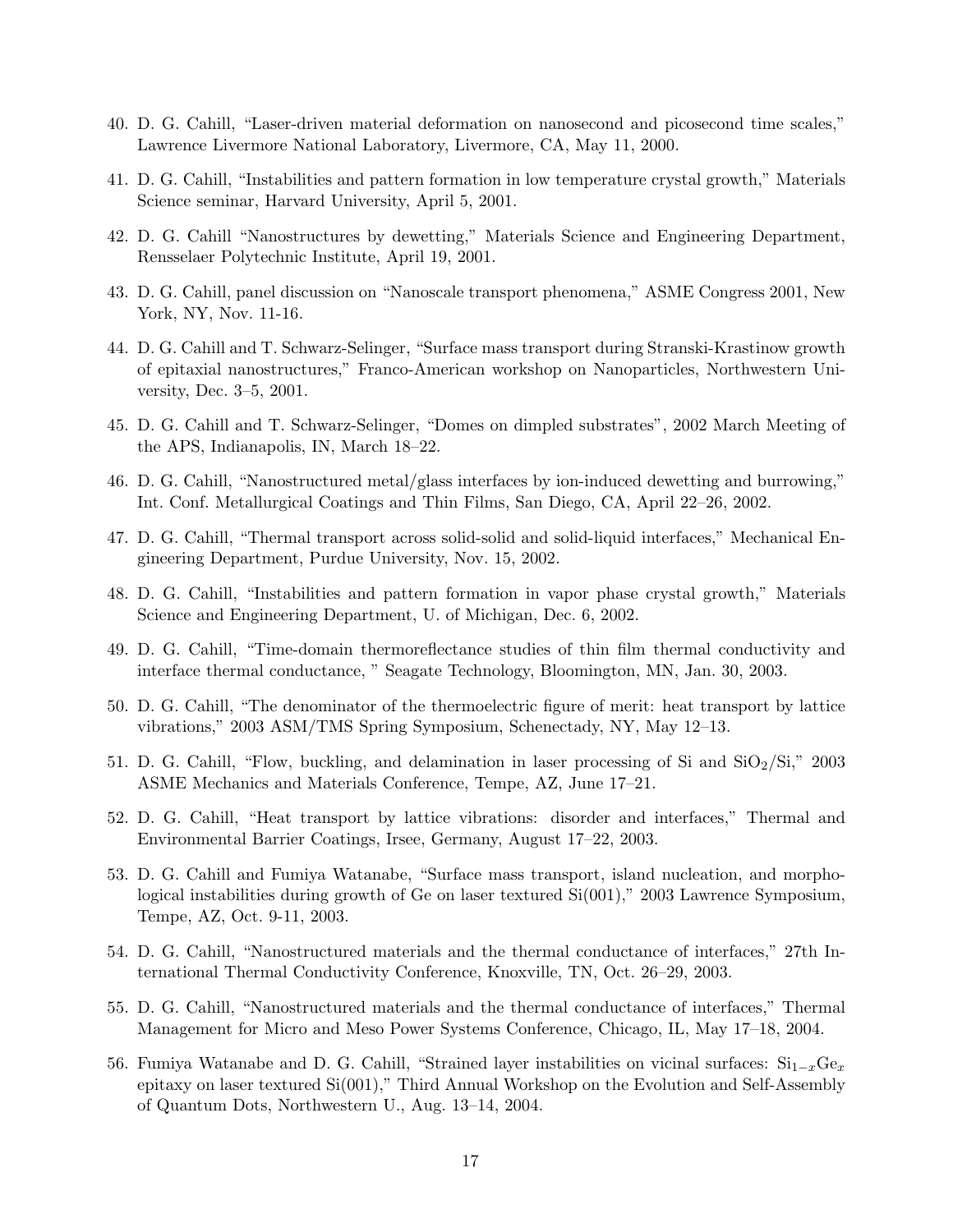40. D. G. Cahill, "Laser-driven material deformation on nanosecond and picosecond time scales," Lawrence Livermore National Laboratory, Livermore, CA, May 11, 2000.

41. D. G. Cahill, "Instabilities and pattern formation in low temperature crystal growth," Materials Science seminar, Harvard University, April 5, 2001.

42. D. G. Cahill "Nanostructures by dewetting," Materials Science and Engineering Department, Rensselaer Polytechnic Institute, April 19, 2001.

43. D. G. Cahill, panel discussion on "Nanoscale transport phenomena," ASME Congress 2001, New York, NY, Nov. 11-16.

44. D. G. Cahill and T. Schwarz-Selinger, "Surface mass transport during Stranski-Krastinow growth of epitaxial nanostructures," Franco-American workshop on Nanoparticles, Northwestern University, Dec. 3–5, 2001.

45. D. G. Cahill and T. Schwarz-Selinger, "Domes on dimpled substrates", 2002 March Meeting of the APS, Indianapolis, IN, March 18–22.

46. D. G. Cahill, "Nanostructured metal/glass interfaces by ion-induced dewetting and burrowing," Int. Conf. Metallurgical Coatings and Thin Films, San Diego, CA, April 22–26, 2002.

47. D. G. Cahill, "Thermal transport across solid-solid and solid-liquid interfaces," Mechanical Engineering Department, Purdue University, Nov. 15, 2002.

48. D. G. Cahill, "Instabilities and pattern formation in vapor phase crystal growth," Materials Science and Engineering Department, U. of Michigan, Dec. 6, 2002.

49. D. G. Cahill, "Time-domain thermoreflectance studies of thin film thermal conductivity and interface thermal conductance, " Seagate Technology, Bloomington, MN, Jan. 30, 2003.

50. D. G. Cahill, "The denominator of the thermoelectric figure of merit: heat transport by lattice vibrations," 2003 ASM/TMS Spring Symposium, Schenectady, NY, May 12–13.

51. D. G. Cahill, "Flow, buckling, and delamination in laser processing of Si and $SiO_2$/Si," 2003 ASME Mechanics and Materials Conference, Tempe, AZ, June 17–21.

52. D. G. Cahill, "Heat transport by lattice vibrations: disorder and interfaces," Thermal and Environmental Barrier Coatings, Irsee, Germany, August 17–22, 2003.

53. D. G. Cahill and Fumiya Watanabe, "Surface mass transport, island nucleation, and morphological instabilities during growth of Ge on laser textured Si(001)," 2003 Lawrence Symposium, Tempe, AZ, Oct. 9-11, 2003.

54. D. G. Cahill, "Nanostructured materials and the thermal conductance of interfaces," 27th International Thermal Conductivity Conference, Knoxville, TN, Oct. 26–29, 2003.

55. D. G. Cahill, "Nanostructured materials and the thermal conductance of interfaces," Thermal Management for Micro and Meso Power Systems Conference, Chicago, IL, May 17–18, 2004.

56. Fumiya Watanabe and D. G. Cahill, "Strained layer instabilities on vicinal surfaces: $Si_{1-x}Ge_x$ epitaxy on laser textured Si(001)," Third Annual Workshop on the Evolution and Self-Assembly of Quantum Dots, Northwestern U., Aug. 13–14, 2004.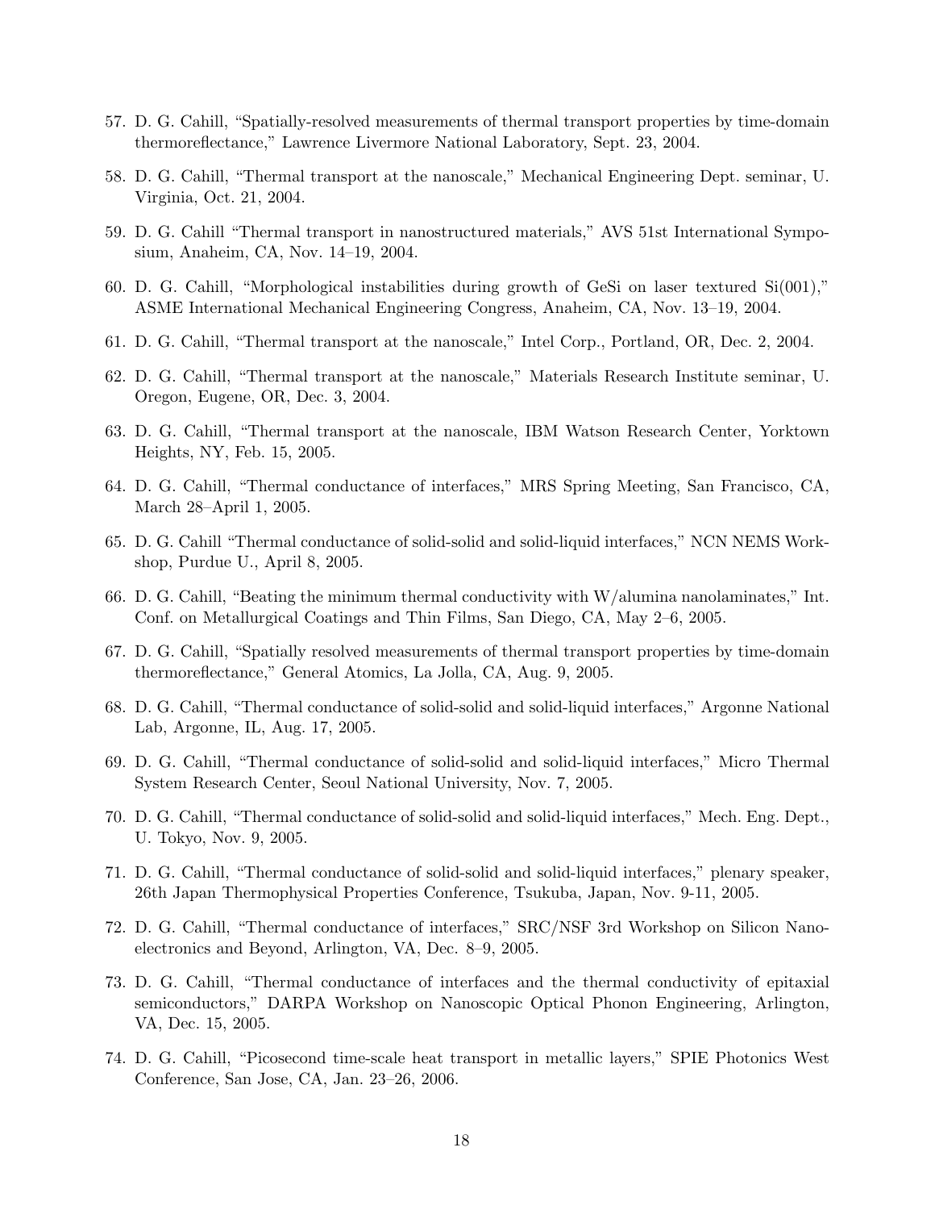57. D. G. Cahill, "Spatially-resolved measurements of thermal transport properties by time-domain thermoreflectance," Lawrence Livermore National Laboratory, Sept. 23, 2004.

58. D. G. Cahill, "Thermal transport at the nanoscale," Mechanical Engineering Dept. seminar, U. Virginia, Oct. 21, 2004.

59. D. G. Cahill "Thermal transport in nanostructured materials," AVS 51st International Symposium, Anaheim, CA, Nov. 14–19, 2004.

60. D. G. Cahill, "Morphological instabilities during growth of GeSi on laser textured Si(001)," ASME International Mechanical Engineering Congress, Anaheim, CA, Nov. 13–19, 2004.

61. D. G. Cahill, "Thermal transport at the nanoscale," Intel Corp., Portland, OR, Dec. 2, 2004.

62. D. G. Cahill, "Thermal transport at the nanoscale," Materials Research Institute seminar, U. Oregon, Eugene, OR, Dec. 3, 2004.

63. D. G. Cahill, "Thermal transport at the nanoscale, IBM Watson Research Center, Yorktown Heights, NY, Feb. 15, 2005.

64. D. G. Cahill, "Thermal conductance of interfaces," MRS Spring Meeting, San Francisco, CA, March 28–April 1, 2005.

65. D. G. Cahill "Thermal conductance of solid-solid and solid-liquid interfaces," NCN NEMS Workshop, Purdue U., April 8, 2005.

66. D. G. Cahill, "Beating the minimum thermal conductivity with W/alumina nanolaminates," Int. Conf. on Metallurgical Coatings and Thin Films, San Diego, CA, May 2–6, 2005.

67. D. G. Cahill, "Spatially resolved measurements of thermal transport properties by time-domain thermoreflectance," General Atomics, La Jolla, CA, Aug. 9, 2005.

68. D. G. Cahill, "Thermal conductance of solid-solid and solid-liquid interfaces," Argonne National Lab, Argonne, IL, Aug. 17, 2005.

69. D. G. Cahill, "Thermal conductance of solid-solid and solid-liquid interfaces," Micro Thermal System Research Center, Seoul National University, Nov. 7, 2005.

70. D. G. Cahill, "Thermal conductance of solid-solid and solid-liquid interfaces," Mech. Eng. Dept., U. Tokyo, Nov. 9, 2005.

71. D. G. Cahill, "Thermal conductance of solid-solid and solid-liquid interfaces," plenary speaker, 26th Japan Thermophysical Properties Conference, Tsukuba, Japan, Nov. 9-11, 2005.

72. D. G. Cahill, "Thermal conductance of interfaces," SRC/NSF 3rd Workshop on Silicon Nanoelectronics and Beyond, Arlington, VA, Dec. 8–9, 2005.

73. D. G. Cahill, "Thermal conductance of interfaces and the thermal conductivity of epitaxial semiconductors," DARPA Workshop on Nanoscopic Optical Phonon Engineering, Arlington, VA, Dec. 15, 2005.

74. D. G. Cahill, "Picosecond time-scale heat transport in metallic layers," SPIE Photonics West Conference, San Jose, CA, Jan. 23–26, 2006.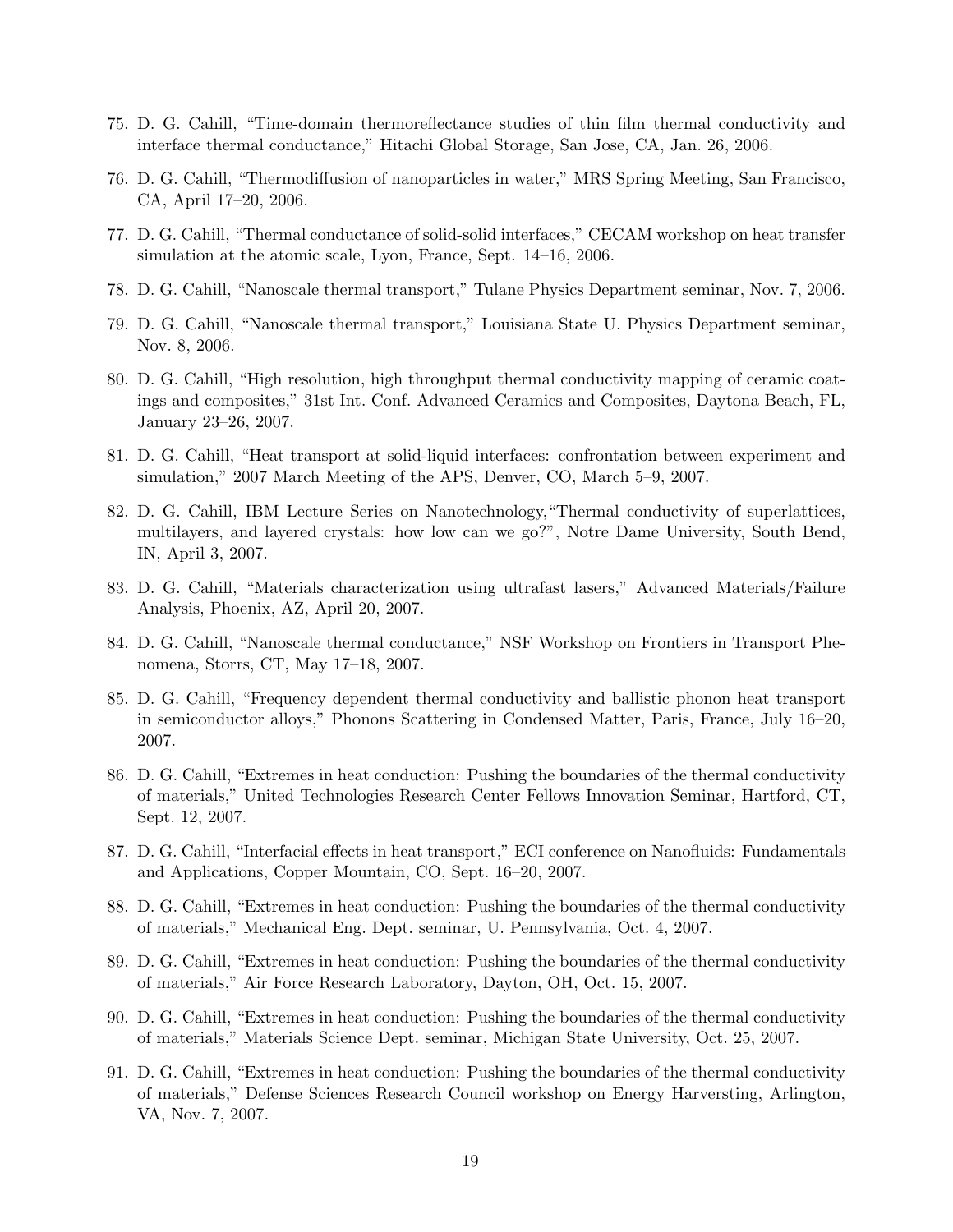75. D. G. Cahill, "Time-domain thermoreflectance studies of thin film thermal conductivity and interface thermal conductance," Hitachi Global Storage, San Jose, CA, Jan. 26, 2006.

76. D. G. Cahill, "Thermodiffusion of nanoparticles in water," MRS Spring Meeting, San Francisco, CA, April 17–20, 2006.

77. D. G. Cahill, "Thermal conductance of solid-solid interfaces," CECAM workshop on heat transfer simulation at the atomic scale, Lyon, France, Sept. 14–16, 2006.

78. D. G. Cahill, "Nanoscale thermal transport," Tulane Physics Department seminar, Nov. 7, 2006.

79. D. G. Cahill, "Nanoscale thermal transport," Louisiana State U. Physics Department seminar, Nov. 8, 2006.

80. D. G. Cahill, "High resolution, high throughput thermal conductivity mapping of ceramic coatings and composites," 31st Int. Conf. Advanced Ceramics and Composites, Daytona Beach, FL, January 23–26, 2007.

81. D. G. Cahill, "Heat transport at solid-liquid interfaces: confrontation between experiment and simulation," 2007 March Meeting of the APS, Denver, CO, March 5–9, 2007.

82. D. G. Cahill, IBM Lecture Series on Nanotechnology,"Thermal conductivity of superlattices, multilayers, and layered crystals: how low can we go?", Notre Dame University, South Bend, IN, April 3, 2007.

83. D. G. Cahill, "Materials characterization using ultrafast lasers," Advanced Materials/Failure Analysis, Phoenix, AZ, April 20, 2007.

84. D. G. Cahill, "Nanoscale thermal conductance," NSF Workshop on Frontiers in Transport Phenomena, Storrs, CT, May 17–18, 2007.

85. D. G. Cahill, "Frequency dependent thermal conductivity and ballistic phonon heat transport in semiconductor alloys," Phonons Scattering in Condensed Matter, Paris, France, July 16–20, 2007.

86. D. G. Cahill, "Extremes in heat conduction: Pushing the boundaries of the thermal conductivity of materials," United Technologies Research Center Fellows Innovation Seminar, Hartford, CT, Sept. 12, 2007.

87. D. G. Cahill, "Interfacial effects in heat transport," ECI conference on Nanofluids: Fundamentals and Applications, Copper Mountain, CO, Sept. 16–20, 2007.

88. D. G. Cahill, "Extremes in heat conduction: Pushing the boundaries of the thermal conductivity of materials," Mechanical Eng. Dept. seminar, U. Pennsylvania, Oct. 4, 2007.

89. D. G. Cahill, "Extremes in heat conduction: Pushing the boundaries of the thermal conductivity of materials," Air Force Research Laboratory, Dayton, OH, Oct. 15, 2007.

90. D. G. Cahill, "Extremes in heat conduction: Pushing the boundaries of the thermal conductivity of materials," Materials Science Dept. seminar, Michigan State University, Oct. 25, 2007.

91. D. G. Cahill, "Extremes in heat conduction: Pushing the boundaries of the thermal conductivity of materials," Defense Sciences Research Council workshop on Energy Harversting, Arlington, VA, Nov. 7, 2007.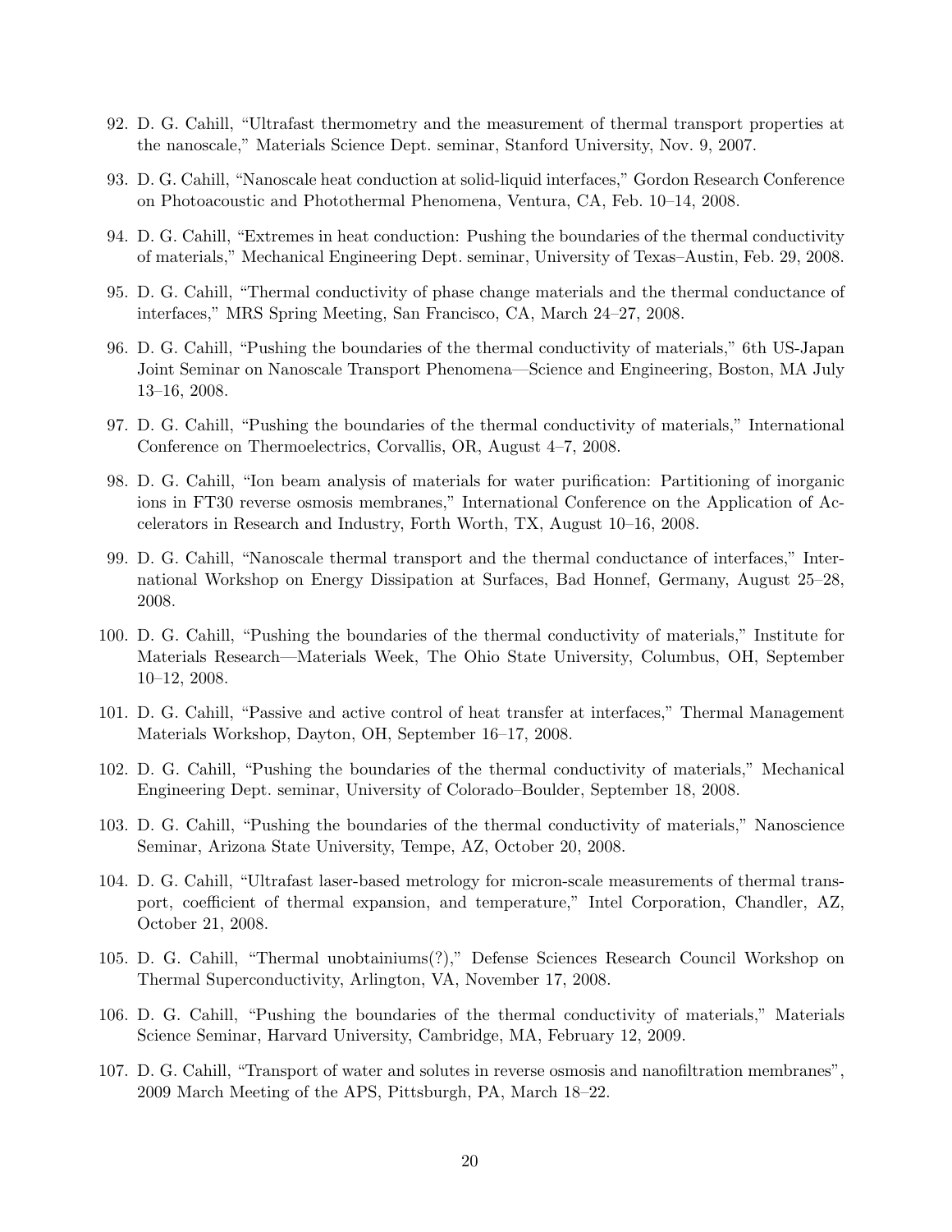92. D. G. Cahill, "Ultrafast thermometry and the measurement of thermal transport properties at the nanoscale," Materials Science Dept. seminar, Stanford University, Nov. 9, 2007.

93. D. G. Cahill, "Nanoscale heat conduction at solid-liquid interfaces," Gordon Research Conference on Photoacoustic and Photothermal Phenomena, Ventura, CA, Feb. 10–14, 2008.

94. D. G. Cahill, "Extremes in heat conduction: Pushing the boundaries of the thermal conductivity of materials," Mechanical Engineering Dept. seminar, University of Texas–Austin, Feb. 29, 2008.

95. D. G. Cahill, "Thermal conductivity of phase change materials and the thermal conductance of interfaces," MRS Spring Meeting, San Francisco, CA, March 24–27, 2008.

96. D. G. Cahill, "Pushing the boundaries of the thermal conductivity of materials," 6th US-Japan Joint Seminar on Nanoscale Transport Phenomena—Science and Engineering, Boston, MA July 13–16, 2008.

97. D. G. Cahill, "Pushing the boundaries of the thermal conductivity of materials," International Conference on Thermoelectrics, Corvallis, OR, August 4–7, 2008.

98. D. G. Cahill, "Ion beam analysis of materials for water purification: Partitioning of inorganic ions in FT30 reverse osmosis membranes," International Conference on the Application of Accelerators in Research and Industry, Forth Worth, TX, August 10–16, 2008.

99. D. G. Cahill, "Nanoscale thermal transport and the thermal conductance of interfaces," International Workshop on Energy Dissipation at Surfaces, Bad Honnef, Germany, August 25–28, 2008.

100. D. G. Cahill, "Pushing the boundaries of the thermal conductivity of materials," Institute for Materials Research—Materials Week, The Ohio State University, Columbus, OH, September 10–12, 2008.

101. D. G. Cahill, "Passive and active control of heat transfer at interfaces," Thermal Management Materials Workshop, Dayton, OH, September 16–17, 2008.

102. D. G. Cahill, "Pushing the boundaries of the thermal conductivity of materials," Mechanical Engineering Dept. seminar, University of Colorado–Boulder, September 18, 2008.

103. D. G. Cahill, "Pushing the boundaries of the thermal conductivity of materials," Nanoscience Seminar, Arizona State University, Tempe, AZ, October 20, 2008.

104. D. G. Cahill, "Ultrafast laser-based metrology for micron-scale measurements of thermal transport, coefficient of thermal expansion, and temperature," Intel Corporation, Chandler, AZ, October 21, 2008.

105. D. G. Cahill, "Thermal unobtainiums(?)," Defense Sciences Research Council Workshop on Thermal Superconductivity, Arlington, VA, November 17, 2008.

106. D. G. Cahill, "Pushing the boundaries of the thermal conductivity of materials," Materials Science Seminar, Harvard University, Cambridge, MA, February 12, 2009.

107. D. G. Cahill, "Transport of water and solutes in reverse osmosis and nanofiltration membranes", 2009 March Meeting of the APS, Pittsburgh, PA, March 18–22.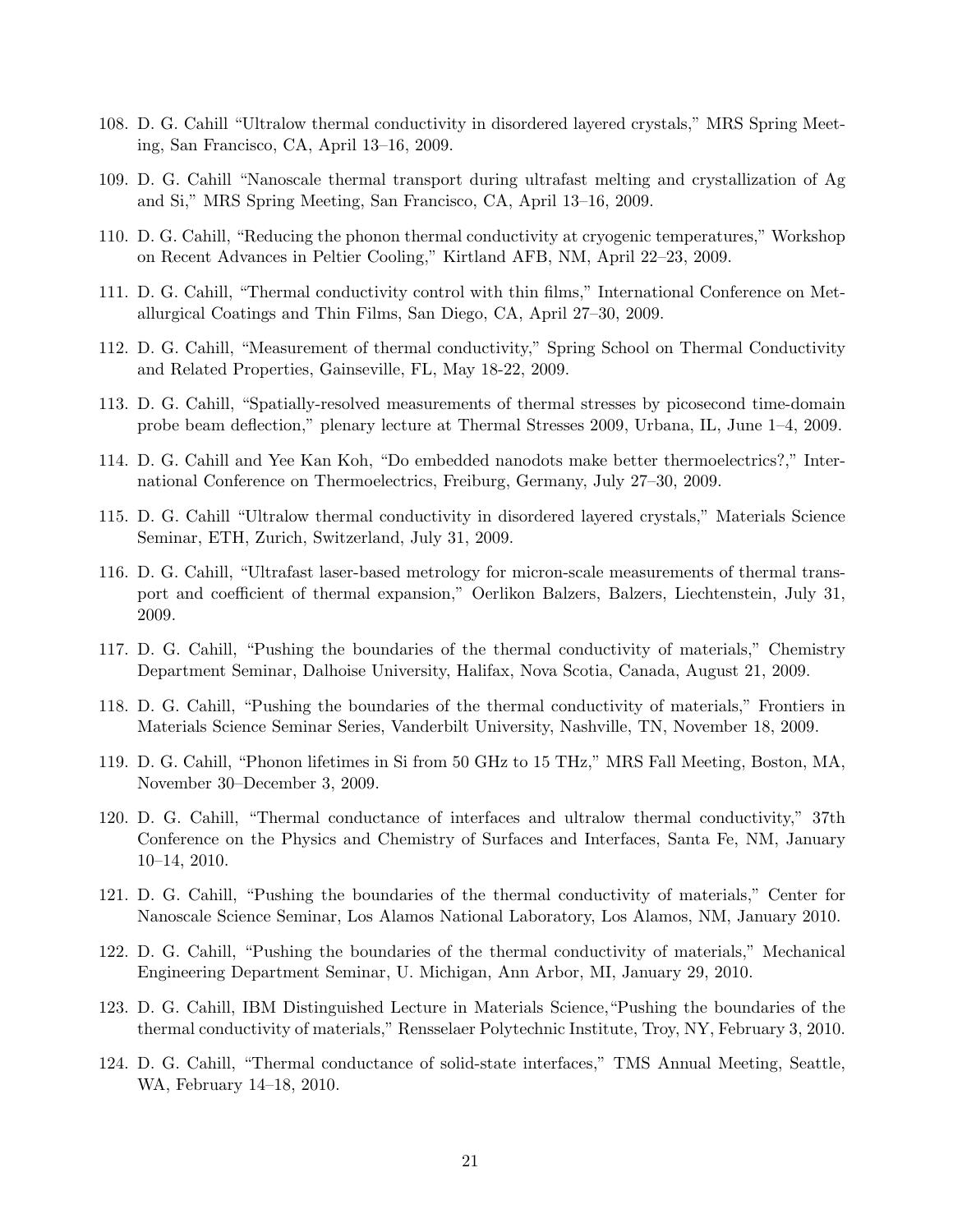108. D. G. Cahill "Ultralow thermal conductivity in disordered layered crystals," MRS Spring Meeting, San Francisco, CA, April 13–16, 2009.

109. D. G. Cahill "Nanoscale thermal transport during ultrafast melting and crystallization of Ag and Si," MRS Spring Meeting, San Francisco, CA, April 13–16, 2009.

110. D. G. Cahill, "Reducing the phonon thermal conductivity at cryogenic temperatures," Workshop on Recent Advances in Peltier Cooling," Kirtland AFB, NM, April 22–23, 2009.

111. D. G. Cahill, "Thermal conductivity control with thin films," International Conference on Metallurgical Coatings and Thin Films, San Diego, CA, April 27–30, 2009.

112. D. G. Cahill, "Measurement of thermal conductivity," Spring School on Thermal Conductivity and Related Properties, Gainseville, FL, May 18-22, 2009.

113. D. G. Cahill, "Spatially-resolved measurements of thermal stresses by picosecond time-domain probe beam deflection," plenary lecture at Thermal Stresses 2009, Urbana, IL, June 1–4, 2009.

114. D. G. Cahill and Yee Kan Koh, "Do embedded nanodots make better thermoelectrics?," International Conference on Thermoelectrics, Freiburg, Germany, July 27–30, 2009.

115. D. G. Cahill "Ultralow thermal conductivity in disordered layered crystals," Materials Science Seminar, ETH, Zurich, Switzerland, July 31, 2009.

116. D. G. Cahill, "Ultrafast laser-based metrology for micron-scale measurements of thermal transport and coefficient of thermal expansion," Oerlikon Balzers, Balzers, Liechtenstein, July 31, 2009.

117. D. G. Cahill, "Pushing the boundaries of the thermal conductivity of materials," Chemistry Department Seminar, Dalhoise University, Halifax, Nova Scotia, Canada, August 21, 2009.

118. D. G. Cahill, "Pushing the boundaries of the thermal conductivity of materials," Frontiers in Materials Science Seminar Series, Vanderbilt University, Nashville, TN, November 18, 2009.

119. D. G. Cahill, "Phonon lifetimes in Si from 50 GHz to 15 THz," MRS Fall Meeting, Boston, MA, November 30–December 3, 2009.

120. D. G. Cahill, "Thermal conductance of interfaces and ultralow thermal conductivity," 37th Conference on the Physics and Chemistry of Surfaces and Interfaces, Santa Fe, NM, January 10–14, 2010.

121. D. G. Cahill, "Pushing the boundaries of the thermal conductivity of materials," Center for Nanoscale Science Seminar, Los Alamos National Laboratory, Los Alamos, NM, January 2010.

122. D. G. Cahill, "Pushing the boundaries of the thermal conductivity of materials," Mechanical Engineering Department Seminar, U. Michigan, Ann Arbor, MI, January 29, 2010.

123. D. G. Cahill, IBM Distinguished Lecture in Materials Science,"Pushing the boundaries of the thermal conductivity of materials," Rensselaer Polytechnic Institute, Troy, NY, February 3, 2010.

124. D. G. Cahill, "Thermal conductance of solid-state interfaces," TMS Annual Meeting, Seattle, WA, February 14–18, 2010.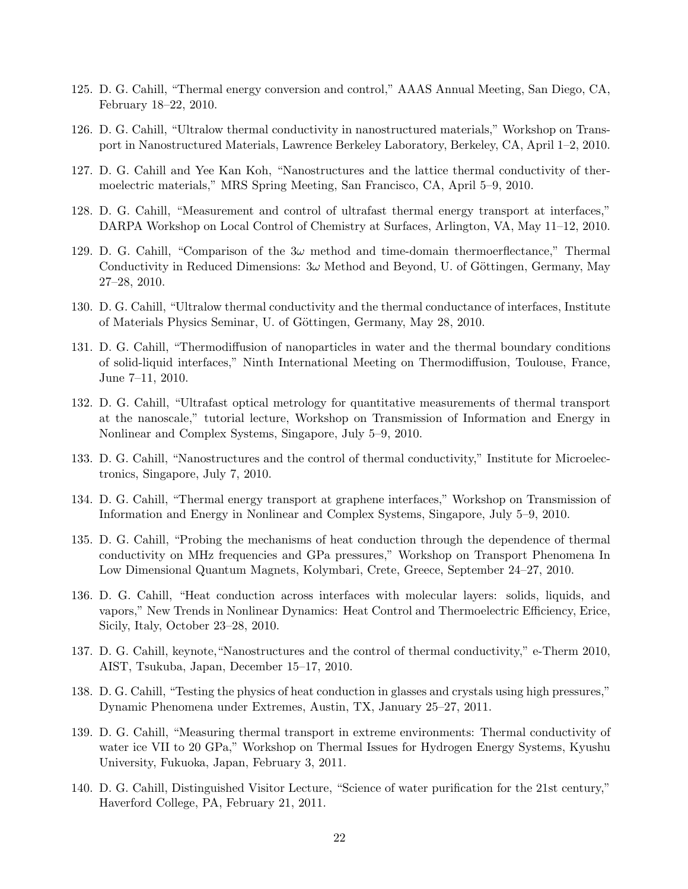125. D. G. Cahill, "Thermal energy conversion and control," AAAS Annual Meeting, San Diego, CA, February 18–22, 2010.

126. D. G. Cahill, "Ultralow thermal conductivity in nanostructured materials," Workshop on Transport in Nanostructured Materials, Lawrence Berkeley Laboratory, Berkeley, CA, April 1–2, 2010.

127. D. G. Cahill and Yee Kan Koh, "Nanostructures and the lattice thermal conductivity of thermoelectric materials," MRS Spring Meeting, San Francisco, CA, April 5–9, 2010.

128. D. G. Cahill, "Measurement and control of ultrafast thermal energy transport at interfaces," DARPA Workshop on Local Control of Chemistry at Surfaces, Arlington, VA, May 11–12, 2010.

129. D. G. Cahill, "Comparison of the $3\omega$ method and time-domain thermoerflectance," Thermal Conductivity in Reduced Dimensions: $3\omega$ Method and Beyond, U. of Göttingen, Germany, May 27–28, 2010.

130. D. G. Cahill, "Ultralow thermal conductivity and the thermal conductance of interfaces, Institute of Materials Physics Seminar, U. of Göttingen, Germany, May 28, 2010.

131. D. G. Cahill, "Thermodiffusion of nanoparticles in water and the thermal boundary conditions of solid-liquid interfaces," Ninth International Meeting on Thermodiffusion, Toulouse, France, June 7–11, 2010.

132. D. G. Cahill, "Ultrafast optical metrology for quantitative measurements of thermal transport at the nanoscale," tutorial lecture, Workshop on Transmission of Information and Energy in Nonlinear and Complex Systems, Singapore, July 5–9, 2010.

133. D. G. Cahill, "Nanostructures and the control of thermal conductivity," Institute for Microelectronics, Singapore, July 7, 2010.

134. D. G. Cahill, "Thermal energy transport at graphene interfaces," Workshop on Transmission of Information and Energy in Nonlinear and Complex Systems, Singapore, July 5–9, 2010.

135. D. G. Cahill, "Probing the mechanisms of heat conduction through the dependence of thermal conductivity on MHz frequencies and GPa pressures," Workshop on Transport Phenomena In Low Dimensional Quantum Magnets, Kolymbari, Crete, Greece, September 24–27, 2010.

136. D. G. Cahill, "Heat conduction across interfaces with molecular layers: solids, liquids, and vapors," New Trends in Nonlinear Dynamics: Heat Control and Thermoelectric Efficiency, Erice, Sicily, Italy, October 23–28, 2010.

137. D. G. Cahill, keynote,"Nanostructures and the control of thermal conductivity," e-Therm 2010, AIST, Tsukuba, Japan, December 15–17, 2010.

138. D. G. Cahill, "Testing the physics of heat conduction in glasses and crystals using high pressures," Dynamic Phenomena under Extremes, Austin, TX, January 25–27, 2011.

139. D. G. Cahill, "Measuring thermal transport in extreme environments: Thermal conductivity of water ice VII to 20 GPa," Workshop on Thermal Issues for Hydrogen Energy Systems, Kyushu University, Fukuoka, Japan, February 3, 2011.

140. D. G. Cahill, Distinguished Visitor Lecture, "Science of water purification for the 21st century," Haverford College, PA, February 21, 2011.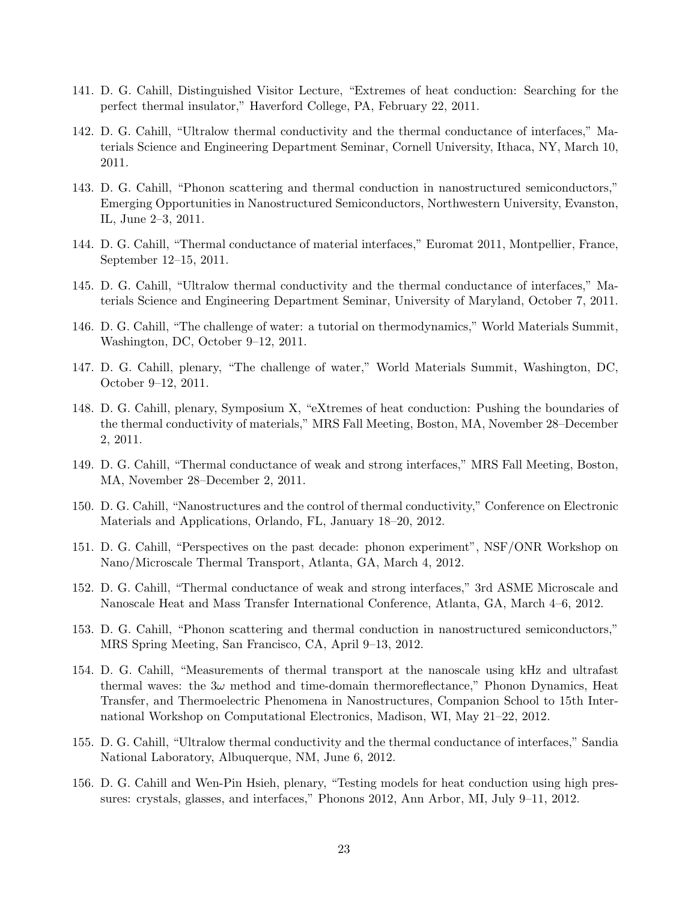141. D. G. Cahill, Distinguished Visitor Lecture, "Extremes of heat conduction: Searching for the perfect thermal insulator," Haverford College, PA, February 22, 2011.

142. D. G. Cahill, "Ultralow thermal conductivity and the thermal conductance of interfaces," Materials Science and Engineering Department Seminar, Cornell University, Ithaca, NY, March 10, 2011.

143. D. G. Cahill, "Phonon scattering and thermal conduction in nanostructured semiconductors," Emerging Opportunities in Nanostructured Semiconductors, Northwestern University, Evanston, IL, June 2–3, 2011.

144. D. G. Cahill, "Thermal conductance of material interfaces," Euromat 2011, Montpellier, France, September 12–15, 2011.

145. D. G. Cahill, "Ultralow thermal conductivity and the thermal conductance of interfaces," Materials Science and Engineering Department Seminar, University of Maryland, October 7, 2011.

146. D. G. Cahill, "The challenge of water: a tutorial on thermodynamics," World Materials Summit, Washington, DC, October 9–12, 2011.

147. D. G. Cahill, plenary, "The challenge of water," World Materials Summit, Washington, DC, October 9–12, 2011.

148. D. G. Cahill, plenary, Symposium X, "eXtremes of heat conduction: Pushing the boundaries of the thermal conductivity of materials," MRS Fall Meeting, Boston, MA, November 28–December 2, 2011.

149. D. G. Cahill, "Thermal conductance of weak and strong interfaces," MRS Fall Meeting, Boston, MA, November 28–December 2, 2011.

150. D. G. Cahill, "Nanostructures and the control of thermal conductivity," Conference on Electronic Materials and Applications, Orlando, FL, January 18–20, 2012.

151. D. G. Cahill, "Perspectives on the past decade: phonon experiment", NSF/ONR Workshop on Nano/Microscale Thermal Transport, Atlanta, GA, March 4, 2012.

152. D. G. Cahill, "Thermal conductance of weak and strong interfaces," 3rd ASME Microscale and Nanoscale Heat and Mass Transfer International Conference, Atlanta, GA, March 4–6, 2012.

153. D. G. Cahill, "Phonon scattering and thermal conduction in nanostructured semiconductors," MRS Spring Meeting, San Francisco, CA, April 9–13, 2012.

154. D. G. Cahill, "Measurements of thermal transport at the nanoscale using kHz and ultrafast thermal waves: the $3\omega$ method and time-domain thermoreflectance," Phonon Dynamics, Heat Transfer, and Thermoelectric Phenomena in Nanostructures, Companion School to 15th International Workshop on Computational Electronics, Madison, WI, May 21–22, 2012.

155. D. G. Cahill, "Ultralow thermal conductivity and the thermal conductance of interfaces," Sandia National Laboratory, Albuquerque, NM, June 6, 2012.

156. D. G. Cahill and Wen-Pin Hsieh, plenary, "Testing models for heat conduction using high pressures: crystals, glasses, and interfaces," Phonons 2012, Ann Arbor, MI, July 9–11, 2012.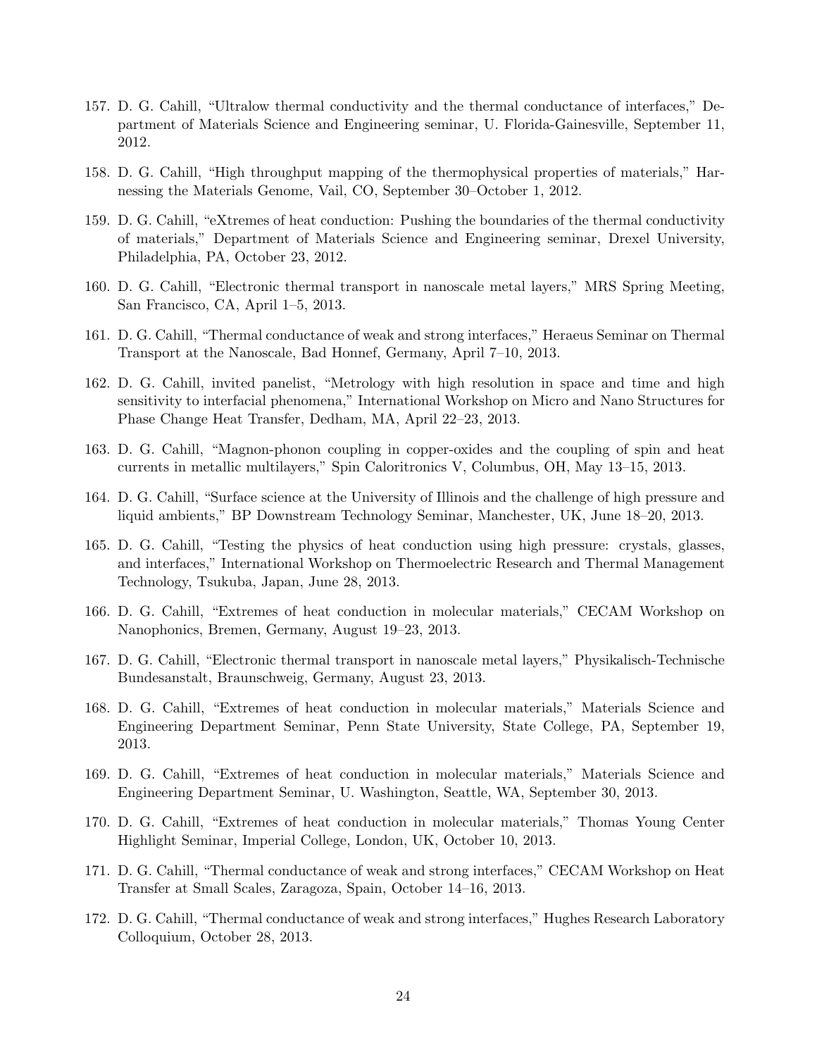157. D. G. Cahill, "Ultralow thermal conductivity and the thermal conductance of interfaces," Department of Materials Science and Engineering seminar, U. Florida-Gainesville, September 11, 2012.

158. D. G. Cahill, "High throughput mapping of the thermophysical properties of materials," Harnessing the Materials Genome, Vail, CO, September 30–October 1, 2012.

159. D. G. Cahill, "eXtremes of heat conduction: Pushing the boundaries of the thermal conductivity of materials," Department of Materials Science and Engineering seminar, Drexel University, Philadelphia, PA, October 23, 2012.

160. D. G. Cahill, "Electronic thermal transport in nanoscale metal layers," MRS Spring Meeting, San Francisco, CA, April 1–5, 2013.

161. D. G. Cahill, "Thermal conductance of weak and strong interfaces," Heraeus Seminar on Thermal Transport at the Nanoscale, Bad Honnef, Germany, April 7–10, 2013.

162. D. G. Cahill, invited panelist, "Metrology with high resolution in space and time and high sensitivity to interfacial phenomena," International Workshop on Micro and Nano Structures for Phase Change Heat Transfer, Dedham, MA, April 22–23, 2013.

163. D. G. Cahill, "Magnon-phonon coupling in copper-oxides and the coupling of spin and heat currents in metallic multilayers," Spin Caloritronics V, Columbus, OH, May 13–15, 2013.

164. D. G. Cahill, "Surface science at the University of Illinois and the challenge of high pressure and liquid ambients," BP Downstream Technology Seminar, Manchester, UK, June 18–20, 2013.

165. D. G. Cahill, "Testing the physics of heat conduction using high pressure: crystals, glasses, and interfaces," International Workshop on Thermoelectric Research and Thermal Management Technology, Tsukuba, Japan, June 28, 2013.

166. D. G. Cahill, "Extremes of heat conduction in molecular materials," CECAM Workshop on Nanophonics, Bremen, Germany, August 19–23, 2013.

167. D. G. Cahill, "Electronic thermal transport in nanoscale metal layers," Physikalisch-Technische Bundesanstalt, Braunschweig, Germany, August 23, 2013.

168. D. G. Cahill, "Extremes of heat conduction in molecular materials," Materials Science and Engineering Department Seminar, Penn State University, State College, PA, September 19, 2013.

169. D. G. Cahill, "Extremes of heat conduction in molecular materials," Materials Science and Engineering Department Seminar, U. Washington, Seattle, WA, September 30, 2013.

170. D. G. Cahill, "Extremes of heat conduction in molecular materials," Thomas Young Center Highlight Seminar, Imperial College, London, UK, October 10, 2013.

171. D. G. Cahill, "Thermal conductance of weak and strong interfaces," CECAM Workshop on Heat Transfer at Small Scales, Zaragoza, Spain, October 14–16, 2013.

172. D. G. Cahill, "Thermal conductance of weak and strong interfaces," Hughes Research Laboratory Colloquium, October 28, 2013.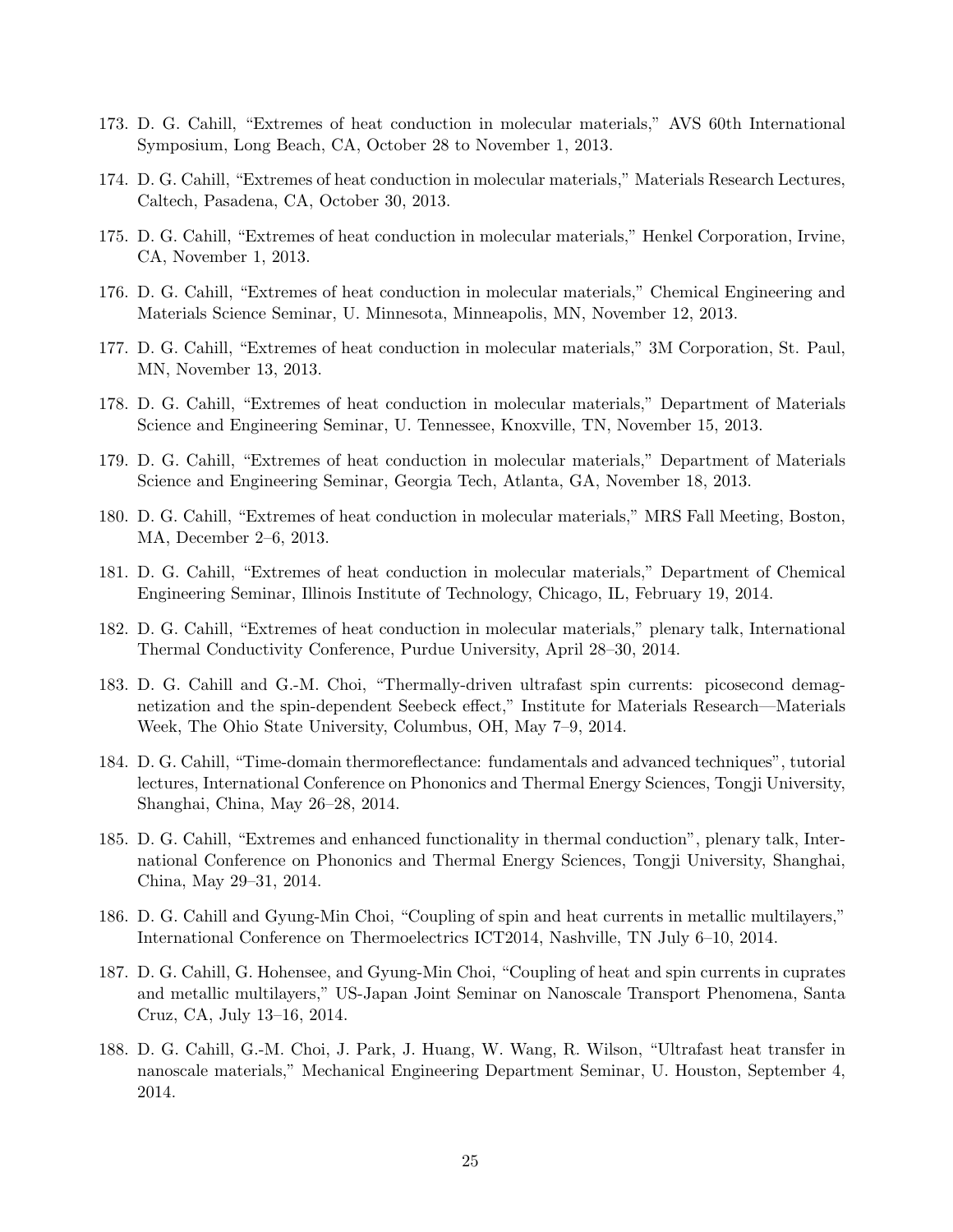173. D. G. Cahill, "Extremes of heat conduction in molecular materials," AVS 60th International Symposium, Long Beach, CA, October 28 to November 1, 2013.

174. D. G. Cahill, "Extremes of heat conduction in molecular materials," Materials Research Lectures, Caltech, Pasadena, CA, October 30, 2013.

175. D. G. Cahill, "Extremes of heat conduction in molecular materials," Henkel Corporation, Irvine, CA, November 1, 2013.

176. D. G. Cahill, "Extremes of heat conduction in molecular materials," Chemical Engineering and Materials Science Seminar, U. Minnesota, Minneapolis, MN, November 12, 2013.

177. D. G. Cahill, "Extremes of heat conduction in molecular materials," 3M Corporation, St. Paul, MN, November 13, 2013.

178. D. G. Cahill, "Extremes of heat conduction in molecular materials," Department of Materials Science and Engineering Seminar, U. Tennessee, Knoxville, TN, November 15, 2013.

179. D. G. Cahill, "Extremes of heat conduction in molecular materials," Department of Materials Science and Engineering Seminar, Georgia Tech, Atlanta, GA, November 18, 2013.

180. D. G. Cahill, "Extremes of heat conduction in molecular materials," MRS Fall Meeting, Boston, MA, December 2–6, 2013.

181. D. G. Cahill, "Extremes of heat conduction in molecular materials," Department of Chemical Engineering Seminar, Illinois Institute of Technology, Chicago, IL, February 19, 2014.

182. D. G. Cahill, "Extremes of heat conduction in molecular materials," plenary talk, International Thermal Conductivity Conference, Purdue University, April 28–30, 2014.

183. D. G. Cahill and G.-M. Choi, "Thermally-driven ultrafast spin currents: picosecond demagnetization and the spin-dependent Seebeck effect," Institute for Materials Research—Materials Week, The Ohio State University, Columbus, OH, May 7–9, 2014.

184. D. G. Cahill, "Time-domain thermoreflectance: fundamentals and advanced techniques", tutorial lectures, International Conference on Phononics and Thermal Energy Sciences, Tongji University, Shanghai, China, May 26–28, 2014.

185. D. G. Cahill, "Extremes and enhanced functionality in thermal conduction", plenary talk, International Conference on Phononics and Thermal Energy Sciences, Tongji University, Shanghai, China, May 29–31, 2014.

186. D. G. Cahill and Gyung-Min Choi, "Coupling of spin and heat currents in metallic multilayers," International Conference on Thermoelectrics ICT2014, Nashville, TN July 6–10, 2014.

187. D. G. Cahill, G. Hohensee, and Gyung-Min Choi, "Coupling of heat and spin currents in cuprates and metallic multilayers," US-Japan Joint Seminar on Nanoscale Transport Phenomena, Santa Cruz, CA, July 13–16, 2014.

188. D. G. Cahill, G.-M. Choi, J. Park, J. Huang, W. Wang, R. Wilson, "Ultrafast heat transfer in nanoscale materials," Mechanical Engineering Department Seminar, U. Houston, September 4, 2014.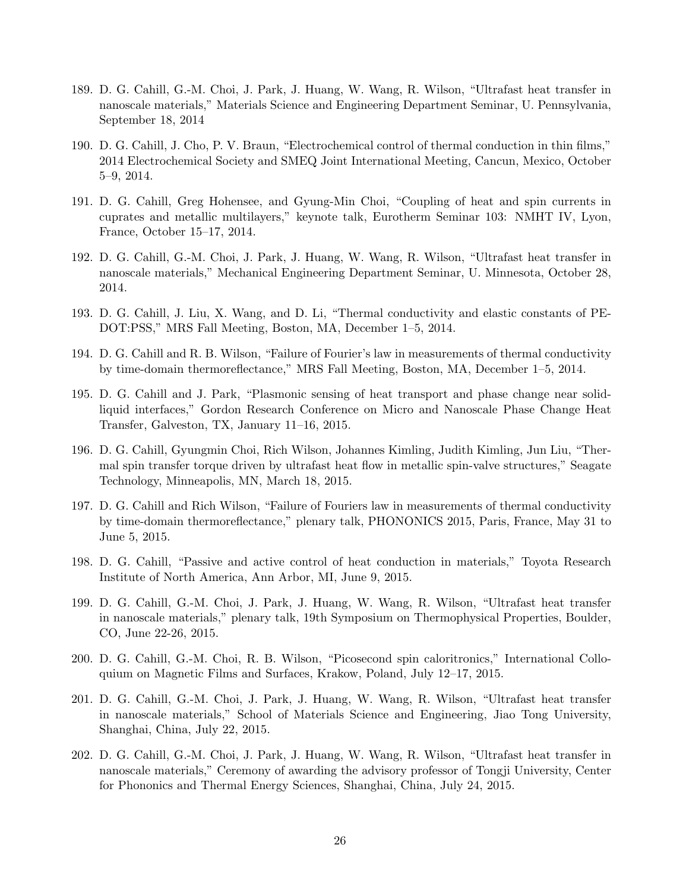189. D. G. Cahill, G.-M. Choi, J. Park, J. Huang, W. Wang, R. Wilson, "Ultrafast heat transfer in nanoscale materials," Materials Science and Engineering Department Seminar, U. Pennsylvania, September 18, 2014

190. D. G. Cahill, J. Cho, P. V. Braun, "Electrochemical control of thermal conduction in thin films," 2014 Electrochemical Society and SMEQ Joint International Meeting, Cancun, Mexico, October 5–9, 2014.

191. D. G. Cahill, Greg Hohensee, and Gyung-Min Choi, "Coupling of heat and spin currents in cuprates and metallic multilayers," keynote talk, Eurotherm Seminar 103: NMHT IV, Lyon, France, October 15–17, 2014.

192. D. G. Cahill, G.-M. Choi, J. Park, J. Huang, W. Wang, R. Wilson, "Ultrafast heat transfer in nanoscale materials," Mechanical Engineering Department Seminar, U. Minnesota, October 28, 2014.

193. D. G. Cahill, J. Liu, X. Wang, and D. Li, "Thermal conductivity and elastic constants of PEDOT:PSS," MRS Fall Meeting, Boston, MA, December 1–5, 2014.

194. D. G. Cahill and R. B. Wilson, "Failure of Fourier's law in measurements of thermal conductivity by time-domain thermoreflectance," MRS Fall Meeting, Boston, MA, December 1–5, 2014.

195. D. G. Cahill and J. Park, "Plasmonic sensing of heat transport and phase change near solid-liquid interfaces," Gordon Research Conference on Micro and Nanoscale Phase Change Heat Transfer, Galveston, TX, January 11–16, 2015.

196. D. G. Cahill, Gyungmin Choi, Rich Wilson, Johannes Kimling, Judith Kimling, Jun Liu, "Thermal spin transfer torque driven by ultrafast heat flow in metallic spin-valve structures," Seagate Technology, Minneapolis, MN, March 18, 2015.

197. D. G. Cahill and Rich Wilson, "Failure of Fouriers law in measurements of thermal conductivity by time-domain thermoreflectance," plenary talk, PHONONICS 2015, Paris, France, May 31 to June 5, 2015.

198. D. G. Cahill, "Passive and active control of heat conduction in materials," Toyota Research Institute of North America, Ann Arbor, MI, June 9, 2015.

199. D. G. Cahill, G.-M. Choi, J. Park, J. Huang, W. Wang, R. Wilson, "Ultrafast heat transfer in nanoscale materials," plenary talk, 19th Symposium on Thermophysical Properties, Boulder, CO, June 22-26, 2015.

200. D. G. Cahill, G.-M. Choi, R. B. Wilson, "Picosecond spin caloritronics," International Colloquium on Magnetic Films and Surfaces, Krakow, Poland, July 12–17, 2015.

201. D. G. Cahill, G.-M. Choi, J. Park, J. Huang, W. Wang, R. Wilson, "Ultrafast heat transfer in nanoscale materials," School of Materials Science and Engineering, Jiao Tong University, Shanghai, China, July 22, 2015.

202. D. G. Cahill, G.-M. Choi, J. Park, J. Huang, W. Wang, R. Wilson, "Ultrafast heat transfer in nanoscale materials," Ceremony of awarding the advisory professor of Tongji University, Center for Phononics and Thermal Energy Sciences, Shanghai, China, July 24, 2015.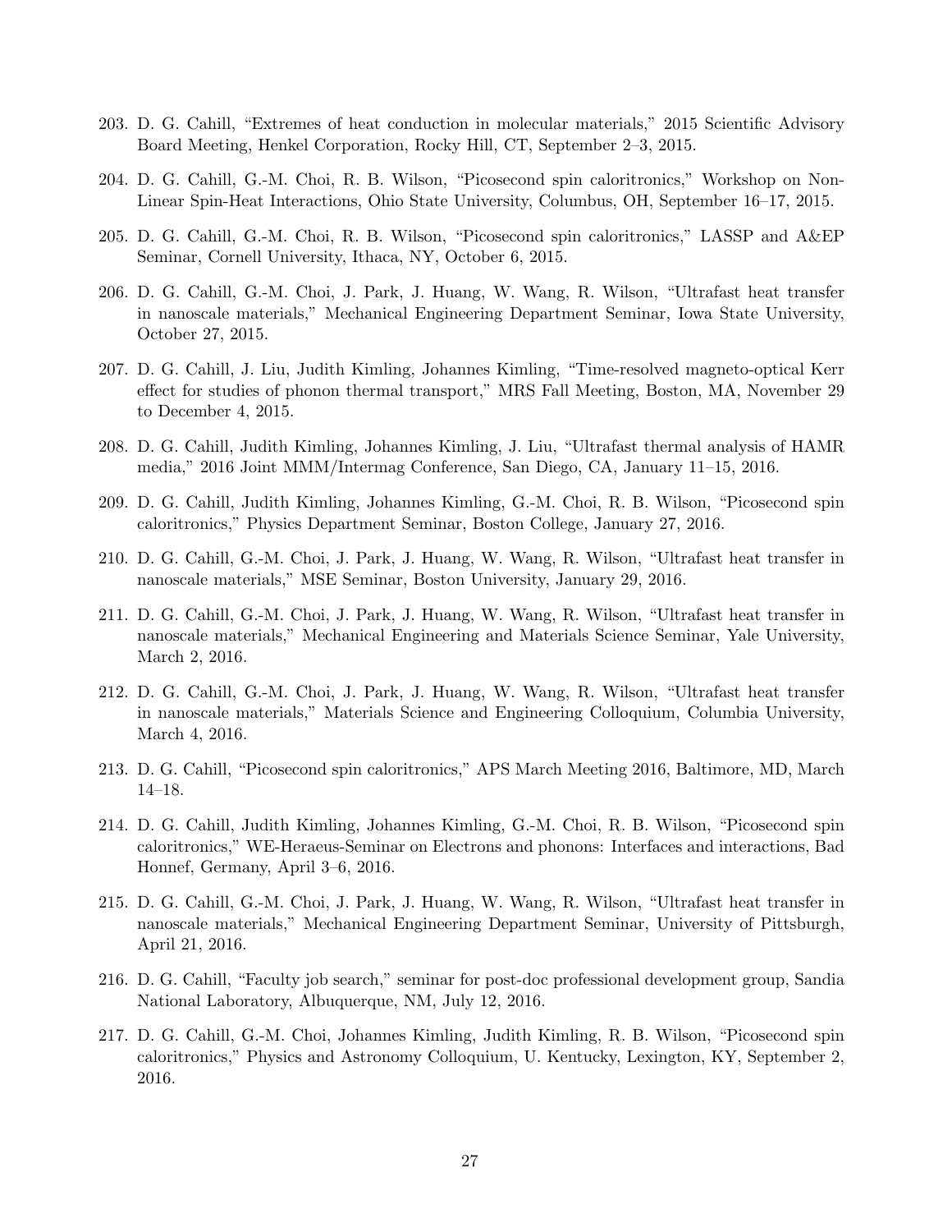203. D. G. Cahill, "Extremes of heat conduction in molecular materials," 2015 Scientific Advisory Board Meeting, Henkel Corporation, Rocky Hill, CT, September 2–3, 2015.

204. D. G. Cahill, G.-M. Choi, R. B. Wilson, "Picosecond spin caloritronics," Workshop on Non-Linear Spin-Heat Interactions, Ohio State University, Columbus, OH, September 16–17, 2015.

205. D. G. Cahill, G.-M. Choi, R. B. Wilson, "Picosecond spin caloritronics," LASSP and A&EP Seminar, Cornell University, Ithaca, NY, October 6, 2015.

206. D. G. Cahill, G.-M. Choi, J. Park, J. Huang, W. Wang, R. Wilson, "Ultrafast heat transfer in nanoscale materials," Mechanical Engineering Department Seminar, Iowa State University, October 27, 2015.

207. D. G. Cahill, J. Liu, Judith Kimling, Johannes Kimling, "Time-resolved magneto-optical Kerr effect for studies of phonon thermal transport," MRS Fall Meeting, Boston, MA, November 29 to December 4, 2015.

208. D. G. Cahill, Judith Kimling, Johannes Kimling, J. Liu, "Ultrafast thermal analysis of HAMR media," 2016 Joint MMM/Intermag Conference, San Diego, CA, January 11–15, 2016.

209. D. G. Cahill, Judith Kimling, Johannes Kimling, G.-M. Choi, R. B. Wilson, "Picosecond spin caloritronics," Physics Department Seminar, Boston College, January 27, 2016.

210. D. G. Cahill, G.-M. Choi, J. Park, J. Huang, W. Wang, R. Wilson, "Ultrafast heat transfer in nanoscale materials," MSE Seminar, Boston University, January 29, 2016.

211. D. G. Cahill, G.-M. Choi, J. Park, J. Huang, W. Wang, R. Wilson, "Ultrafast heat transfer in nanoscale materials," Mechanical Engineering and Materials Science Seminar, Yale University, March 2, 2016.

212. D. G. Cahill, G.-M. Choi, J. Park, J. Huang, W. Wang, R. Wilson, "Ultrafast heat transfer in nanoscale materials," Materials Science and Engineering Colloquium, Columbia University, March 4, 2016.

213. D. G. Cahill, "Picosecond spin caloritronics," APS March Meeting 2016, Baltimore, MD, March 14–18.

214. D. G. Cahill, Judith Kimling, Johannes Kimling, G.-M. Choi, R. B. Wilson, "Picosecond spin caloritronics," WE-Heraeus-Seminar on Electrons and phonons: Interfaces and interactions, Bad Honnef, Germany, April 3–6, 2016.

215. D. G. Cahill, G.-M. Choi, J. Park, J. Huang, W. Wang, R. Wilson, "Ultrafast heat transfer in nanoscale materials," Mechanical Engineering Department Seminar, University of Pittsburgh, April 21, 2016.

216. D. G. Cahill, "Faculty job search," seminar for post-doc professional development group, Sandia National Laboratory, Albuquerque, NM, July 12, 2016.

217. D. G. Cahill, G.-M. Choi, Johannes Kimling, Judith Kimling, R. B. Wilson, "Picosecond spin caloritronics," Physics and Astronomy Colloquium, U. Kentucky, Lexington, KY, September 2, 2016.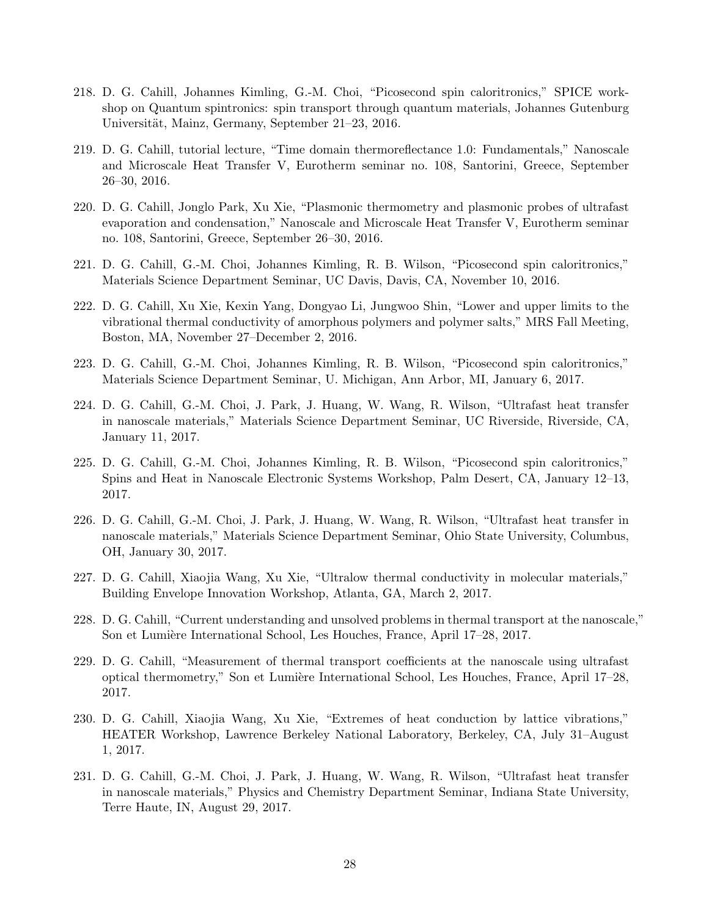218. D. G. Cahill, Johannes Kimling, G.-M. Choi, "Picosecond spin caloritronics," SPICE workshop on Quantum spintronics: spin transport through quantum materials, Johannes Gutenburg Universität, Mainz, Germany, September 21–23, 2016.

219. D. G. Cahill, tutorial lecture, "Time domain thermoreflectance 1.0: Fundamentals," Nanoscale and Microscale Heat Transfer V, Eurotherm seminar no. 108, Santorini, Greece, September 26–30, 2016.

220. D. G. Cahill, Jonglo Park, Xu Xie, "Plasmonic thermometry and plasmonic probes of ultrafast evaporation and condensation," Nanoscale and Microscale Heat Transfer V, Eurotherm seminar no. 108, Santorini, Greece, September 26–30, 2016.

221. D. G. Cahill, G.-M. Choi, Johannes Kimling, R. B. Wilson, "Picosecond spin caloritronics," Materials Science Department Seminar, UC Davis, Davis, CA, November 10, 2016.

222. D. G. Cahill, Xu Xie, Kexin Yang, Dongyao Li, Jungwoo Shin, "Lower and upper limits to the vibrational thermal conductivity of amorphous polymers and polymer salts," MRS Fall Meeting, Boston, MA, November 27–December 2, 2016.

223. D. G. Cahill, G.-M. Choi, Johannes Kimling, R. B. Wilson, "Picosecond spin caloritronics," Materials Science Department Seminar, U. Michigan, Ann Arbor, MI, January 6, 2017.

224. D. G. Cahill, G.-M. Choi, J. Park, J. Huang, W. Wang, R. Wilson, "Ultrafast heat transfer in nanoscale materials," Materials Science Department Seminar, UC Riverside, Riverside, CA, January 11, 2017.

225. D. G. Cahill, G.-M. Choi, Johannes Kimling, R. B. Wilson, "Picosecond spin caloritronics," Spins and Heat in Nanoscale Electronic Systems Workshop, Palm Desert, CA, January 12–13, 2017.

226. D. G. Cahill, G.-M. Choi, J. Park, J. Huang, W. Wang, R. Wilson, "Ultrafast heat transfer in nanoscale materials," Materials Science Department Seminar, Ohio State University, Columbus, OH, January 30, 2017.

227. D. G. Cahill, Xiaojia Wang, Xu Xie, "Ultralow thermal conductivity in molecular materials," Building Envelope Innovation Workshop, Atlanta, GA, March 2, 2017.

228. D. G. Cahill, "Current understanding and unsolved problems in thermal transport at the nanoscale," Son et Lumière International School, Les Houches, France, April 17–28, 2017.

229. D. G. Cahill, "Measurement of thermal transport coefficients at the nanoscale using ultrafast optical thermometry," Son et Lumière International School, Les Houches, France, April 17–28, 2017.

230. D. G. Cahill, Xiaojia Wang, Xu Xie, "Extremes of heat conduction by lattice vibrations," HEATER Workshop, Lawrence Berkeley National Laboratory, Berkeley, CA, July 31–August 1, 2017.

231. D. G. Cahill, G.-M. Choi, J. Park, J. Huang, W. Wang, R. Wilson, "Ultrafast heat transfer in nanoscale materials," Physics and Chemistry Department Seminar, Indiana State University, Terre Haute, IN, August 29, 2017.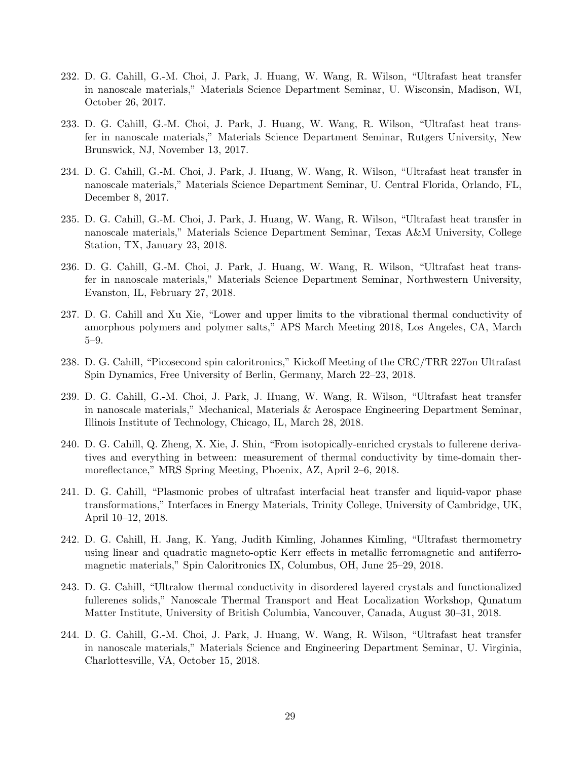232. D. G. Cahill, G.-M. Choi, J. Park, J. Huang, W. Wang, R. Wilson, "Ultrafast heat transfer in nanoscale materials," Materials Science Department Seminar, U. Wisconsin, Madison, WI, October 26, 2017.

233. D. G. Cahill, G.-M. Choi, J. Park, J. Huang, W. Wang, R. Wilson, "Ultrafast heat transfer in nanoscale materials," Materials Science Department Seminar, Rutgers University, New Brunswick, NJ, November 13, 2017.

234. D. G. Cahill, G.-M. Choi, J. Park, J. Huang, W. Wang, R. Wilson, "Ultrafast heat transfer in nanoscale materials," Materials Science Department Seminar, U. Central Florida, Orlando, FL, December 8, 2017.

235. D. G. Cahill, G.-M. Choi, J. Park, J. Huang, W. Wang, R. Wilson, "Ultrafast heat transfer in nanoscale materials," Materials Science Department Seminar, Texas A&M University, College Station, TX, January 23, 2018.

236. D. G. Cahill, G.-M. Choi, J. Park, J. Huang, W. Wang, R. Wilson, "Ultrafast heat transfer in nanoscale materials," Materials Science Department Seminar, Northwestern University, Evanston, IL, February 27, 2018.

237. D. G. Cahill and Xu Xie, "Lower and upper limits to the vibrational thermal conductivity of amorphous polymers and polymer salts," APS March Meeting 2018, Los Angeles, CA, March 5–9.

238. D. G. Cahill, "Picosecond spin caloritronics," Kickoff Meeting of the CRC/TRR 227on Ultrafast Spin Dynamics, Free University of Berlin, Germany, March 22–23, 2018.

239. D. G. Cahill, G.-M. Choi, J. Park, J. Huang, W. Wang, R. Wilson, "Ultrafast heat transfer in nanoscale materials," Mechanical, Materials & Aerospace Engineering Department Seminar, Illinois Institute of Technology, Chicago, IL, March 28, 2018.

240. D. G. Cahill, Q. Zheng, X. Xie, J. Shin, "From isotopically-enriched crystals to fullerene derivatives and everything in between: measurement of thermal conductivity by time-domain thermoreflectance," MRS Spring Meeting, Phoenix, AZ, April 2–6, 2018.

241. D. G. Cahill, "Plasmonic probes of ultrafast interfacial heat transfer and liquid-vapor phase transformations," Interfaces in Energy Materials, Trinity College, University of Cambridge, UK, April 10–12, 2018.

242. D. G. Cahill, H. Jang, K. Yang, Judith Kimling, Johannes Kimling, "Ultrafast thermometry using linear and quadratic magneto-optic Kerr effects in metallic ferromagnetic and antiferromagnetic materials," Spin Caloritronics IX, Columbus, OH, June 25–29, 2018.

243. D. G. Cahill, "Ultralow thermal conductivity in disordered layered crystals and functionalized fullerenes solids," Nanoscale Thermal Transport and Heat Localization Workshop, Qunatum Matter Institute, University of British Columbia, Vancouver, Canada, August 30–31, 2018.

244. D. G. Cahill, G.-M. Choi, J. Park, J. Huang, W. Wang, R. Wilson, "Ultrafast heat transfer in nanoscale materials," Materials Science and Engineering Department Seminar, U. Virginia, Charlottesville, VA, October 15, 2018.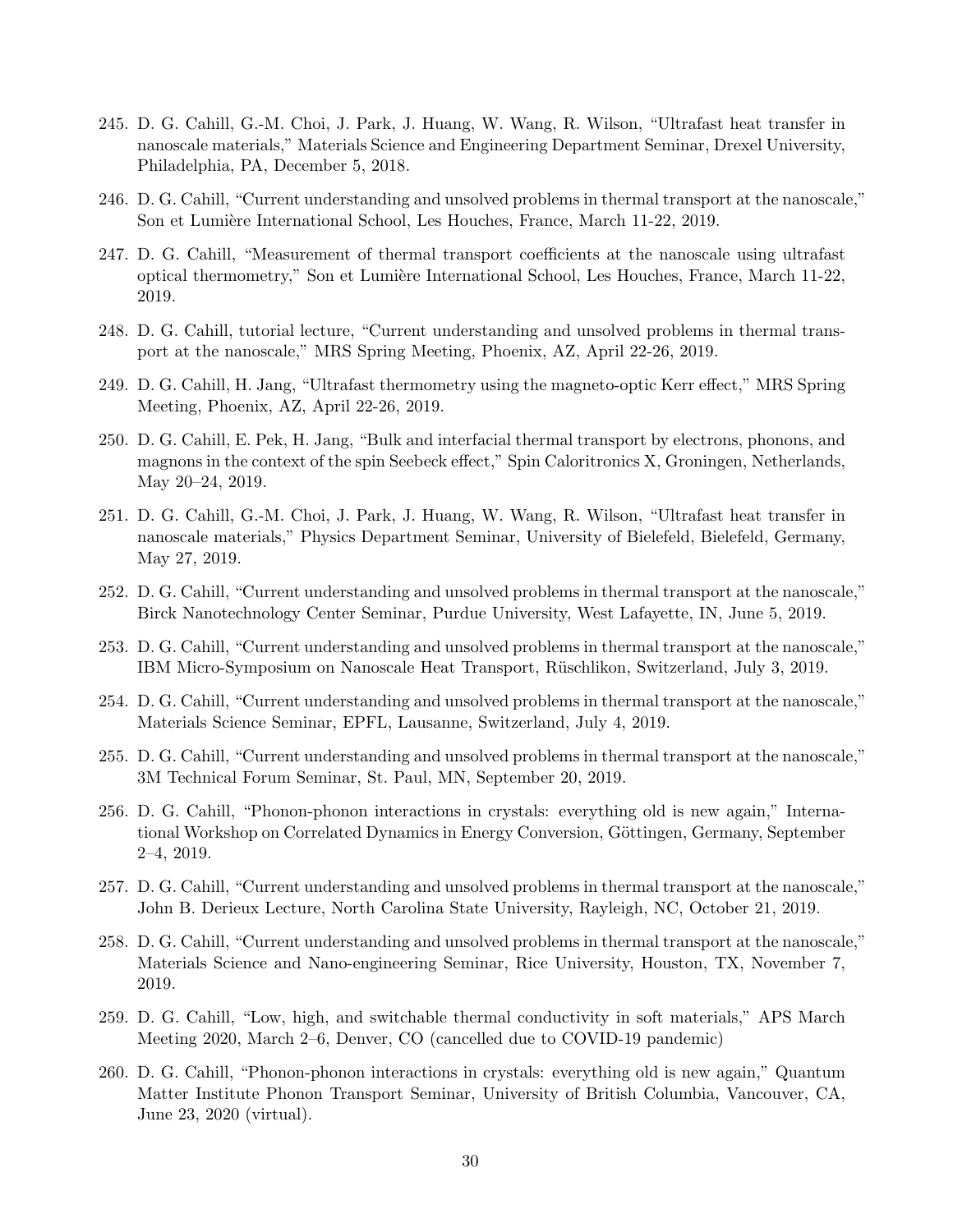245. D. G. Cahill, G.-M. Choi, J. Park, J. Huang, W. Wang, R. Wilson, "Ultrafast heat transfer in nanoscale materials," Materials Science and Engineering Department Seminar, Drexel University, Philadelphia, PA, December 5, 2018.

246. D. G. Cahill, "Current understanding and unsolved problems in thermal transport at the nanoscale," Son et Lumière International School, Les Houches, France, March 11-22, 2019.

247. D. G. Cahill, "Measurement of thermal transport coefficients at the nanoscale using ultrafast optical thermometry," Son et Lumière International School, Les Houches, France, March 11-22, 2019.

248. D. G. Cahill, tutorial lecture, "Current understanding and unsolved problems in thermal transport at the nanoscale," MRS Spring Meeting, Phoenix, AZ, April 22-26, 2019.

249. D. G. Cahill, H. Jang, "Ultrafast thermometry using the magneto-optic Kerr effect," MRS Spring Meeting, Phoenix, AZ, April 22-26, 2019.

250. D. G. Cahill, E. Pek, H. Jang, "Bulk and interfacial thermal transport by electrons, phonons, and magnons in the context of the spin Seebeck effect," Spin Caloritronics X, Groningen, Netherlands, May 20–24, 2019.

251. D. G. Cahill, G.-M. Choi, J. Park, J. Huang, W. Wang, R. Wilson, "Ultrafast heat transfer in nanoscale materials," Physics Department Seminar, University of Bielefeld, Bielefeld, Germany, May 27, 2019.

252. D. G. Cahill, "Current understanding and unsolved problems in thermal transport at the nanoscale," Birck Nanotechnology Center Seminar, Purdue University, West Lafayette, IN, June 5, 2019.

253. D. G. Cahill, "Current understanding and unsolved problems in thermal transport at the nanoscale," IBM Micro-Symposium on Nanoscale Heat Transport, Rüschlikon, Switzerland, July 3, 2019.

254. D. G. Cahill, "Current understanding and unsolved problems in thermal transport at the nanoscale," Materials Science Seminar, EPFL, Lausanne, Switzerland, July 4, 2019.

255. D. G. Cahill, "Current understanding and unsolved problems in thermal transport at the nanoscale," 3M Technical Forum Seminar, St. Paul, MN, September 20, 2019.

256. D. G. Cahill, "Phonon-phonon interactions in crystals: everything old is new again," International Workshop on Correlated Dynamics in Energy Conversion, Göttingen, Germany, September 2–4, 2019.

257. D. G. Cahill, "Current understanding and unsolved problems in thermal transport at the nanoscale," John B. Derieux Lecture, North Carolina State University, Rayleigh, NC, October 21, 2019.

258. D. G. Cahill, "Current understanding and unsolved problems in thermal transport at the nanoscale," Materials Science and Nano-engineering Seminar, Rice University, Houston, TX, November 7, 2019.

259. D. G. Cahill, "Low, high, and switchable thermal conductivity in soft materials," APS March Meeting 2020, March 2–6, Denver, CO (cancelled due to COVID-19 pandemic)

260. D. G. Cahill, "Phonon-phonon interactions in crystals: everything old is new again," Quantum Matter Institute Phonon Transport Seminar, University of British Columbia, Vancouver, CA, June 23, 2020 (virtual).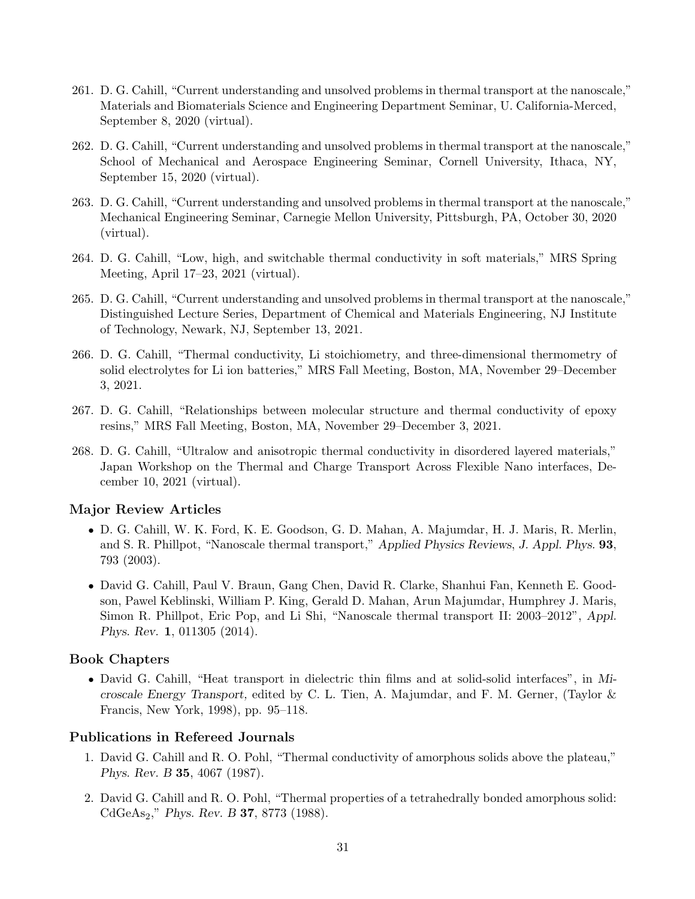261. D. G. Cahill, "Current understanding and unsolved problems in thermal transport at the nanoscale," Materials and Biomaterials Science and Engineering Department Seminar, U. California-Merced, September 8, 2020 (virtual).

262. D. G. Cahill, "Current understanding and unsolved problems in thermal transport at the nanoscale," School of Mechanical and Aerospace Engineering Seminar, Cornell University, Ithaca, NY, September 15, 2020 (virtual).

263. D. G. Cahill, "Current understanding and unsolved problems in thermal transport at the nanoscale," Mechanical Engineering Seminar, Carnegie Mellon University, Pittsburgh, PA, October 30, 2020 (virtual).

264. D. G. Cahill, "Low, high, and switchable thermal conductivity in soft materials," MRS Spring Meeting, April 17–23, 2021 (virtual).

265. D. G. Cahill, "Current understanding and unsolved problems in thermal transport at the nanoscale," Distinguished Lecture Series, Department of Chemical and Materials Engineering, NJ Institute of Technology, Newark, NJ, September 13, 2021.

266. D. G. Cahill, "Thermal conductivity, Li stoichiometry, and three-dimensional thermometry of solid electrolytes for Li ion batteries," MRS Fall Meeting, Boston, MA, November 29–December 3, 2021.

267. D. G. Cahill, "Relationships between molecular structure and thermal conductivity of epoxy resins," MRS Fall Meeting, Boston, MA, November 29–December 3, 2021.

268. D. G. Cahill, "Ultralow and anisotropic thermal conductivity in disordered layered materials," Japan Workshop on the Thermal and Charge Transport Across Flexible Nano interfaces, December 10, 2021 (virtual).

### Major Review Articles

- D. G. Cahill, W. K. Ford, K. E. Goodson, G. D. Mahan, A. Majumdar, H. J. Maris, R. Merlin, and S. R. Phillpot, "Nanoscale thermal transport," *Applied Physics Reviews*, *J. Appl. Phys.* **93**, 793 (2003).
- David G. Cahill, Paul V. Braun, Gang Chen, David R. Clarke, Shanhui Fan, Kenneth E. Goodson, Pawel Keblinski, William P. King, Gerald D. Mahan, Arun Majumdar, Humphrey J. Maris, Simon R. Phillpot, Eric Pop, and Li Shi, "Nanoscale thermal transport II: 2003–2012", *Appl. Phys. Rev.* **1**, 011305 (2014).

### Book Chapters

- David G. Cahill, "Heat transport in dielectric thin films and at solid-solid interfaces", in *Microscale Energy Transport,* edited by C. L. Tien, A. Majumdar, and F. M. Gerner, (Taylor & Francis, New York, 1998), pp. 95–118.

### Publications in Refereed Journals

1. David G. Cahill and R. O. Pohl, "Thermal conductivity of amorphous solids above the plateau," *Phys. Rev. B* **35**, 4067 (1987).

2. David G. Cahill and R. O. Pohl, "Thermal properties of a tetrahedrally bonded amorphous solid: $CdGeAs_2$," *Phys. Rev. B* **37**, 8773 (1988).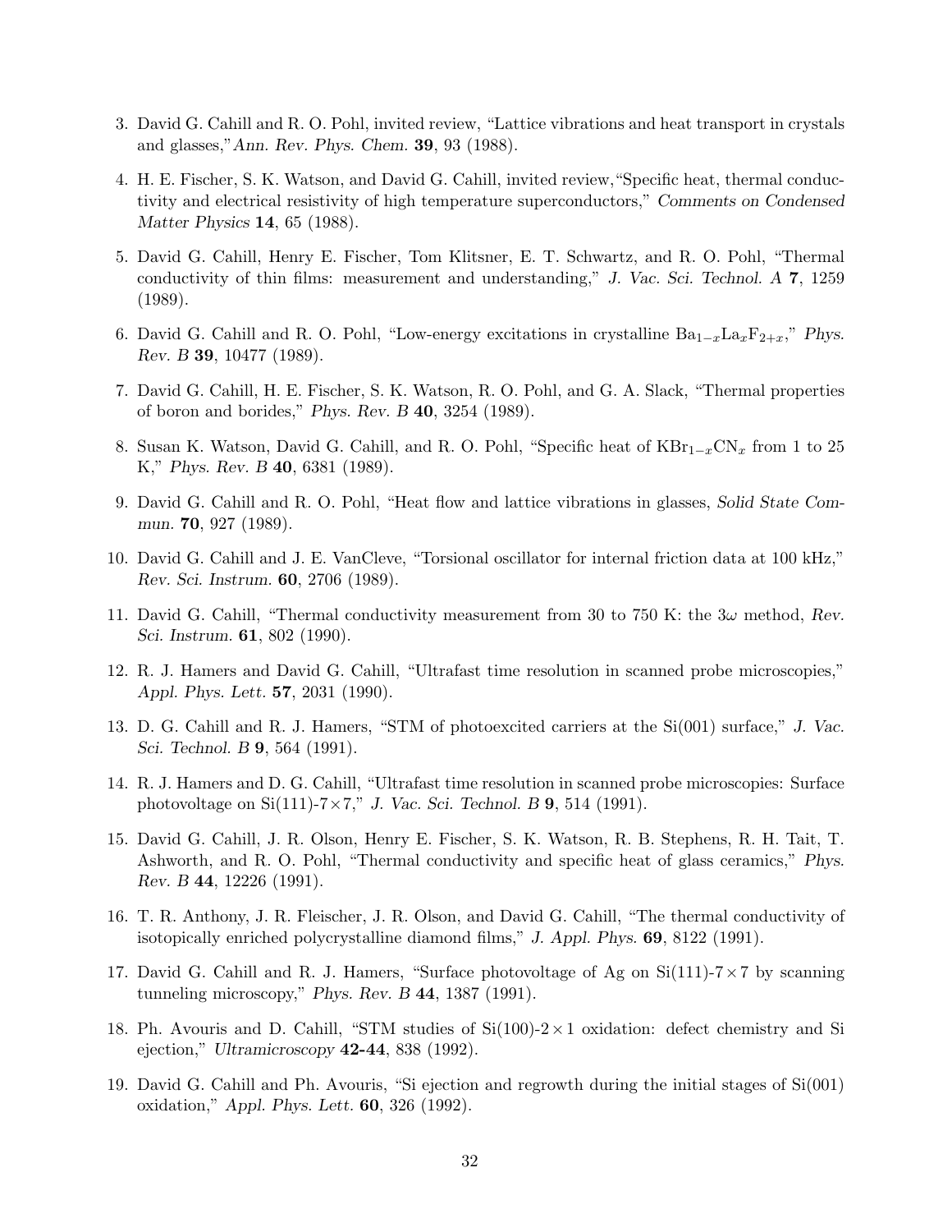3. David G. Cahill and R. O. Pohl, invited review, "Lattice vibrations and heat transport in crystals and glasses,"*Ann. Rev. Phys. Chem.* **39**, 93 (1988).

4. H. E. Fischer, S. K. Watson, and David G. Cahill, invited review,"Specific heat, thermal conductivity and electrical resistivity of high temperature superconductors," *Comments on Condensed Matter Physics* **14**, 65 (1988).

5. David G. Cahill, Henry E. Fischer, Tom Klitsner, E. T. Schwartz, and R. O. Pohl, "Thermal conductivity of thin films: measurement and understanding," *J. Vac. Sci. Technol. A* **7**, 1259 (1989).

6. David G. Cahill and R. O. Pohl, "Low-energy excitations in crystalline $Ba_{1-x}La_xF_{2+x}$," *Phys. Rev. B* **39**, 10477 (1989).

7. David G. Cahill, H. E. Fischer, S. K. Watson, R. O. Pohl, and G. A. Slack, "Thermal properties of boron and borides," *Phys. Rev. B* **40**, 3254 (1989).

8. Susan K. Watson, David G. Cahill, and R. O. Pohl, "Specific heat of $KBr_{1-x}CN_x$ from 1 to 25 K," *Phys. Rev. B* **40**, 6381 (1989).

9. David G. Cahill and R. O. Pohl, "Heat flow and lattice vibrations in glasses, *Solid State Commun.* **70**, 927 (1989).

10. David G. Cahill and J. E. VanCleve, "Torsional oscillator for internal friction data at 100 kHz," *Rev. Sci. Instrum.* **60**, 2706 (1989).

11. David G. Cahill, "Thermal conductivity measurement from 30 to 750 K: the $3\omega$ method, *Rev. Sci. Instrum.* **61**, 802 (1990).

12. R. J. Hamers and David G. Cahill, "Ultrafast time resolution in scanned probe microscopies," *Appl. Phys. Lett.* **57**, 2031 (1990).

13. D. G. Cahill and R. J. Hamers, "STM of photoexcited carriers at the Si(001) surface," *J. Vac. Sci. Technol. B* **9**, 564 (1991).

14. R. J. Hamers and D. G. Cahill, "Ultrafast time resolution in scanned probe microscopies: Surface photovoltage on Si(111)-7$\times$7," *J. Vac. Sci. Technol. B* **9**, 514 (1991).

15. David G. Cahill, J. R. Olson, Henry E. Fischer, S. K. Watson, R. B. Stephens, R. H. Tait, T. Ashworth, and R. O. Pohl, "Thermal conductivity and specific heat of glass ceramics," *Phys. Rev. B* **44**, 12226 (1991).

16. T. R. Anthony, J. R. Fleischer, J. R. Olson, and David G. Cahill, "The thermal conductivity of isotopically enriched polycrystalline diamond films," *J. Appl. Phys.* **69**, 8122 (1991).

17. David G. Cahill and R. J. Hamers, "Surface photovoltage of Ag on Si(111)-7$\times$7 by scanning tunneling microscopy," *Phys. Rev. B* **44**, 1387 (1991).

18. Ph. Avouris and D. Cahill, "STM studies of Si(100)-2$\times$1 oxidation: defect chemistry and Si ejection," *Ultramicroscopy* **42-44**, 838 (1992).

19. David G. Cahill and Ph. Avouris, "Si ejection and regrowth during the initial stages of Si(001) oxidation," *Appl. Phys. Lett.* **60**, 326 (1992).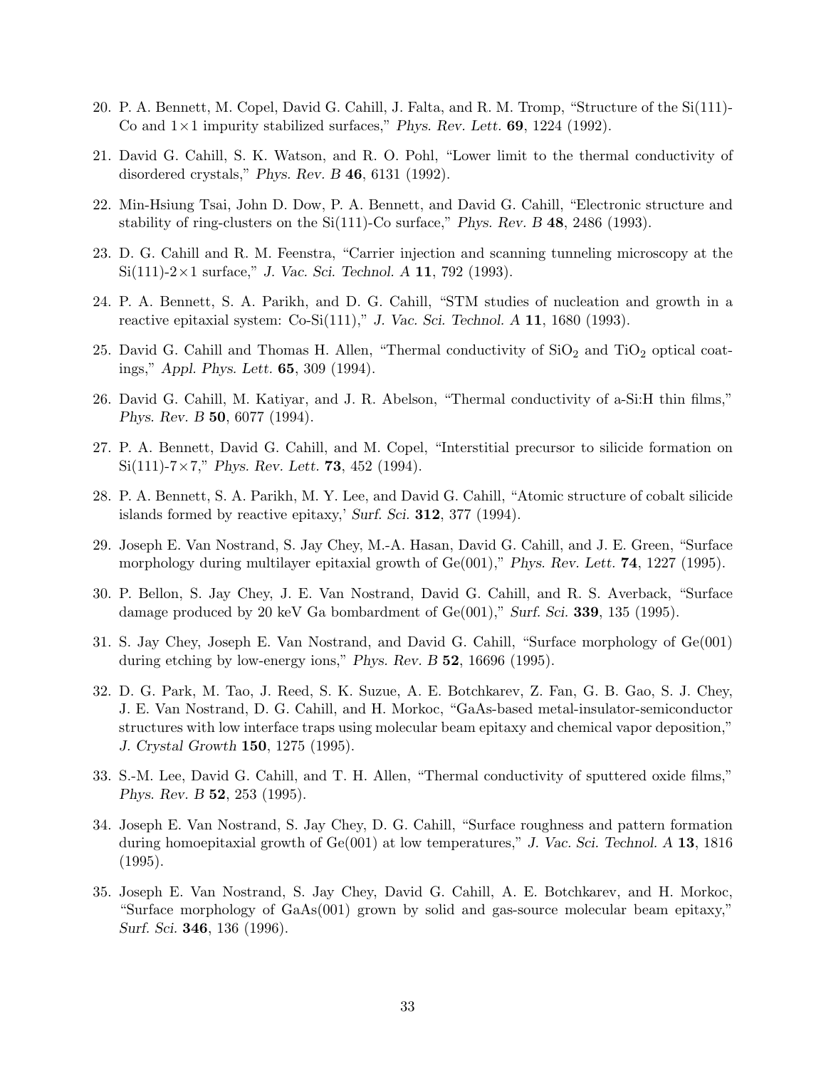20. P. A. Bennett, M. Copel, David G. Cahill, J. Falta, and R. M. Tromp, "Structure of the Si(111)-Co and 1×1 impurity stabilized surfaces," *Phys. Rev. Lett.* **69**, 1224 (1992).

21. David G. Cahill, S. K. Watson, and R. O. Pohl, "Lower limit to the thermal conductivity of disordered crystals," *Phys. Rev. B* **46**, 6131 (1992).

22. Min-Hsiung Tsai, John D. Dow, P. A. Bennett, and David G. Cahill, "Electronic structure and stability of ring-clusters on the Si(111)-Co surface," *Phys. Rev. B* **48**, 2486 (1993).

23. D. G. Cahill and R. M. Feenstra, "Carrier injection and scanning tunneling microscopy at the Si(111)-2×1 surface," *J. Vac. Sci. Technol. A* **11**, 792 (1993).

24. P. A. Bennett, S. A. Parikh, and D. G. Cahill, "STM studies of nucleation and growth in a reactive epitaxial system: Co-Si(111)," *J. Vac. Sci. Technol. A* **11**, 1680 (1993).

25. David G. Cahill and Thomas H. Allen, "Thermal conductivity of $SiO_2$ and $TiO_2$ optical coatings," *Appl. Phys. Lett.* **65**, 309 (1994).

26. David G. Cahill, M. Katiyar, and J. R. Abelson, "Thermal conductivity of a-Si:H thin films," *Phys. Rev. B* **50**, 6077 (1994).

27. P. A. Bennett, David G. Cahill, and M. Copel, "Interstitial precursor to silicide formation on Si(111)-7×7," *Phys. Rev. Lett.* **73**, 452 (1994).

28. P. A. Bennett, S. A. Parikh, M. Y. Lee, and David G. Cahill, "Atomic structure of cobalt silicide islands formed by reactive epitaxy,' *Surf. Sci.* **312**, 377 (1994).

29. Joseph E. Van Nostrand, S. Jay Chey, M.-A. Hasan, David G. Cahill, and J. E. Green, "Surface morphology during multilayer epitaxial growth of Ge(001)," *Phys. Rev. Lett.* **74**, 1227 (1995).

30. P. Bellon, S. Jay Chey, J. E. Van Nostrand, David G. Cahill, and R. S. Averback, "Surface damage produced by 20 keV Ga bombardment of Ge(001)," *Surf. Sci.* **339**, 135 (1995).

31. S. Jay Chey, Joseph E. Van Nostrand, and David G. Cahill, "Surface morphology of Ge(001) during etching by low-energy ions," *Phys. Rev. B* **52**, 16696 (1995).

32. D. G. Park, M. Tao, J. Reed, S. K. Suzue, A. E. Botchkarev, Z. Fan, G. B. Gao, S. J. Chey, J. E. Van Nostrand, D. G. Cahill, and H. Morkoc, "GaAs-based metal-insulator-semiconductor structures with low interface traps using molecular beam epitaxy and chemical vapor deposition," *J. Crystal Growth* **150**, 1275 (1995).

33. S.-M. Lee, David G. Cahill, and T. H. Allen, "Thermal conductivity of sputtered oxide films," *Phys. Rev. B* **52**, 253 (1995).

34. Joseph E. Van Nostrand, S. Jay Chey, D. G. Cahill, "Surface roughness and pattern formation during homoepitaxial growth of Ge(001) at low temperatures," *J. Vac. Sci. Technol. A* **13**, 1816 (1995).

35. Joseph E. Van Nostrand, S. Jay Chey, David G. Cahill, A. E. Botchkarev, and H. Morkoc, "Surface morphology of GaAs(001) grown by solid and gas-source molecular beam epitaxy," *Surf. Sci.* **346**, 136 (1996).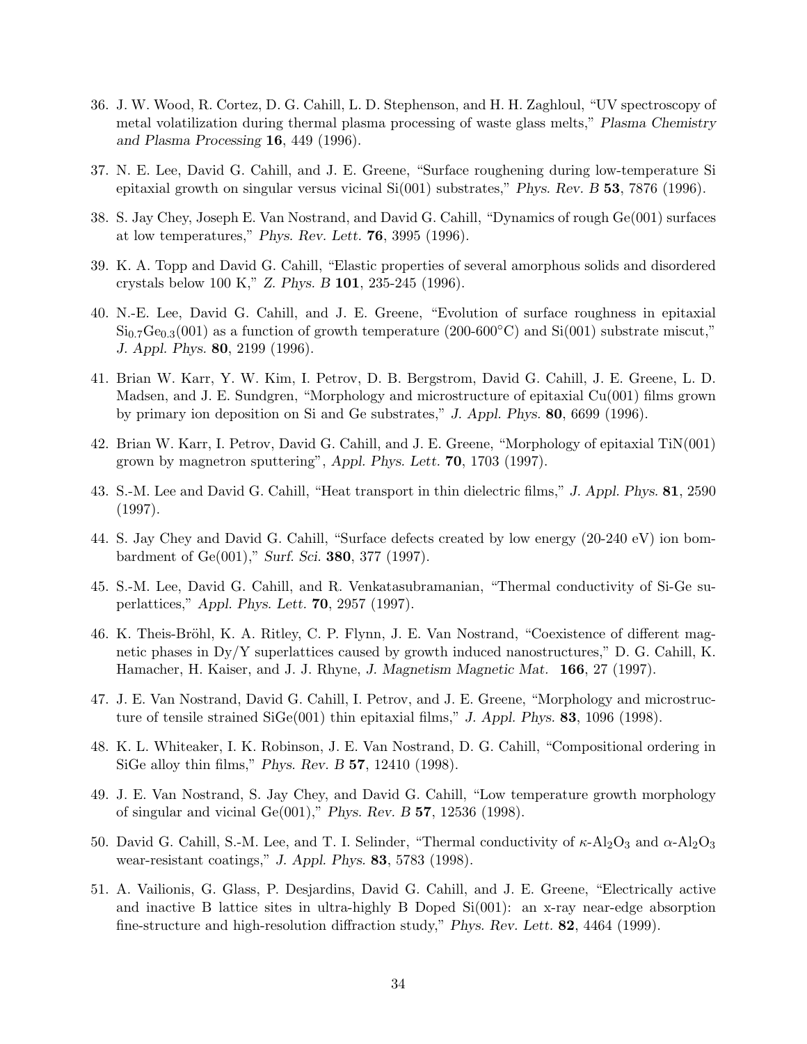36. J. W. Wood, R. Cortez, D. G. Cahill, L. D. Stephenson, and H. H. Zaghloul, "UV spectroscopy of metal volatilization during thermal plasma processing of waste glass melts," *Plasma Chemistry and Plasma Processing* **16**, 449 (1996).

37. N. E. Lee, David G. Cahill, and J. E. Greene, "Surface roughening during low-temperature Si epitaxial growth on singular versus vicinal Si(001) substrates," *Phys. Rev. B* **53**, 7876 (1996).

38. S. Jay Chey, Joseph E. Van Nostrand, and David G. Cahill, "Dynamics of rough Ge(001) surfaces at low temperatures," *Phys. Rev. Lett.* **76**, 3995 (1996).

39. K. A. Topp and David G. Cahill, "Elastic properties of several amorphous solids and disordered crystals below 100 K," *Z. Phys. B* **101**, 235-245 (1996).

40. N.-E. Lee, David G. Cahill, and J. E. Greene, "Evolution of surface roughness in epitaxial $Si_{0.7}Ge_{0.3}$(001) as a function of growth temperature (200-600°C) and Si(001) substrate miscut," *J. Appl. Phys.* **80**, 2199 (1996).

41. Brian W. Karr, Y. W. Kim, I. Petrov, D. B. Bergstrom, David G. Cahill, J. E. Greene, L. D. Madsen, and J. E. Sundgren, "Morphology and microstructure of epitaxial Cu(001) films grown by primary ion deposition on Si and Ge substrates," *J. Appl. Phys.* **80**, 6699 (1996).

42. Brian W. Karr, I. Petrov, David G. Cahill, and J. E. Greene, "Morphology of epitaxial TiN(001) grown by magnetron sputtering", *Appl. Phys. Lett.* **70**, 1703 (1997).

43. S.-M. Lee and David G. Cahill, "Heat transport in thin dielectric films," *J. Appl. Phys.* **81**, 2590 (1997).

44. S. Jay Chey and David G. Cahill, "Surface defects created by low energy (20-240 eV) ion bombardment of Ge(001)," *Surf. Sci.* **380**, 377 (1997).

45. S.-M. Lee, David G. Cahill, and R. Venkatasubramanian, "Thermal conductivity of Si-Ge superlattices," *Appl. Phys. Lett.* **70**, 2957 (1997).

46. K. Theis-Bröhl, K. A. Ritley, C. P. Flynn, J. E. Van Nostrand, "Coexistence of different magnetic phases in Dy/Y superlattices caused by growth induced nanostructures," D. G. Cahill, K. Hamacher, H. Kaiser, and J. J. Rhyne, *J. Magnetism Magnetic Mat.* **166**, 27 (1997).

47. J. E. Van Nostrand, David G. Cahill, I. Petrov, and J. E. Greene, "Morphology and microstructure of tensile strained SiGe(001) thin epitaxial films," *J. Appl. Phys.* **83**, 1096 (1998).

48. K. L. Whiteaker, I. K. Robinson, J. E. Van Nostrand, D. G. Cahill, "Compositional ordering in SiGe alloy thin films," *Phys. Rev. B* **57**, 12410 (1998).

49. J. E. Van Nostrand, S. Jay Chey, and David G. Cahill, "Low temperature growth morphology of singular and vicinal Ge(001)," *Phys. Rev. B* **57**, 12536 (1998).

50. David G. Cahill, S.-M. Lee, and T. I. Selinder, "Thermal conductivity of $\kappa$-$Al_2O_3$ and $\alpha$-$Al_2O_3$ wear-resistant coatings," *J. Appl. Phys.* **83**, 5783 (1998).

51. A. Vailionis, G. Glass, P. Desjardins, David G. Cahill, and J. E. Greene, "Electrically active and inactive B lattice sites in ultra-highly B Doped Si(001): an x-ray near-edge absorption fine-structure and high-resolution diffraction study," *Phys. Rev. Lett.* **82**, 4464 (1999).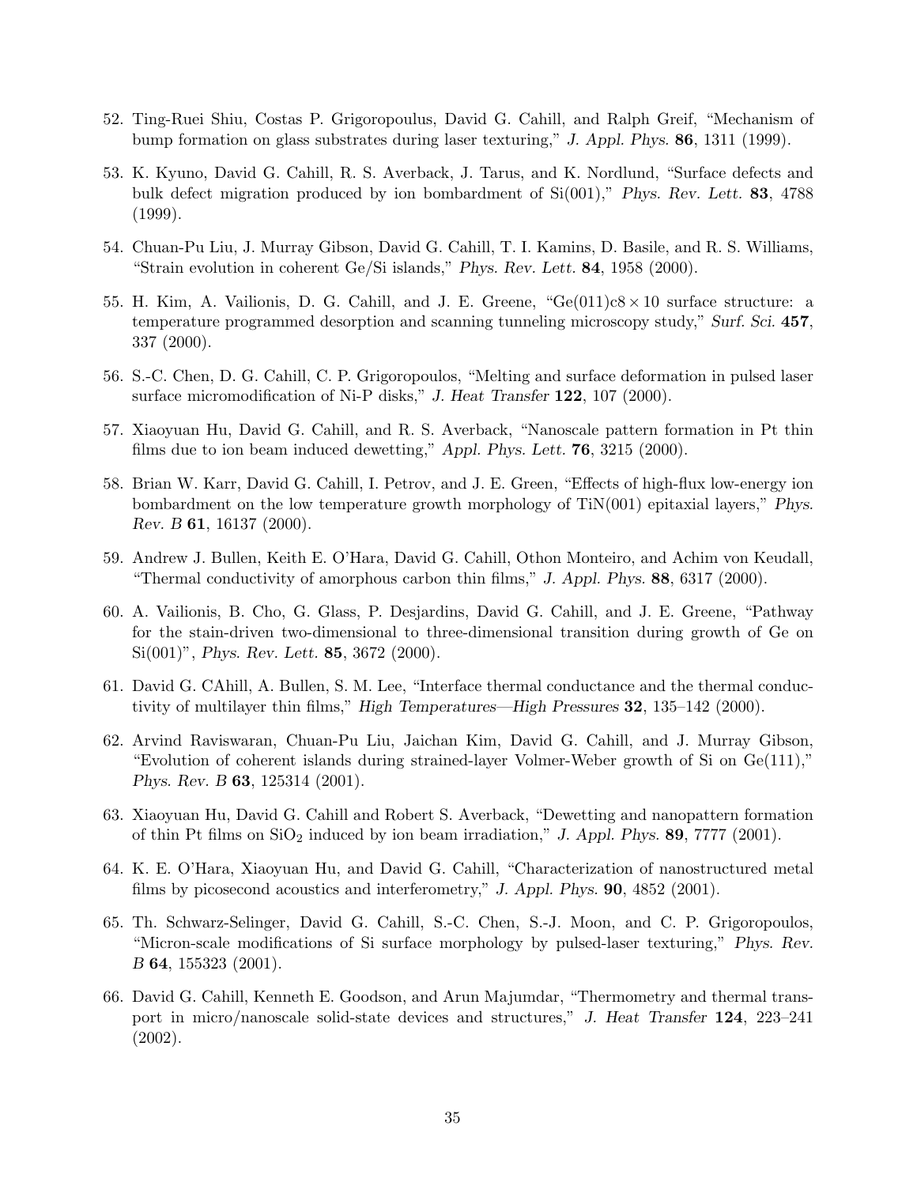52. Ting-Ruei Shiu, Costas P. Grigoropoulus, David G. Cahill, and Ralph Greif, "Mechanism of bump formation on glass substrates during laser texturing," *J. Appl. Phys.* **86**, 1311 (1999).

53. K. Kyuno, David G. Cahill, R. S. Averback, J. Tarus, and K. Nordlund, "Surface defects and bulk defect migration produced by ion bombardment of Si(001)," *Phys. Rev. Lett.* **83**, 4788 (1999).

54. Chuan-Pu Liu, J. Murray Gibson, David G. Cahill, T. I. Kamins, D. Basile, and R. S. Williams, "Strain evolution in coherent Ge/Si islands," *Phys. Rev. Lett.* **84**, 1958 (2000).

55. H. Kim, A. Vailionis, D. G. Cahill, and J. E. Greene, "Ge(011)c$8 \times 10$ surface structure: a temperature programmed desorption and scanning tunneling microscopy study," *Surf. Sci.* **457**, 337 (2000).

56. S.-C. Chen, D. G. Cahill, C. P. Grigoropoulos, "Melting and surface deformation in pulsed laser surface micromodification of Ni-P disks," *J. Heat Transfer* **122**, 107 (2000).

57. Xiaoyuan Hu, David G. Cahill, and R. S. Averback, "Nanoscale pattern formation in Pt thin films due to ion beam induced dewetting," *Appl. Phys. Lett.* **76**, 3215 (2000).

58. Brian W. Karr, David G. Cahill, I. Petrov, and J. E. Green, "Effects of high-flux low-energy ion bombardment on the low temperature growth morphology of TiN(001) epitaxial layers," *Phys. Rev. B* **61**, 16137 (2000).

59. Andrew J. Bullen, Keith E. O'Hara, David G. Cahill, Othon Monteiro, and Achim von Keudall, "Thermal conductivity of amorphous carbon thin films," *J. Appl. Phys.* **88**, 6317 (2000).

60. A. Vailionis, B. Cho, G. Glass, P. Desjardins, David G. Cahill, and J. E. Greene, "Pathway for the stain-driven two-dimensional to three-dimensional transition during growth of Ge on Si(001)", *Phys. Rev. Lett.* **85**, 3672 (2000).

61. David G. CAhill, A. Bullen, S. M. Lee, "Interface thermal conductance and the thermal conductivity of multilayer thin films," *High Temperatures—High Pressures* **32**, 135–142 (2000).

62. Arvind Raviswaran, Chuan-Pu Liu, Jaichan Kim, David G. Cahill, and J. Murray Gibson, "Evolution of coherent islands during strained-layer Volmer-Weber growth of Si on Ge(111)," *Phys. Rev. B* **63**, 125314 (2001).

63. Xiaoyuan Hu, David G. Cahill and Robert S. Averback, "Dewetting and nanopattern formation of thin Pt films on $SiO_2$ induced by ion beam irradiation," *J. Appl. Phys.* **89**, 7777 (2001).

64. K. E. O'Hara, Xiaoyuan Hu, and David G. Cahill, "Characterization of nanostructured metal films by picosecond acoustics and interferometry," *J. Appl. Phys.* **90**, 4852 (2001).

65. Th. Schwarz-Selinger, David G. Cahill, S.-C. Chen, S.-J. Moon, and C. P. Grigoropoulos, "Micron-scale modifications of Si surface morphology by pulsed-laser texturing," *Phys. Rev. B* **64**, 155323 (2001).

66. David G. Cahill, Kenneth E. Goodson, and Arun Majumdar, "Thermometry and thermal transport in micro/nanoscale solid-state devices and structures," *J. Heat Transfer* **124**, 223–241 (2002).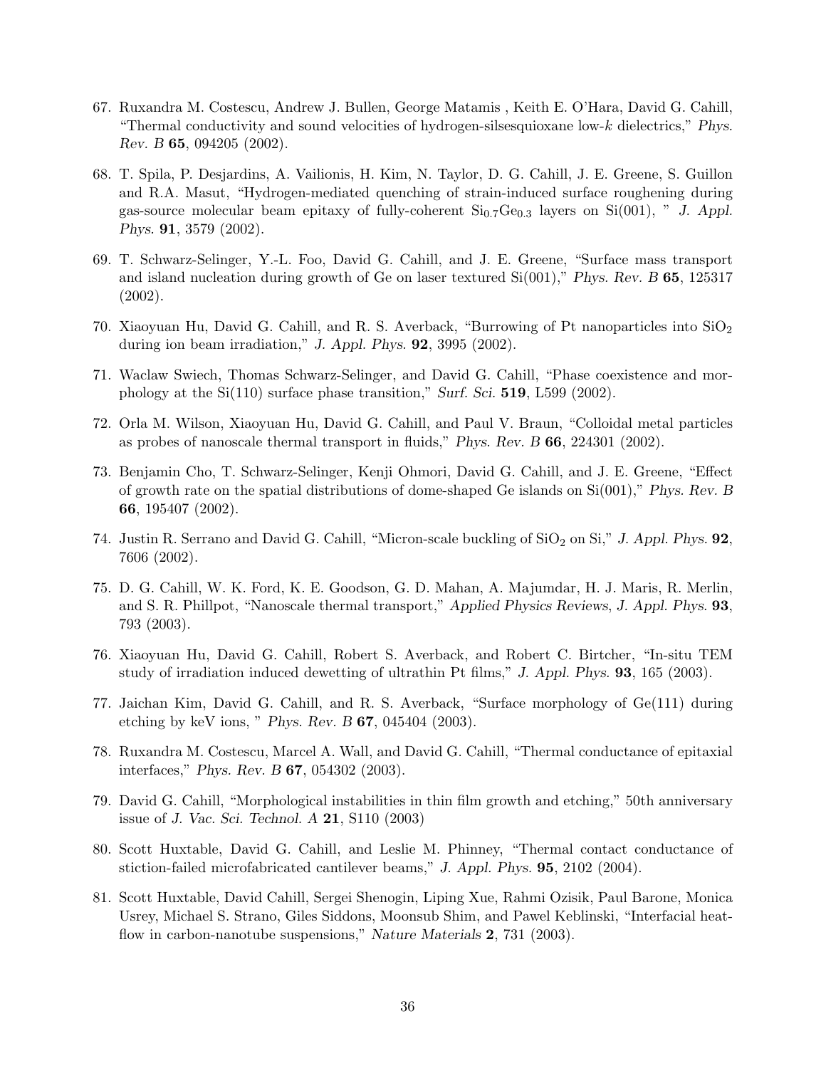67. Ruxandra M. Costescu, Andrew J. Bullen, George Matamis , Keith E. O'Hara, David G. Cahill, "Thermal conductivity and sound velocities of hydrogen-silsesquioxane low-$k$ dielectrics," *Phys. Rev. B* **65**, 094205 (2002).

68. T. Spila, P. Desjardins, A. Vailionis, H. Kim, N. Taylor, D. G. Cahill, J. E. Greene, S. Guillon and R.A. Masut, "Hydrogen-mediated quenching of strain-induced surface roughening during gas-source molecular beam epitaxy of fully-coherent $Si_{0.7}Ge_{0.3}$ layers on Si(001), " *J. Appl. Phys.* **91**, 3579 (2002).

69. T. Schwarz-Selinger, Y.-L. Foo, David G. Cahill, and J. E. Greene, "Surface mass transport and island nucleation during growth of Ge on laser textured Si(001)," *Phys. Rev. B* **65**, 125317 (2002).

70. Xiaoyuan Hu, David G. Cahill, and R. S. Averback, "Burrowing of Pt nanoparticles into $SiO_2$ during ion beam irradiation," *J. Appl. Phys.* **92**, 3995 (2002).

71. Waclaw Swiech, Thomas Schwarz-Selinger, and David G. Cahill, "Phase coexistence and morphology at the Si(110) surface phase transition," *Surf. Sci.* **519**, L599 (2002).

72. Orla M. Wilson, Xiaoyuan Hu, David G. Cahill, and Paul V. Braun, "Colloidal metal particles as probes of nanoscale thermal transport in fluids," *Phys. Rev. B* **66**, 224301 (2002).

73. Benjamin Cho, T. Schwarz-Selinger, Kenji Ohmori, David G. Cahill, and J. E. Greene, "Effect of growth rate on the spatial distributions of dome-shaped Ge islands on Si(001)," *Phys. Rev. B* **66**, 195407 (2002).

74. Justin R. Serrano and David G. Cahill, "Micron-scale buckling of $SiO_2$ on Si," *J. Appl. Phys.* **92**, 7606 (2002).

75. D. G. Cahill, W. K. Ford, K. E. Goodson, G. D. Mahan, A. Majumdar, H. J. Maris, R. Merlin, and S. R. Phillpot, "Nanoscale thermal transport," *Applied Physics Reviews*, *J. Appl. Phys.* **93**, 793 (2003).

76. Xiaoyuan Hu, David G. Cahill, Robert S. Averback, and Robert C. Birtcher, "In-situ TEM study of irradiation induced dewetting of ultrathin Pt films," *J. Appl. Phys.* **93**, 165 (2003).

77. Jaichan Kim, David G. Cahill, and R. S. Averback, "Surface morphology of Ge(111) during etching by keV ions, " *Phys. Rev. B* **67**, 045404 (2003).

78. Ruxandra M. Costescu, Marcel A. Wall, and David G. Cahill, "Thermal conductance of epitaxial interfaces," *Phys. Rev. B* **67**, 054302 (2003).

79. David G. Cahill, "Morphological instabilities in thin film growth and etching," 50th anniversary issue of *J. Vac. Sci. Technol. A* **21**, S110 (2003)

80. Scott Huxtable, David G. Cahill, and Leslie M. Phinney, "Thermal contact conductance of stiction-failed microfabricated cantilever beams," *J. Appl. Phys.* **95**, 2102 (2004).

81. Scott Huxtable, David Cahill, Sergei Shenogin, Liping Xue, Rahmi Ozisik, Paul Barone, Monica Usrey, Michael S. Strano, Giles Siddons, Moonsub Shim, and Pawel Keblinski, "Interfacial heat-flow in carbon-nanotube suspensions," *Nature Materials* **2**, 731 (2003).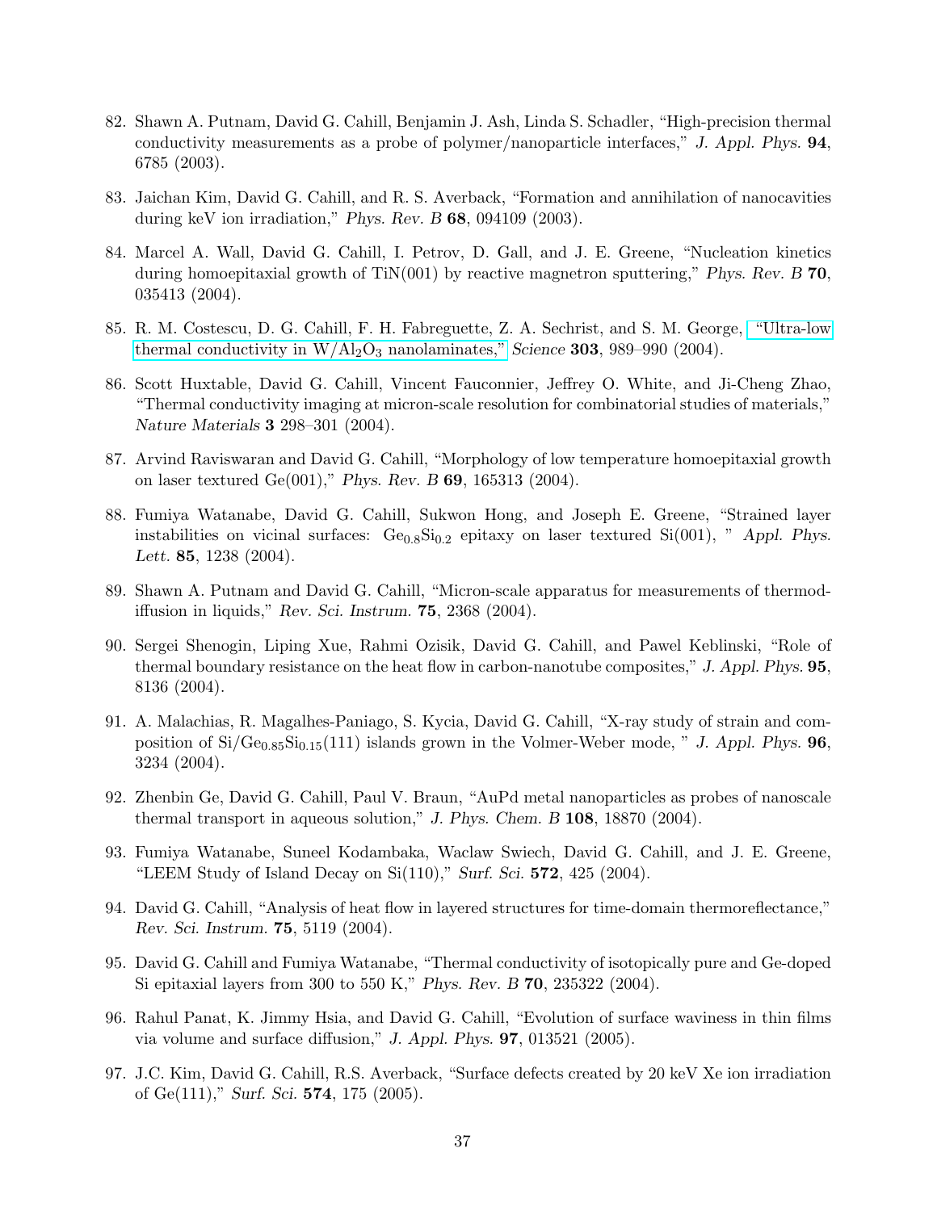82. Shawn A. Putnam, David G. Cahill, Benjamin J. Ash, Linda S. Schadler, "High-precision thermal conductivity measurements as a probe of polymer/nanoparticle interfaces," *J. Appl. Phys.* **94**, 6785 (2003).

83. Jaichan Kim, David G. Cahill, and R. S. Averback, "Formation and annihilation of nanocavities during keV ion irradiation," *Phys. Rev. B* **68**, 094109 (2003).

84. Marcel A. Wall, David G. Cahill, I. Petrov, D. Gall, and J. E. Greene, "Nucleation kinetics during homoepitaxial growth of TiN(001) by reactive magnetron sputtering," *Phys. Rev. B* **70**, 035413 (2004).

85. R. M. Costescu, D. G. Cahill, F. H. Fabreguette, Z. A. Sechrist, and S. M. George, "Ultra-low thermal conductivity in $W/Al_2O_3$ nanolaminates," *Science* **303**, 989–990 (2004).

86. Scott Huxtable, David G. Cahill, Vincent Fauconnier, Jeffrey O. White, and Ji-Cheng Zhao, "Thermal conductivity imaging at micron-scale resolution for combinatorial studies of materials," *Nature Materials* **3** 298–301 (2004).

87. Arvind Raviswaran and David G. Cahill, "Morphology of low temperature homoepitaxial growth on laser textured Ge(001)," *Phys. Rev. B* **69**, 165313 (2004).

88. Fumiya Watanabe, David G. Cahill, Sukwon Hong, and Joseph E. Greene, "Strained layer instabilities on vicinal surfaces: $Ge_{0.8}Si_{0.2}$ epitaxy on laser textured Si(001), " *Appl. Phys. Lett.* **85**, 1238 (2004).

89. Shawn A. Putnam and David G. Cahill, "Micron-scale apparatus for measurements of thermodiffusion in liquids," *Rev. Sci. Instrum.* **75**, 2368 (2004).

90. Sergei Shenogin, Liping Xue, Rahmi Ozisik, David G. Cahill, and Pawel Keblinski, "Role of thermal boundary resistance on the heat flow in carbon-nanotube composites," *J. Appl. Phys.* **95**, 8136 (2004).

91. A. Malachias, R. Magalhes-Paniago, S. Kycia, David G. Cahill, "X-ray study of strain and composition of $Si/Ge_{0.85}Si_{0.15}$(111) islands grown in the Volmer-Weber mode, " *J. Appl. Phys.* **96**, 3234 (2004).

92. Zhenbin Ge, David G. Cahill, Paul V. Braun, "AuPd metal nanoparticles as probes of nanoscale thermal transport in aqueous solution," *J. Phys. Chem. B* **108**, 18870 (2004).

93. Fumiya Watanabe, Suneel Kodambaka, Waclaw Swiech, David G. Cahill, and J. E. Greene, "LEEM Study of Island Decay on Si(110)," *Surf. Sci.* **572**, 425 (2004).

94. David G. Cahill, "Analysis of heat flow in layered structures for time-domain thermoreflectance," *Rev. Sci. Instrum.* **75**, 5119 (2004).

95. David G. Cahill and Fumiya Watanabe, "Thermal conductivity of isotopically pure and Ge-doped Si epitaxial layers from 300 to 550 K," *Phys. Rev. B* **70**, 235322 (2004).

96. Rahul Panat, K. Jimmy Hsia, and David G. Cahill, "Evolution of surface waviness in thin films via volume and surface diffusion," *J. Appl. Phys.* **97**, 013521 (2005).

97. J.C. Kim, David G. Cahill, R.S. Averback, "Surface defects created by 20 keV Xe ion irradiation of Ge(111)," *Surf. Sci.* **574**, 175 (2005).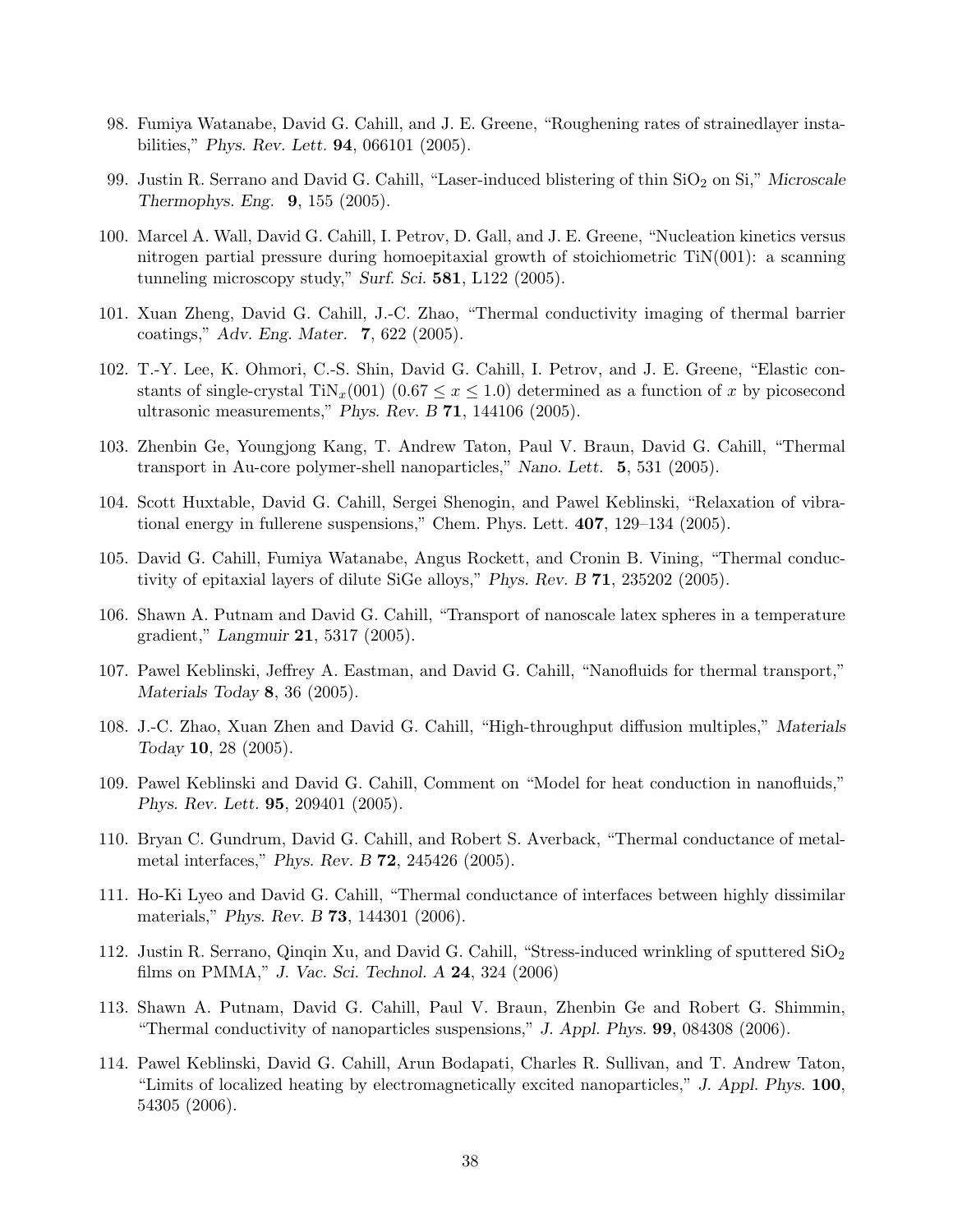98. Fumiya Watanabe, David G. Cahill, and J. E. Greene, "Roughening rates of strainedlayer instabilities," *Phys. Rev. Lett.* **94**, 066101 (2005).

99. Justin R. Serrano and David G. Cahill, "Laser-induced blistering of thin $SiO_2$ on Si," *Microscale Thermophys. Eng.* **9**, 155 (2005).

100. Marcel A. Wall, David G. Cahill, I. Petrov, D. Gall, and J. E. Greene, "Nucleation kinetics versus nitrogen partial pressure during homoepitaxial growth of stoichiometric TiN(001): a scanning tunneling microscopy study," *Surf. Sci.* **581**, L122 (2005).

101. Xuan Zheng, David G. Cahill, J.-C. Zhao, "Thermal conductivity imaging of thermal barrier coatings," *Adv. Eng. Mater.* **7**, 622 (2005).

102. T.-Y. Lee, K. Ohmori, C.-S. Shin, David G. Cahill, I. Petrov, and J. E. Greene, "Elastic constants of single-crystal $TiN_x(001)$ ($0.67 \leq x \leq 1.0$) determined as a function of $x$ by picosecond ultrasonic measurements," *Phys. Rev. B* **71**, 144106 (2005).

103. Zhenbin Ge, Youngjong Kang, T. Andrew Taton, Paul V. Braun, David G. Cahill, "Thermal transport in Au-core polymer-shell nanoparticles," *Nano. Lett.* **5**, 531 (2005).

104. Scott Huxtable, David G. Cahill, Sergei Shenogin, and Pawel Keblinski, "Relaxation of vibrational energy in fullerene suspensions," Chem. Phys. Lett. **407**, 129–134 (2005).

105. David G. Cahill, Fumiya Watanabe, Angus Rockett, and Cronin B. Vining, "Thermal conductivity of epitaxial layers of dilute SiGe alloys," *Phys. Rev. B* **71**, 235202 (2005).

106. Shawn A. Putnam and David G. Cahill, "Transport of nanoscale latex spheres in a temperature gradient," *Langmuir* **21**, 5317 (2005).

107. Pawel Keblinski, Jeffrey A. Eastman, and David G. Cahill, "Nanofluids for thermal transport," *Materials Today* **8**, 36 (2005).

108. J.-C. Zhao, Xuan Zhen and David G. Cahill, "High-throughput diffusion multiples," *Materials Today* **10**, 28 (2005).

109. Pawel Keblinski and David G. Cahill, Comment on "Model for heat conduction in nanofluids," *Phys. Rev. Lett.* **95**, 209401 (2005).

110. Bryan C. Gundrum, David G. Cahill, and Robert S. Averback, "Thermal conductance of metal-metal interfaces," *Phys. Rev. B* **72**, 245426 (2005).

111. Ho-Ki Lyeo and David G. Cahill, "Thermal conductance of interfaces between highly dissimilar materials," *Phys. Rev. B* **73**, 144301 (2006).

112. Justin R. Serrano, Qinqin Xu, and David G. Cahill, "Stress-induced wrinkling of sputtered $SiO_2$ films on PMMA," *J. Vac. Sci. Technol. A* **24**, 324 (2006)

113. Shawn A. Putnam, David G. Cahill, Paul V. Braun, Zhenbin Ge and Robert G. Shimmin, "Thermal conductivity of nanoparticles suspensions," *J. Appl. Phys.* **99**, 084308 (2006).

114. Pawel Keblinski, David G. Cahill, Arun Bodapati, Charles R. Sullivan, and T. Andrew Taton, "Limits of localized heating by electromagnetically excited nanoparticles," *J. Appl. Phys.* **100**, 54305 (2006).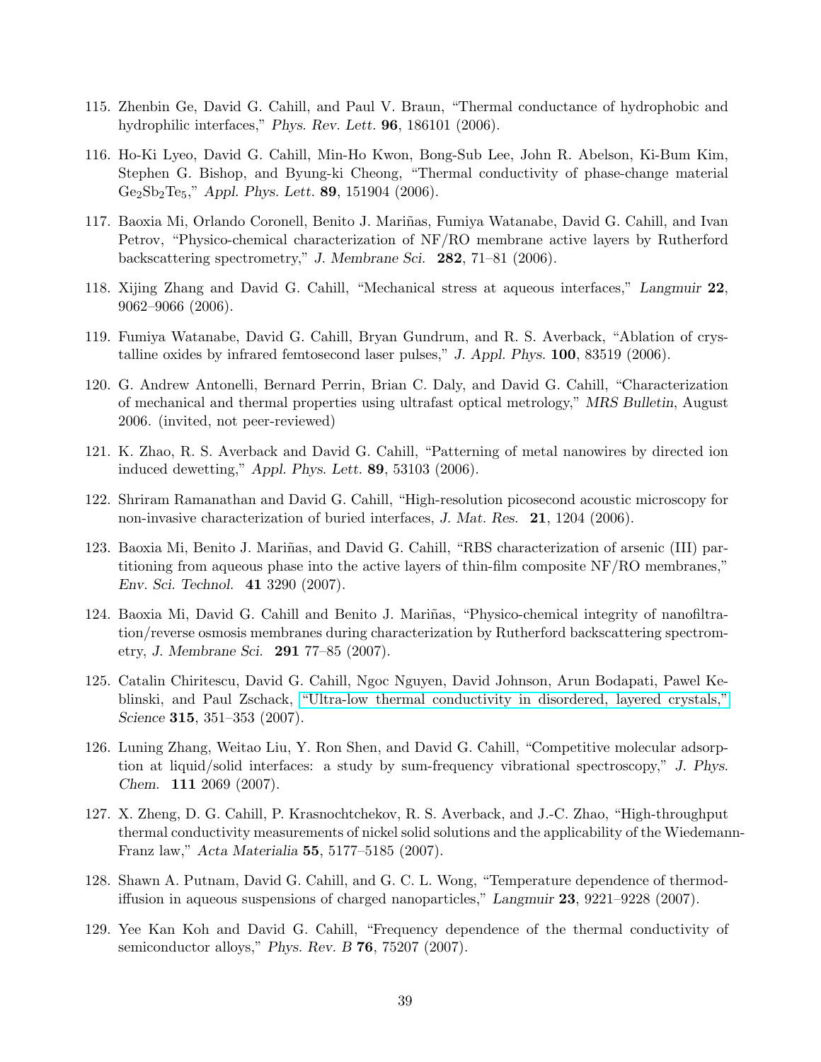115. Zhenbin Ge, David G. Cahill, and Paul V. Braun, "Thermal conductance of hydrophobic and hydrophilic interfaces," *Phys. Rev. Lett.* **96**, 186101 (2006).

116. Ho-Ki Lyeo, David G. Cahill, Min-Ho Kwon, Bong-Sub Lee, John R. Abelson, Ki-Bum Kim, Stephen G. Bishop, and Byung-ki Cheong, "Thermal conductivity of phase-change material $Ge_2Sb_2Te_5$," *Appl. Phys. Lett.* **89**, 151904 (2006).

117. Baoxia Mi, Orlando Coronell, Benito J. Mariñas, Fumiya Watanabe, David G. Cahill, and Ivan Petrov, "Physico-chemical characterization of NF/RO membrane active layers by Rutherford backscattering spectrometry," *J. Membrane Sci.* **282**, 71–81 (2006).

118. Xijing Zhang and David G. Cahill, "Mechanical stress at aqueous interfaces," *Langmuir* **22**, 9062–9066 (2006).

119. Fumiya Watanabe, David G. Cahill, Bryan Gundrum, and R. S. Averback, "Ablation of crystalline oxides by infrared femtosecond laser pulses," *J. Appl. Phys.* **100**, 83519 (2006).

120. G. Andrew Antonelli, Bernard Perrin, Brian C. Daly, and David G. Cahill, "Characterization of mechanical and thermal properties using ultrafast optical metrology," *MRS Bulletin*, August 2006. (invited, not peer-reviewed)

121. K. Zhao, R. S. Averback and David G. Cahill, "Patterning of metal nanowires by directed ion induced dewetting," *Appl. Phys. Lett.* **89**, 53103 (2006).

122. Shriram Ramanathan and David G. Cahill, "High-resolution picosecond acoustic microscopy for non-invasive characterization of buried interfaces, *J. Mat. Res.* **21**, 1204 (2006).

123. Baoxia Mi, Benito J. Mariñas, and David G. Cahill, "RBS characterization of arsenic (III) partitioning from aqueous phase into the active layers of thin-film composite NF/RO membranes," *Env. Sci. Technol.* **41** 3290 (2007).

124. Baoxia Mi, David G. Cahill and Benito J. Mariñas, "Physico-chemical integrity of nanofiltration/reverse osmosis membranes during characterization by Rutherford backscattering spectrometry, *J. Membrane Sci.* **291** 77–85 (2007).

125. Catalin Chiritescu, David G. Cahill, Ngoc Nguyen, David Johnson, Arun Bodapati, Pawel Keblinski, and Paul Zschack, "Ultra-low thermal conductivity in disordered, layered crystals," *Science* **315**, 351–353 (2007).

126. Luning Zhang, Weitao Liu, Y. Ron Shen, and David G. Cahill, "Competitive molecular adsorption at liquid/solid interfaces: a study by sum-frequency vibrational spectroscopy," *J. Phys. Chem.* **111** 2069 (2007).

127. X. Zheng, D. G. Cahill, P. Krasnochtchekov, R. S. Averback, and J.-C. Zhao, "High-throughput thermal conductivity measurements of nickel solid solutions and the applicability of the Wiedemann-Franz law," *Acta Materialia* **55**, 5177–5185 (2007).

128. Shawn A. Putnam, David G. Cahill, and G. C. L. Wong, "Temperature dependence of thermodiffusion in aqueous suspensions of charged nanoparticles," *Langmuir* **23**, 9221–9228 (2007).

129. Yee Kan Koh and David G. Cahill, "Frequency dependence of the thermal conductivity of semiconductor alloys," *Phys. Rev. B* **76**, 75207 (2007).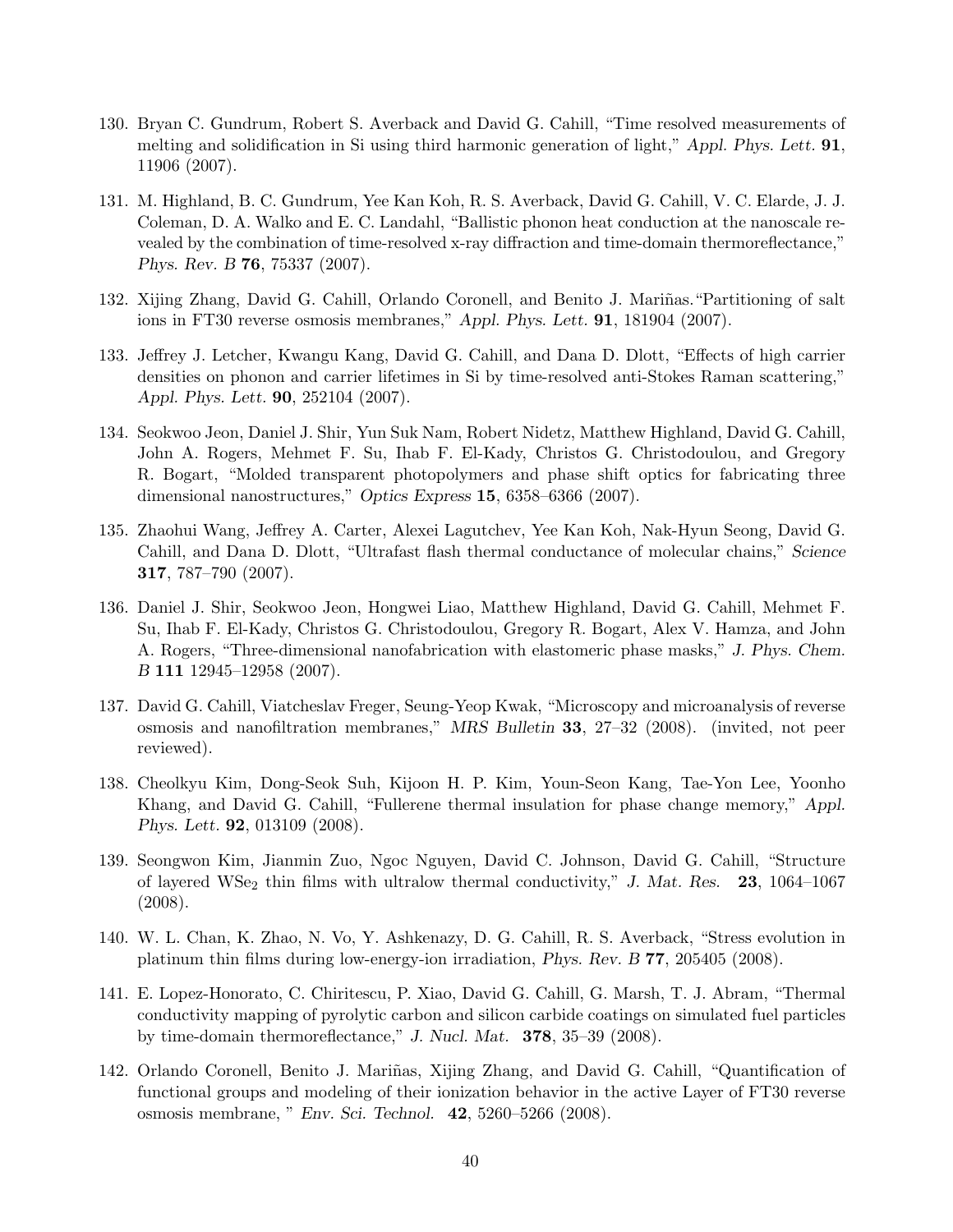130. Bryan C. Gundrum, Robert S. Averback and David G. Cahill, "Time resolved measurements of melting and solidification in Si using third harmonic generation of light," *Appl. Phys. Lett.* **91**, 11906 (2007).

131. M. Highland, B. C. Gundrum, Yee Kan Koh, R. S. Averback, David G. Cahill, V. C. Elarde, J. J. Coleman, D. A. Walko and E. C. Landahl, "Ballistic phonon heat conduction at the nanoscale revealed by the combination of time-resolved x-ray diffraction and time-domain thermoreflectance," *Phys. Rev. B* **76**, 75337 (2007).

132. Xijing Zhang, David G. Cahill, Orlando Coronell, and Benito J. Mariñas."Partitioning of salt ions in FT30 reverse osmosis membranes," *Appl. Phys. Lett.* **91**, 181904 (2007).

133. Jeffrey J. Letcher, Kwangu Kang, David G. Cahill, and Dana D. Dlott, "Effects of high carrier densities on phonon and carrier lifetimes in Si by time-resolved anti-Stokes Raman scattering," *Appl. Phys. Lett.* **90**, 252104 (2007).

134. Seokwoo Jeon, Daniel J. Shir, Yun Suk Nam, Robert Nidetz, Matthew Highland, David G. Cahill, John A. Rogers, Mehmet F. Su, Ihab F. El-Kady, Christos G. Christodoulou, and Gregory R. Bogart, "Molded transparent photopolymers and phase shift optics for fabricating three dimensional nanostructures," *Optics Express* **15**, 6358–6366 (2007).

135. Zhaohui Wang, Jeffrey A. Carter, Alexei Lagutchev, Yee Kan Koh, Nak-Hyun Seong, David G. Cahill, and Dana D. Dlott, "Ultrafast flash thermal conductance of molecular chains," *Science* **317**, 787–790 (2007).

136. Daniel J. Shir, Seokwoo Jeon, Hongwei Liao, Matthew Highland, David G. Cahill, Mehmet F. Su, Ihab F. El-Kady, Christos G. Christodoulou, Gregory R. Bogart, Alex V. Hamza, and John A. Rogers, "Three-dimensional nanofabrication with elastomeric phase masks," *J. Phys. Chem. B* **111** 12945–12958 (2007).

137. David G. Cahill, Viatcheslav Freger, Seung-Yeop Kwak, "Microscopy and microanalysis of reverse osmosis and nanofiltration membranes," *MRS Bulletin* **33**, 27–32 (2008). (invited, not peer reviewed).

138. Cheolkyu Kim, Dong-Seok Suh, Kijoon H. P. Kim, Youn-Seon Kang, Tae-Yon Lee, Yoonho Khang, and David G. Cahill, "Fullerene thermal insulation for phase change memory," *Appl. Phys. Lett.* **92**, 013109 (2008).

139. Seongwon Kim, Jianmin Zuo, Ngoc Nguyen, David C. Johnson, David G. Cahill, "Structure of layered $WSe_2$ thin films with ultralow thermal conductivity," *J. Mat. Res.* **23**, 1064–1067 (2008).

140. W. L. Chan, K. Zhao, N. Vo, Y. Ashkenazy, D. G. Cahill, R. S. Averback, "Stress evolution in platinum thin films during low-energy-ion irradiation, *Phys. Rev. B* **77**, 205405 (2008).

141. E. Lopez-Honorato, C. Chiritescu, P. Xiao, David G. Cahill, G. Marsh, T. J. Abram, "Thermal conductivity mapping of pyrolytic carbon and silicon carbide coatings on simulated fuel particles by time-domain thermoreflectance," *J. Nucl. Mat.* **378**, 35–39 (2008).

142. Orlando Coronell, Benito J. Mariñas, Xijing Zhang, and David G. Cahill, "Quantification of functional groups and modeling of their ionization behavior in the active Layer of FT30 reverse osmosis membrane, " *Env. Sci. Technol.* **42**, 5260–5266 (2008).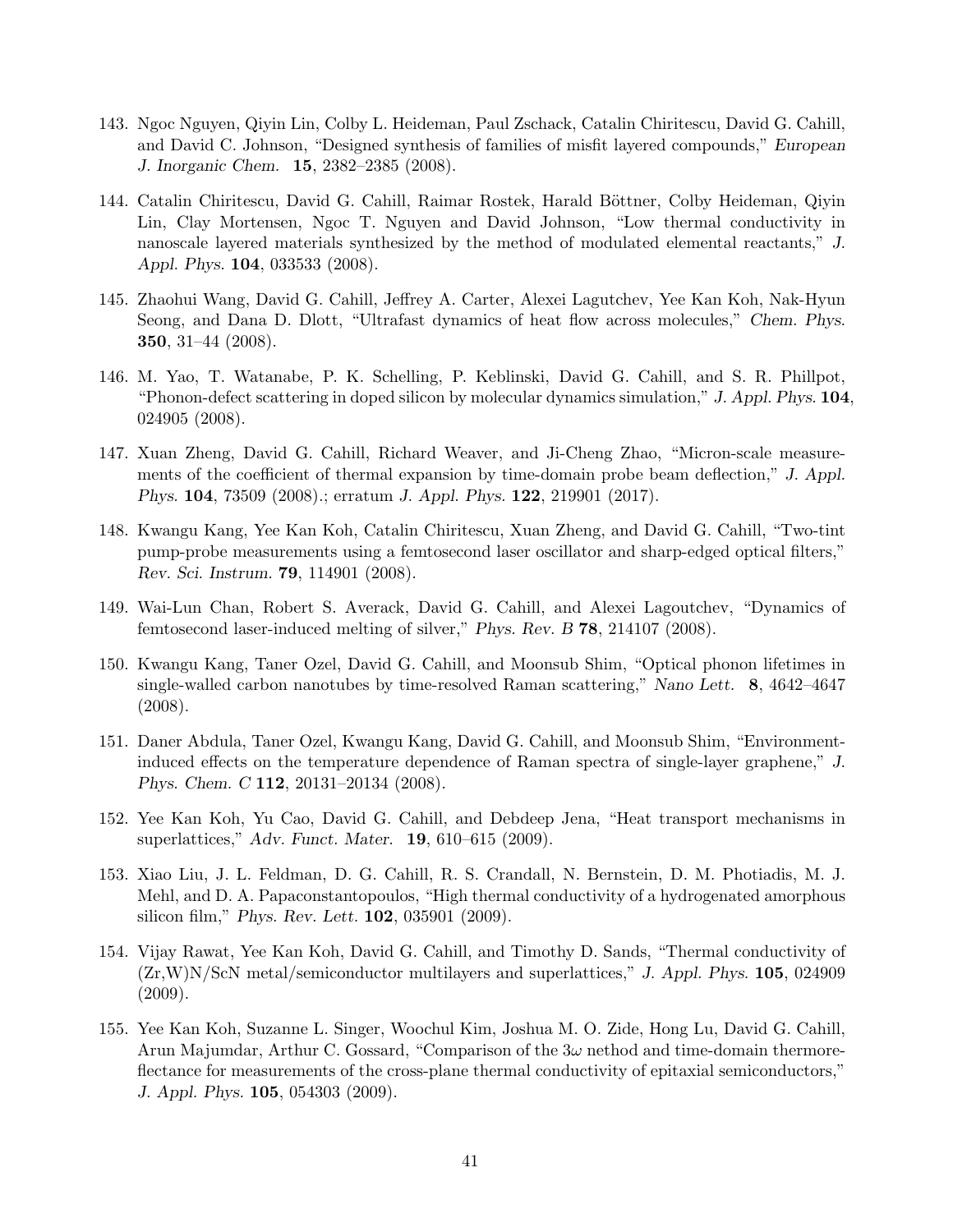143. Ngoc Nguyen, Qiyin Lin, Colby L. Heideman, Paul Zschack, Catalin Chiritescu, David G. Cahill, and David C. Johnson, "Designed synthesis of families of misfit layered compounds," *European J. Inorganic Chem.* **15**, 2382–2385 (2008).

144. Catalin Chiritescu, David G. Cahill, Raimar Rostek, Harald Böttner, Colby Heideman, Qiyin Lin, Clay Mortensen, Ngoc T. Nguyen and David Johnson, "Low thermal conductivity in nanoscale layered materials synthesized by the method of modulated elemental reactants," *J. Appl. Phys.* **104**, 033533 (2008).

145. Zhaohui Wang, David G. Cahill, Jeffrey A. Carter, Alexei Lagutchev, Yee Kan Koh, Nak-Hyun Seong, and Dana D. Dlott, "Ultrafast dynamics of heat flow across molecules," *Chem. Phys.* **350**, 31–44 (2008).

146. M. Yao, T. Watanabe, P. K. Schelling, P. Keblinski, David G. Cahill, and S. R. Phillpot, "Phonon-defect scattering in doped silicon by molecular dynamics simulation," *J. Appl. Phys.* **104**, 024905 (2008).

147. Xuan Zheng, David G. Cahill, Richard Weaver, and Ji-Cheng Zhao, "Micron-scale measurements of the coefficient of thermal expansion by time-domain probe beam deflection," *J. Appl. Phys.* **104**, 73509 (2008).; erratum *J. Appl. Phys.* **122**, 219901 (2017).

148. Kwangu Kang, Yee Kan Koh, Catalin Chiritescu, Xuan Zheng, and David G. Cahill, "Two-tint pump-probe measurements using a femtosecond laser oscillator and sharp-edged optical filters," *Rev. Sci. Instrum.* **79**, 114901 (2008).

149. Wai-Lun Chan, Robert S. Averack, David G. Cahill, and Alexei Lagoutchev, "Dynamics of femtosecond laser-induced melting of silver," *Phys. Rev. B* **78**, 214107 (2008).

150. Kwangu Kang, Taner Ozel, David G. Cahill, and Moonsub Shim, "Optical phonon lifetimes in single-walled carbon nanotubes by time-resolved Raman scattering," *Nano Lett.* **8**, 4642–4647 (2008).

151. Daner Abdula, Taner Ozel, Kwangu Kang, David G. Cahill, and Moonsub Shim, "Environment-induced effects on the temperature dependence of Raman spectra of single-layer graphene," *J. Phys. Chem. C* **112**, 20131–20134 (2008).

152. Yee Kan Koh, Yu Cao, David G. Cahill, and Debdeep Jena, "Heat transport mechanisms in superlattices," *Adv. Funct. Mater.* **19**, 610–615 (2009).

153. Xiao Liu, J. L. Feldman, D. G. Cahill, R. S. Crandall, N. Bernstein, D. M. Photiadis, M. J. Mehl, and D. A. Papaconstantopoulos, "High thermal conductivity of a hydrogenated amorphous silicon film," *Phys. Rev. Lett.* **102**, 035901 (2009).

154. Vijay Rawat, Yee Kan Koh, David G. Cahill, and Timothy D. Sands, "Thermal conductivity of (Zr,W)N/ScN metal/semiconductor multilayers and superlattices," *J. Appl. Phys.* **105**, 024909 (2009).

155. Yee Kan Koh, Suzanne L. Singer, Woochul Kim, Joshua M. O. Zide, Hong Lu, David G. Cahill, Arun Majumdar, Arthur C. Gossard, "Comparison of the $3\omega$ method and time-domain thermoreflectance for measurements of the cross-plane thermal conductivity of epitaxial semiconductors," *J. Appl. Phys.* **105**, 054303 (2009).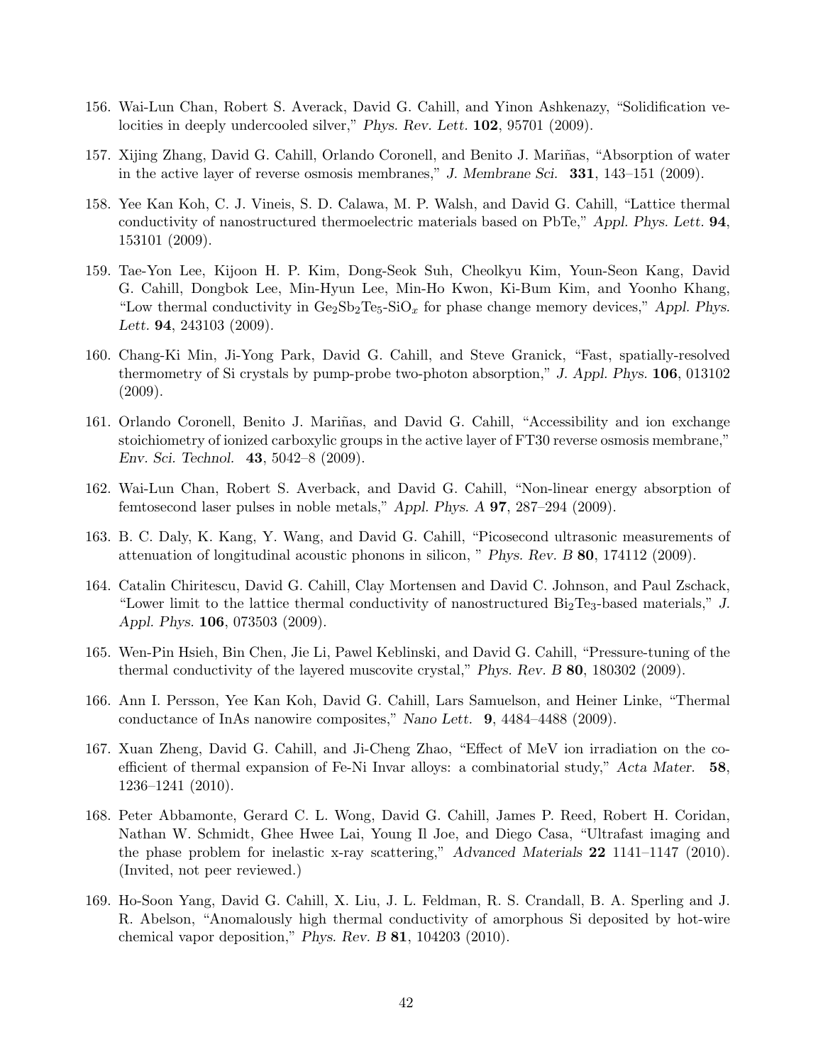156. Wai-Lun Chan, Robert S. Averack, David G. Cahill, and Yinon Ashkenazy, "Solidification velocities in deeply undercooled silver," *Phys. Rev. Lett.* **102**, 95701 (2009).

157. Xijing Zhang, David G. Cahill, Orlando Coronell, and Benito J. Mariñas, "Absorption of water in the active layer of reverse osmosis membranes," *J. Membrane Sci.* **331**, 143–151 (2009).

158. Yee Kan Koh, C. J. Vineis, S. D. Calawa, M. P. Walsh, and David G. Cahill, "Lattice thermal conductivity of nanostructured thermoelectric materials based on PbTe," *Appl. Phys. Lett.* **94**, 153101 (2009).

159. Tae-Yon Lee, Kijoon H. P. Kim, Dong-Seok Suh, Cheolkyu Kim, Youn-Seon Kang, David G. Cahill, Dongbok Lee, Min-Hyun Lee, Min-Ho Kwon, Ki-Bum Kim, and Yoonho Khang, "Low thermal conductivity in $Ge_2Sb_2Te_5$-$SiO_x$ for phase change memory devices," *Appl. Phys. Lett.* **94**, 243103 (2009).

160. Chang-Ki Min, Ji-Yong Park, David G. Cahill, and Steve Granick, "Fast, spatially-resolved thermometry of Si crystals by pump-probe two-photon absorption," *J. Appl. Phys.* **106**, 013102 (2009).

161. Orlando Coronell, Benito J. Mariñas, and David G. Cahill, "Accessibility and ion exchange stoichiometry of ionized carboxylic groups in the active layer of FT30 reverse osmosis membrane," *Env. Sci. Technol.* **43**, 5042–8 (2009).

162. Wai-Lun Chan, Robert S. Averback, and David G. Cahill, "Non-linear energy absorption of femtosecond laser pulses in noble metals," *Appl. Phys. A* **97**, 287–294 (2009).

163. B. C. Daly, K. Kang, Y. Wang, and David G. Cahill, "Picosecond ultrasonic measurements of attenuation of longitudinal acoustic phonons in silicon, " *Phys. Rev. B* **80**, 174112 (2009).

164. Catalin Chiritescu, David G. Cahill, Clay Mortensen and David C. Johnson, and Paul Zschack, "Lower limit to the lattice thermal conductivity of nanostructured $Bi_2Te_3$-based materials," *J. Appl. Phys.* **106**, 073503 (2009).

165. Wen-Pin Hsieh, Bin Chen, Jie Li, Pawel Keblinski, and David G. Cahill, "Pressure-tuning of the thermal conductivity of the layered muscovite crystal," *Phys. Rev. B* **80**, 180302 (2009).

166. Ann I. Persson, Yee Kan Koh, David G. Cahill, Lars Samuelson, and Heiner Linke, "Thermal conductance of InAs nanowire composites," *Nano Lett.* **9**, 4484–4488 (2009).

167. Xuan Zheng, David G. Cahill, and Ji-Cheng Zhao, "Effect of MeV ion irradiation on the coefficient of thermal expansion of Fe-Ni Invar alloys: a combinatorial study," *Acta Mater.* **58**, 1236–1241 (2010).

168. Peter Abbamonte, Gerard C. L. Wong, David G. Cahill, James P. Reed, Robert H. Coridan, Nathan W. Schmidt, Ghee Hwee Lai, Young Il Joe, and Diego Casa, "Ultrafast imaging and the phase problem for inelastic x-ray scattering," *Advanced Materials* **22** 1141–1147 (2010). (Invited, not peer reviewed.)

169. Ho-Soon Yang, David G. Cahill, X. Liu, J. L. Feldman, R. S. Crandall, B. A. Sperling and J. R. Abelson, "Anomalously high thermal conductivity of amorphous Si deposited by hot-wire chemical vapor deposition," *Phys. Rev. B* **81**, 104203 (2010).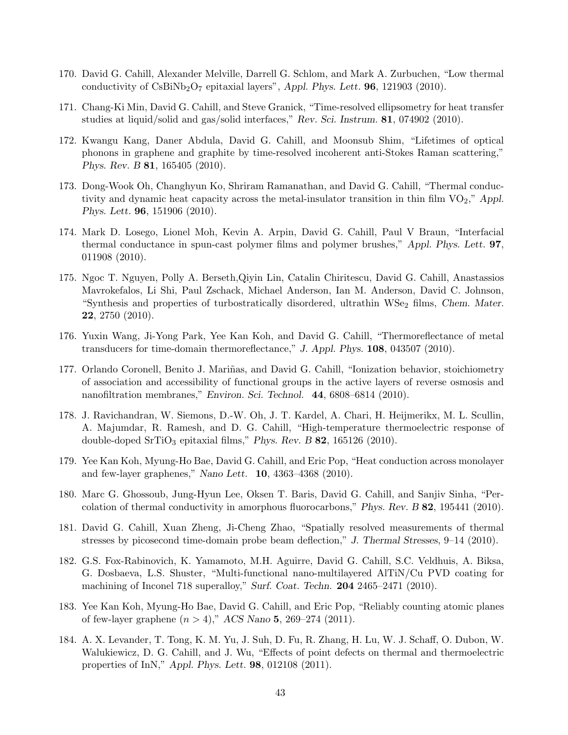170. David G. Cahill, Alexander Melville, Darrell G. Schlom, and Mark A. Zurbuchen, "Low thermal conductivity of $CsBiNb_2O_7$ epitaxial layers", *Appl. Phys. Lett.* **96**, 121903 (2010).

171. Chang-Ki Min, David G. Cahill, and Steve Granick, "Time-resolved ellipsometry for heat transfer studies at liquid/solid and gas/solid interfaces," *Rev. Sci. Instrum.* **81**, 074902 (2010).

172. Kwangu Kang, Daner Abdula, David G. Cahill, and Moonsub Shim, "Lifetimes of optical phonons in graphene and graphite by time-resolved incoherent anti-Stokes Raman scattering," *Phys. Rev. B* **81**, 165405 (2010).

173. Dong-Wook Oh, Changhyun Ko, Shriram Ramanathan, and David G. Cahill, "Thermal conductivity and dynamic heat capacity across the metal-insulator transition in thin film $VO_2$," *Appl. Phys. Lett.* **96**, 151906 (2010).

174. Mark D. Losego, Lionel Moh, Kevin A. Arpin, David G. Cahill, Paul V Braun, "Interfacial thermal conductance in spun-cast polymer films and polymer brushes," *Appl. Phys. Lett.* **97**, 011908 (2010).

175. Ngoc T. Nguyen, Polly A. Berseth,Qiyin Lin, Catalin Chiritescu, David G. Cahill, Anastassios Mavrokefalos, Li Shi, Paul Zschack, Michael Anderson, Ian M. Anderson, David C. Johnson, "Synthesis and properties of turbostratically disordered, ultrathin $WSe_2$ films, *Chem. Mater.* **22**, 2750 (2010).

176. Yuxin Wang, Ji-Yong Park, Yee Kan Koh, and David G. Cahill, "Thermoreflectance of metal transducers for time-domain thermoreflectance," *J. Appl. Phys.* **108**, 043507 (2010).

177. Orlando Coronell, Benito J. Mariñas, and David G. Cahill, "Ionization behavior, stoichiometry of association and accessibility of functional groups in the active layers of reverse osmosis and nanofiltration membranes," *Environ. Sci. Technol.* **44**, 6808–6814 (2010).

178. J. Ravichandran, W. Siemons, D.-W. Oh, J. T. Kardel, A. Chari, H. Heijmerikx, M. L. Scullin, A. Majumdar, R. Ramesh, and D. G. Cahill, "High-temperature thermoelectric response of double-doped $SrTiO_3$ epitaxial films," *Phys. Rev. B* **82**, 165126 (2010).

179. Yee Kan Koh, Myung-Ho Bae, David G. Cahill, and Eric Pop, "Heat conduction across monolayer and few-layer graphenes," *Nano Lett.* **10**, 4363–4368 (2010).

180. Marc G. Ghossoub, Jung-Hyun Lee, Oksen T. Baris, David G. Cahill, and Sanjiv Sinha, "Percolation of thermal conductivity in amorphous fluorocarbons," *Phys. Rev. B* **82**, 195441 (2010).

181. David G. Cahill, Xuan Zheng, Ji-Cheng Zhao, "Spatially resolved measurements of thermal stresses by picosecond time-domain probe beam deflection," *J. Thermal Stresses*, 9–14 (2010).

182. G.S. Fox-Rabinovich, K. Yamamoto, M.H. Aguirre, David G. Cahill, S.C. Veldhuis, A. Biksa, G. Dosbaeva, L.S. Shuster, "Multi-functional nano-multilayered AlTiN/Cu PVD coating for machining of Inconel 718 superalloy," *Surf. Coat. Techn.* **204** 2465–2471 (2010).

183. Yee Kan Koh, Myung-Ho Bae, David G. Cahill, and Eric Pop, "Reliably counting atomic planes of few-layer graphene ($n > 4$)," *ACS Nano* **5**, 269–274 (2011).

184. A. X. Levander, T. Tong, K. M. Yu, J. Suh, D. Fu, R. Zhang, H. Lu, W. J. Schaff, O. Dubon, W. Walukiewicz, D. G. Cahill, and J. Wu, "Effects of point defects on thermal and thermoelectric properties of InN," *Appl. Phys. Lett.* **98**, 012108 (2011).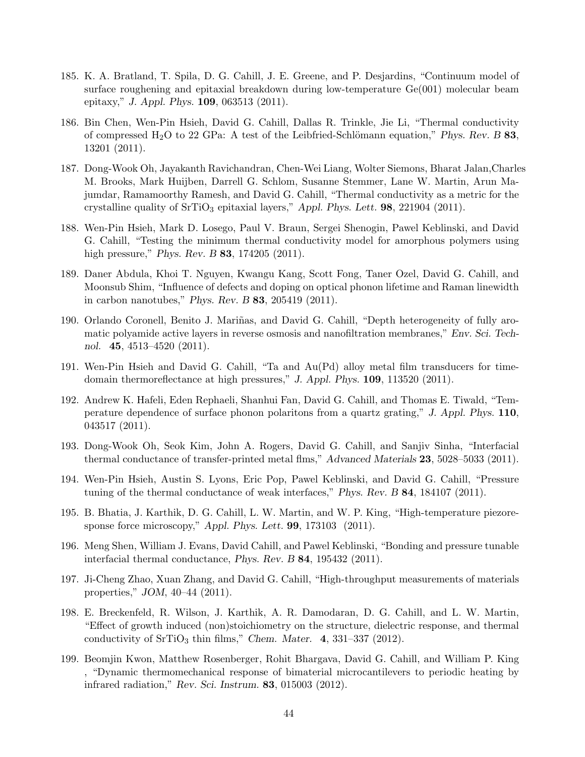185. K. A. Bratland, T. Spila, D. G. Cahill, J. E. Greene, and P. Desjardins, "Continuum model of surface roughening and epitaxial breakdown during low-temperature Ge(001) molecular beam epitaxy," *J. Appl. Phys.* **109**, 063513 (2011).

186. Bin Chen, Wen-Pin Hsieh, David G. Cahill, Dallas R. Trinkle, Jie Li, "Thermal conductivity of compressed $H_2O$ to 22 GPa: A test of the Leibfried-Schlömann equation," *Phys. Rev. B* **83**, 13201 (2011).

187. Dong-Wook Oh, Jayakanth Ravichandran, Chen-Wei Liang, Wolter Siemons, Bharat Jalan,Charles M. Brooks, Mark Huijben, Darrell G. Schlom, Susanne Stemmer, Lane W. Martin, Arun Majumdar, Ramamoorthy Ramesh, and David G. Cahill, "Thermal conductivity as a metric for the crystalline quality of $SrTiO_3$ epitaxial layers," *Appl. Phys. Lett.* **98**, 221904 (2011).

188. Wen-Pin Hsieh, Mark D. Losego, Paul V. Braun, Sergei Shenogin, Pawel Keblinski, and David G. Cahill, "Testing the minimum thermal conductivity model for amorphous polymers using high pressure," *Phys. Rev. B* **83**, 174205 (2011).

189. Daner Abdula, Khoi T. Nguyen, Kwangu Kang, Scott Fong, Taner Ozel, David G. Cahill, and Moonsub Shim, "Influence of defects and doping on optical phonon lifetime and Raman linewidth in carbon nanotubes," *Phys. Rev. B* **83**, 205419 (2011).

190. Orlando Coronell, Benito J. Mariñas, and David G. Cahill, "Depth heterogeneity of fully aromatic polyamide active layers in reverse osmosis and nanofiltration membranes," *Env. Sci. Technol.* **45**, 4513–4520 (2011).

191. Wen-Pin Hsieh and David G. Cahill, "Ta and Au(Pd) alloy metal film transducers for time-domain thermoreflectance at high pressures," *J. Appl. Phys.* **109**, 113520 (2011).

192. Andrew K. Hafeli, Eden Rephaeli, Shanhui Fan, David G. Cahill, and Thomas E. Tiwald, "Temperature dependence of surface phonon polaritons from a quartz grating," *J. Appl. Phys.* **110**, 043517 (2011).

193. Dong-Wook Oh, Seok Kim, John A. Rogers, David G. Cahill, and Sanjiv Sinha, "Interfacial thermal conductance of transfer-printed metal flms," *Advanced Materials* **23**, 5028–5033 (2011).

194. Wen-Pin Hsieh, Austin S. Lyons, Eric Pop, Pawel Keblinski, and David G. Cahill, "Pressure tuning of the thermal conductance of weak interfaces," *Phys. Rev. B* **84**, 184107 (2011).

195. B. Bhatia, J. Karthik, D. G. Cahill, L. W. Martin, and W. P. King, "High-temperature piezoresponse force microscopy," *Appl. Phys. Lett.* **99**, 173103 (2011).

196. Meng Shen, William J. Evans, David Cahill, and Pawel Keblinski, "Bonding and pressure tunable interfacial thermal conductance, *Phys. Rev. B* **84**, 195432 (2011).

197. Ji-Cheng Zhao, Xuan Zhang, and David G. Cahill, "High-throughput measurements of materials properties," *JOM*, 40–44 (2011).

198. E. Breckenfeld, R. Wilson, J. Karthik, A. R. Damodaran, D. G. Cahill, and L. W. Martin, "Effect of growth induced (non)stoichiometry on the structure, dielectric response, and thermal conductivity of $SrTiO_3$ thin films," *Chem. Mater.* **4**, 331–337 (2012).

199. Beomjin Kwon, Matthew Rosenberger, Rohit Bhargava, David G. Cahill, and William P. King , "Dynamic thermomechanical response of bimaterial microcantilevers to periodic heating by infrared radiation," *Rev. Sci. Instrum.* **83**, 015003 (2012).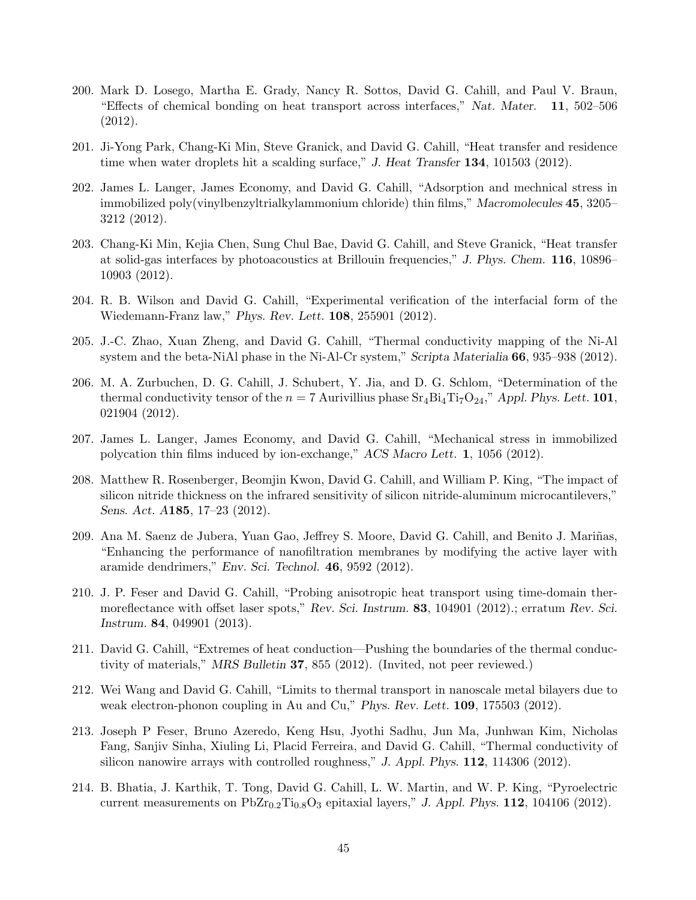200. Mark D. Losego, Martha E. Grady, Nancy R. Sottos, David G. Cahill, and Paul V. Braun, "Effects of chemical bonding on heat transport across interfaces," *Nat. Mater.* **11**, 502–506 (2012).

201. Ji-Yong Park, Chang-Ki Min, Steve Granick, and David G. Cahill, "Heat transfer and residence time when water droplets hit a scalding surface," *J. Heat Transfer* **134**, 101503 (2012).

202. James L. Langer, James Economy, and David G. Cahill, "Adsorption and mechnical stress in immobilized poly(vinylbenzyltrialkylammonium chloride) thin films," *Macromolecules* **45**, 3205–3212 (2012).

203. Chang-Ki Min, Kejia Chen, Sung Chul Bae, David G. Cahill, and Steve Granick, "Heat transfer at solid-gas interfaces by photoacoustics at Brillouin frequencies," *J. Phys. Chem.* **116**, 10896–10903 (2012).

204. R. B. Wilson and David G. Cahill, "Experimental verification of the interfacial form of the Wiedemann-Franz law," *Phys. Rev. Lett.* **108**, 255901 (2012).

205. J.-C. Zhao, Xuan Zheng, and David G. Cahill, "Thermal conductivity mapping of the Ni-Al system and the beta-NiAl phase in the Ni-Al-Cr system," *Scripta Materialia* **66**, 935–938 (2012).

206. M. A. Zurbuchen, D. G. Cahill, J. Schubert, Y. Jia, and D. G. Schlom, "Determination of the thermal conductivity tensor of the $n = 7$ Aurivillius phase $Sr_4Bi_4Ti_7O_{24}$," *Appl. Phys. Lett.* **101**, 021904 (2012).

207. James L. Langer, James Economy, and David G. Cahill, "Mechanical stress in immobilized polycation thin films induced by ion-exchange," *ACS Macro Lett.* **1**, 1056 (2012).

208. Matthew R. Rosenberger, Beomjin Kwon, David G. Cahill, and William P. King, "The impact of silicon nitride thickness on the infrared sensitivity of silicon nitride-aluminum microcantilevers," *Sens. Act. A* **185**, 17–23 (2012).

209. Ana M. Saenz de Jubera, Yuan Gao, Jeffrey S. Moore, David G. Cahill, and Benito J. Mariñas, "Enhancing the performance of nanofiltration membranes by modifying the active layer with aramide dendrimers," *Env. Sci. Technol.* **46**, 9592 (2012).

210. J. P. Feser and David G. Cahill, "Probing anisotropic heat transport using time-domain thermoreflectance with offset laser spots," *Rev. Sci. Instrum.* **83**, 104901 (2012).; erratum *Rev. Sci. Instrum.* **84**, 049901 (2013).

211. David G. Cahill, "Extremes of heat conduction—Pushing the boundaries of the thermal conductivity of materials," *MRS Bulletin* **37**, 855 (2012). (Invited, not peer reviewed.)

212. Wei Wang and David G. Cahill, "Limits to thermal transport in nanoscale metal bilayers due to weak electron-phonon coupling in Au and Cu," *Phys. Rev. Lett.* **109**, 175503 (2012).

213. Joseph P Feser, Bruno Azeredo, Keng Hsu, Jyothi Sadhu, Jun Ma, Junhwan Kim, Nicholas Fang, Sanjiv Sinha, Xiuling Li, Placid Ferreira, and David G. Cahill, "Thermal conductivity of silicon nanowire arrays with controlled roughness," *J. Appl. Phys.* **112**, 114306 (2012).

214. B. Bhatia, J. Karthik, T. Tong, David G. Cahill, L. W. Martin, and W. P. King, "Pyroelectric current measurements on $PbZr_{0.2}Ti_{0.8}O_3$ epitaxial layers," *J. Appl. Phys.* **112**, 104106 (2012).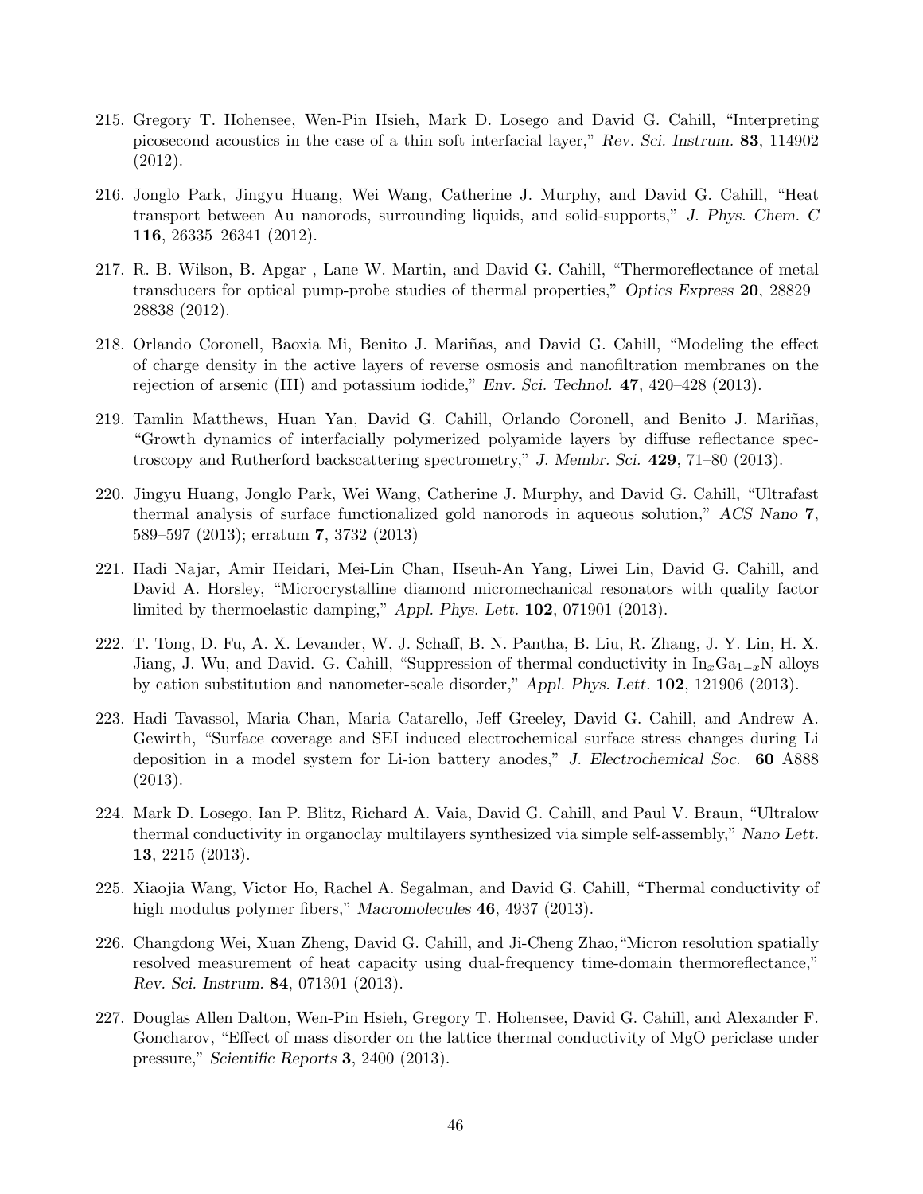215. Gregory T. Hohensee, Wen-Pin Hsieh, Mark D. Losego and David G. Cahill, "Interpreting picosecond acoustics in the case of a thin soft interfacial layer," *Rev. Sci. Instrum.* **83**, 114902 (2012).

216. Jonglo Park, Jingyu Huang, Wei Wang, Catherine J. Murphy, and David G. Cahill, "Heat transport between Au nanorods, surrounding liquids, and solid-supports," *J. Phys. Chem. C* **116**, 26335–26341 (2012).

217. R. B. Wilson, B. Apgar , Lane W. Martin, and David G. Cahill, "Thermoreflectance of metal transducers for optical pump-probe studies of thermal properties," *Optics Express* **20**, 28829–28838 (2012).

218. Orlando Coronell, Baoxia Mi, Benito J. Mariñas, and David G. Cahill, "Modeling the effect of charge density in the active layers of reverse osmosis and nanofiltration membranes on the rejection of arsenic (III) and potassium iodide," *Env. Sci. Technol.* **47**, 420–428 (2013).

219. Tamlin Matthews, Huan Yan, David G. Cahill, Orlando Coronell, and Benito J. Mariñas, "Growth dynamics of interfacially polymerized polyamide layers by diffuse reflectance spectroscopy and Rutherford backscattering spectrometry," *J. Membr. Sci.* **429**, 71–80 (2013).

220. Jingyu Huang, Jonglo Park, Wei Wang, Catherine J. Murphy, and David G. Cahill, "Ultrafast thermal analysis of surface functionalized gold nanorods in aqueous solution," *ACS Nano* **7**, 589–597 (2013); erratum **7**, 3732 (2013)

221. Hadi Najar, Amir Heidari, Mei-Lin Chan, Hseuh-An Yang, Liwei Lin, David G. Cahill, and David A. Horsley, "Microcrystalline diamond micromechanical resonators with quality factor limited by thermoelastic damping," *Appl. Phys. Lett.* **102**, 071901 (2013).

222. T. Tong, D. Fu, A. X. Levander, W. J. Schaff, B. N. Pantha, B. Liu, R. Zhang, J. Y. Lin, H. X. Jiang, J. Wu, and David. G. Cahill, "Suppression of thermal conductivity in $In_xGa_{1-x}N$ alloys by cation substitution and nanometer-scale disorder," *Appl. Phys. Lett.* **102**, 121906 (2013).

223. Hadi Tavassol, Maria Chan, Maria Catarello, Jeff Greeley, David G. Cahill, and Andrew A. Gewirth, "Surface coverage and SEI induced electrochemical surface stress changes during Li deposition in a model system for Li-ion battery anodes," *J. Electrochemical Soc.* **60** A888 (2013).

224. Mark D. Losego, Ian P. Blitz, Richard A. Vaia, David G. Cahill, and Paul V. Braun, "Ultralow thermal conductivity in organoclay multilayers synthesized via simple self-assembly," *Nano Lett.* **13**, 2215 (2013).

225. Xiaojia Wang, Victor Ho, Rachel A. Segalman, and David G. Cahill, "Thermal conductivity of high modulus polymer fibers," *Macromolecules* **46**, 4937 (2013).

226. Changdong Wei, Xuan Zheng, David G. Cahill, and Ji-Cheng Zhao,"Micron resolution spatially resolved measurement of heat capacity using dual-frequency time-domain thermoreflectance," *Rev. Sci. Instrum.* **84**, 071301 (2013).

227. Douglas Allen Dalton, Wen-Pin Hsieh, Gregory T. Hohensee, David G. Cahill, and Alexander F. Goncharov, "Effect of mass disorder on the lattice thermal conductivity of MgO periclase under pressure," *Scientific Reports* **3**, 2400 (2013).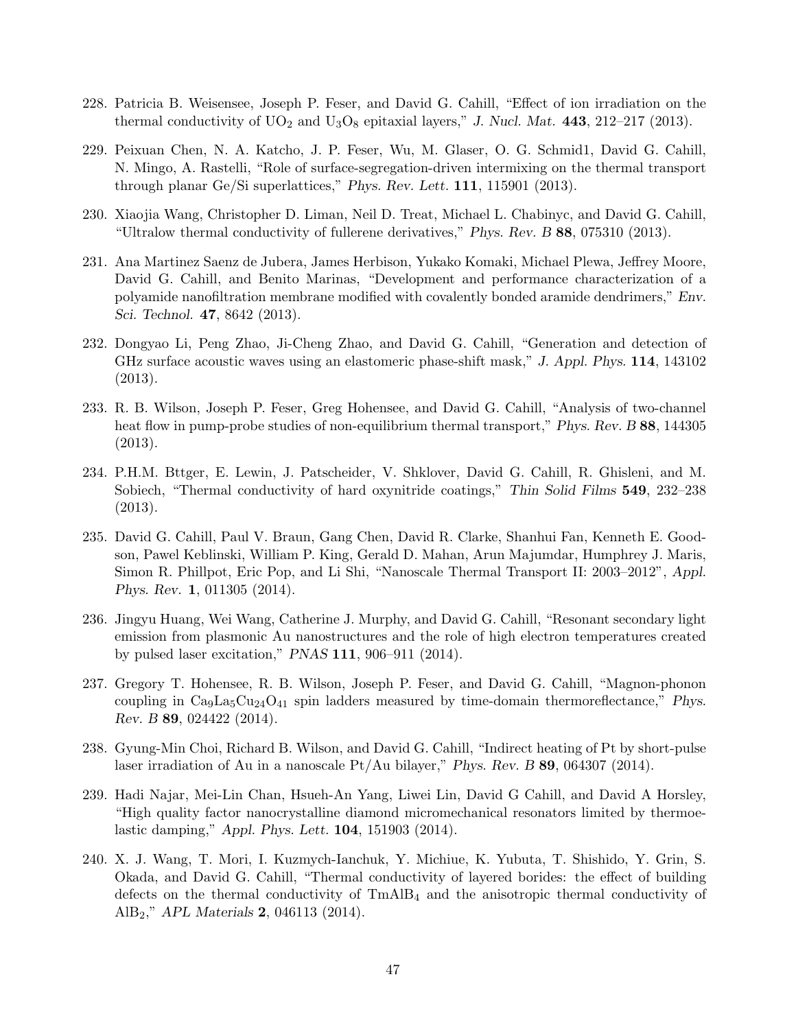228. Patricia B. Weisensee, Joseph P. Feser, and David G. Cahill, "Effect of ion irradiation on the thermal conductivity of $UO_2$ and $U_3O_8$ epitaxial layers," *J. Nucl. Mat.* **443**, 212–217 (2013).

229. Peixuan Chen, N. A. Katcho, J. P. Feser, Wu, M. Glaser, O. G. Schmid1, David G. Cahill, N. Mingo, A. Rastelli, "Role of surface-segregation-driven intermixing on the thermal transport through planar Ge/Si superlattices," *Phys. Rev. Lett.* **111**, 115901 (2013).

230. Xiaojia Wang, Christopher D. Liman, Neil D. Treat, Michael L. Chabinyc, and David G. Cahill, "Ultralow thermal conductivity of fullerene derivatives," *Phys. Rev. B* **88**, 075310 (2013).

231. Ana Martinez Saenz de Jubera, James Herbison, Yukako Komaki, Michael Plewa, Jeffrey Moore, David G. Cahill, and Benito Marinas, "Development and performance characterization of a polyamide nanofiltration membrane modified with covalently bonded aramide dendrimers," *Env. Sci. Technol.* **47**, 8642 (2013).

232. Dongyao Li, Peng Zhao, Ji-Cheng Zhao, and David G. Cahill, "Generation and detection of GHz surface acoustic waves using an elastomeric phase-shift mask," *J. Appl. Phys.* **114**, 143102 (2013).

233. R. B. Wilson, Joseph P. Feser, Greg Hohensee, and David G. Cahill, "Analysis of two-channel heat flow in pump-probe studies of non-equilibrium thermal transport," *Phys. Rev. B* **88**, 144305 (2013).

234. P.H.M. Bttger, E. Lewin, J. Patscheider, V. Shklover, David G. Cahill, R. Ghisleni, and M. Sobiech, "Thermal conductivity of hard oxynitride coatings," *Thin Solid Films* **549**, 232–238 (2013).

235. David G. Cahill, Paul V. Braun, Gang Chen, David R. Clarke, Shanhui Fan, Kenneth E. Goodson, Pawel Keblinski, William P. King, Gerald D. Mahan, Arun Majumdar, Humphrey J. Maris, Simon R. Phillpot, Eric Pop, and Li Shi, "Nanoscale Thermal Transport II: 2003–2012", *Appl. Phys. Rev.* **1**, 011305 (2014).

236. Jingyu Huang, Wei Wang, Catherine J. Murphy, and David G. Cahill, "Resonant secondary light emission from plasmonic Au nanostructures and the role of high electron temperatures created by pulsed laser excitation," *PNAS* **111**, 906–911 (2014).

237. Gregory T. Hohensee, R. B. Wilson, Joseph P. Feser, and David G. Cahill, "Magnon-phonon coupling in $Ca_9La_5Cu_{24}O_{41}$ spin ladders measured by time-domain thermoreflectance," *Phys. Rev. B* **89**, 024422 (2014).

238. Gyung-Min Choi, Richard B. Wilson, and David G. Cahill, "Indirect heating of Pt by short-pulse laser irradiation of Au in a nanoscale Pt/Au bilayer," *Phys. Rev. B* **89**, 064307 (2014).

239. Hadi Najar, Mei-Lin Chan, Hsueh-An Yang, Liwei Lin, David G Cahill, and David A Horsley, "High quality factor nanocrystalline diamond micromechanical resonators limited by thermoelastic damping," *Appl. Phys. Lett.* **104**, 151903 (2014).

240. X. J. Wang, T. Mori, I. Kuzmych-Ianchuk, Y. Michiue, K. Yubuta, T. Shishido, Y. Grin, S. Okada, and David G. Cahill, "Thermal conductivity of layered borides: the effect of building defects on the thermal conductivity of $TmAlB_4$ and the anisotropic thermal conductivity of $AlB_2$," *APL Materials* **2**, 046113 (2014).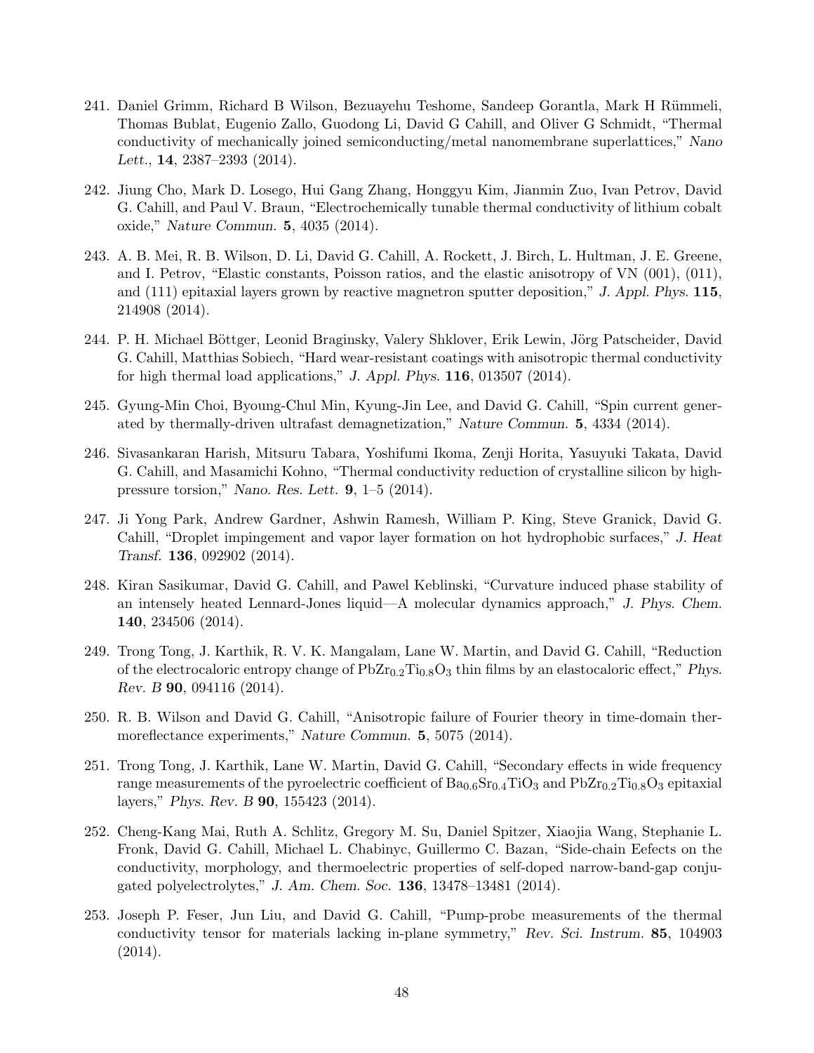241. Daniel Grimm, Richard B Wilson, Bezuayehu Teshome, Sandeep Gorantla, Mark H Rümmeli, Thomas Bublat, Eugenio Zallo, Guodong Li, David G Cahill, and Oliver G Schmidt, "Thermal conductivity of mechanically joined semiconducting/metal nanomembrane superlattices," *Nano Lett.*, **14**, 2387–2393 (2014).

242. Jiung Cho, Mark D. Losego, Hui Gang Zhang, Honggyu Kim, Jianmin Zuo, Ivan Petrov, David G. Cahill, and Paul V. Braun, "Electrochemically tunable thermal conductivity of lithium cobalt oxide," *Nature Commun.* **5**, 4035 (2014).

243. A. B. Mei, R. B. Wilson, D. Li, David G. Cahill, A. Rockett, J. Birch, L. Hultman, J. E. Greene, and I. Petrov, "Elastic constants, Poisson ratios, and the elastic anisotropy of VN (001), (011), and (111) epitaxial layers grown by reactive magnetron sputter deposition," *J. Appl. Phys.* **115**, 214908 (2014).

244. P. H. Michael Böttger, Leonid Braginsky, Valery Shklover, Erik Lewin, Jörg Patscheider, David G. Cahill, Matthias Sobiech, "Hard wear-resistant coatings with anisotropic thermal conductivity for high thermal load applications," *J. Appl. Phys.* **116**, 013507 (2014).

245. Gyung-Min Choi, Byoung-Chul Min, Kyung-Jin Lee, and David G. Cahill, "Spin current generated by thermally-driven ultrafast demagnetization," *Nature Commun.* **5**, 4334 (2014).

246. Sivasankaran Harish, Mitsuru Tabara, Yoshifumi Ikoma, Zenji Horita, Yasuyuki Takata, David G. Cahill, and Masamichi Kohno, "Thermal conductivity reduction of crystalline silicon by high-pressure torsion," *Nano. Res. Lett.* **9**, 1–5 (2014).

247. Ji Yong Park, Andrew Gardner, Ashwin Ramesh, William P. King, Steve Granick, David G. Cahill, "Droplet impingement and vapor layer formation on hot hydrophobic surfaces," *J. Heat Transf.* **136**, 092902 (2014).

248. Kiran Sasikumar, David G. Cahill, and Pawel Keblinski, "Curvature induced phase stability of an intensely heated Lennard-Jones liquid—A molecular dynamics approach," *J. Phys. Chem.* **140**, 234506 (2014).

249. Trong Tong, J. Karthik, R. V. K. Mangalam, Lane W. Martin, and David G. Cahill, "Reduction of the electrocaloric entropy change of $PbZr_{0.2}Ti_{0.8}O_3$ thin films by an elastocaloric effect," *Phys. Rev. B* **90**, 094116 (2014).

250. R. B. Wilson and David G. Cahill, "Anisotropic failure of Fourier theory in time-domain thermoreflectance experiments," *Nature Commun.* **5**, 5075 (2014).

251. Trong Tong, J. Karthik, Lane W. Martin, David G. Cahill, "Secondary effects in wide frequency range measurements of the pyroelectric coefficient of $Ba_{0.6}Sr_{0.4}TiO_3$ and $PbZr_{0.2}Ti_{0.8}O_3$ epitaxial layers," *Phys. Rev. B* **90**, 155423 (2014).

252. Cheng-Kang Mai, Ruth A. Schlitz, Gregory M. Su, Daniel Spitzer, Xiaojia Wang, Stephanie L. Fronk, David G. Cahill, Michael L. Chabinyc, Guillermo C. Bazan, "Side-chain Eefects on the conductivity, morphology, and thermoelectric properties of self-doped narrow-band-gap conjugated polyelectrolytes," *J. Am. Chem. Soc.* **136**, 13478–13481 (2014).

253. Joseph P. Feser, Jun Liu, and David G. Cahill, "Pump-probe measurements of the thermal conductivity tensor for materials lacking in-plane symmetry," *Rev. Sci. Instrum.* **85**, 104903 (2014).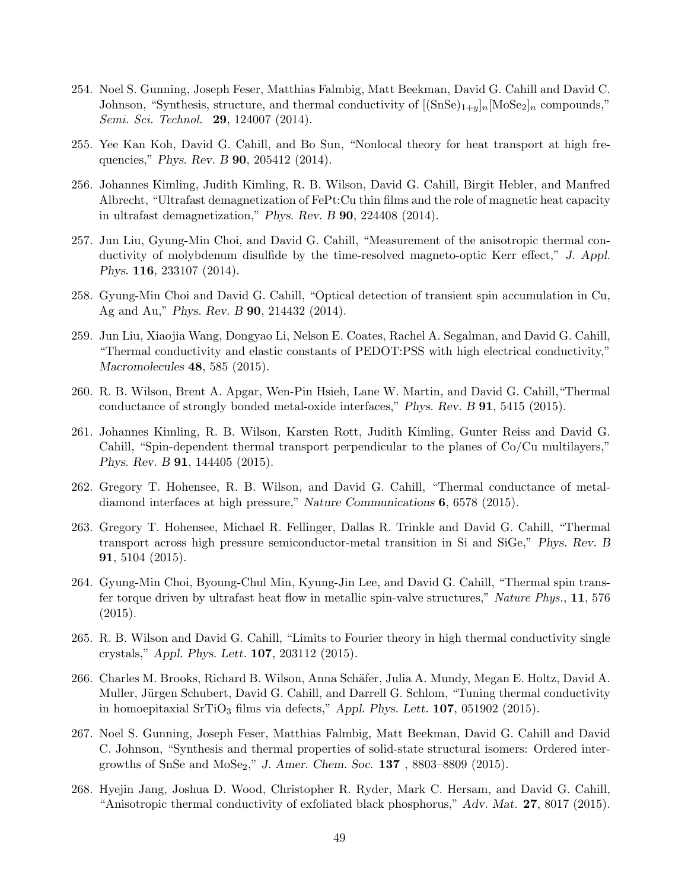254. Noel S. Gunning, Joseph Feser, Matthias Falmbig, Matt Beekman, David G. Cahill and David C. Johnson, "Synthesis, structure, and thermal conductivity of $[(SnSe)_{1+y}]_n[MoSe_2]_n$ compounds," *Semi. Sci. Technol.* **29**, 124007 (2014).

255. Yee Kan Koh, David G. Cahill, and Bo Sun, "Nonlocal theory for heat transport at high frequencies," *Phys. Rev. B* **90**, 205412 (2014).

256. Johannes Kimling, Judith Kimling, R. B. Wilson, David G. Cahill, Birgit Hebler, and Manfred Albrecht, "Ultrafast demagnetization of FePt:Cu thin films and the role of magnetic heat capacity in ultrafast demagnetization," *Phys. Rev. B* **90**, 224408 (2014).

257. Jun Liu, Gyung-Min Choi, and David G. Cahill, "Measurement of the anisotropic thermal conductivity of molybdenum disulfide by the time-resolved magneto-optic Kerr effect," *J. Appl. Phys.* **116**, 233107 (2014).

258. Gyung-Min Choi and David G. Cahill, "Optical detection of transient spin accumulation in Cu, Ag and Au," *Phys. Rev. B* **90**, 214432 (2014).

259. Jun Liu, Xiaojia Wang, Dongyao Li, Nelson E. Coates, Rachel A. Segalman, and David G. Cahill, "Thermal conductivity and elastic constants of PEDOT:PSS with high electrical conductivity," *Macromolecules* **48**, 585 (2015).

260. R. B. Wilson, Brent A. Apgar, Wen-Pin Hsieh, Lane W. Martin, and David G. Cahill,"Thermal conductance of strongly bonded metal-oxide interfaces," *Phys. Rev. B* **91**, 5415 (2015).

261. Johannes Kimling, R. B. Wilson, Karsten Rott, Judith Kimling, Gunter Reiss and David G. Cahill, "Spin-dependent thermal transport perpendicular to the planes of Co/Cu multilayers," *Phys. Rev. B* **91**, 144405 (2015).

262. Gregory T. Hohensee, R. B. Wilson, and David G. Cahill, "Thermal conductance of metal-diamond interfaces at high pressure," *Nature Communications* **6**, 6578 (2015).

263. Gregory T. Hohensee, Michael R. Fellinger, Dallas R. Trinkle and David G. Cahill, "Thermal transport across high pressure semiconductor-metal transition in Si and SiGe," *Phys. Rev. B* **91**, 5104 (2015).

264. Gyung-Min Choi, Byoung-Chul Min, Kyung-Jin Lee, and David G. Cahill, "Thermal spin transfer torque driven by ultrafast heat flow in metallic spin-valve structures," *Nature Phys.*, **11**, 576 (2015).

265. R. B. Wilson and David G. Cahill, "Limits to Fourier theory in high thermal conductivity single crystals," *Appl. Phys. Lett.* **107**, 203112 (2015).

266. Charles M. Brooks, Richard B. Wilson, Anna Schäfer, Julia A. Mundy, Megan E. Holtz, David A. Muller, Jürgen Schubert, David G. Cahill, and Darrell G. Schlom, "Tuning thermal conductivity in homoepitaxial $SrTiO_3$ films via defects," *Appl. Phys. Lett.* **107**, 051902 (2015).

267. Noel S. Gunning, Joseph Feser, Matthias Falmbig, Matt Beekman, David G. Cahill and David C. Johnson, "Synthesis and thermal properties of solid-state structural isomers: Ordered intergrowths of SnSe and $MoSe_2$," *J. Amer. Chem. Soc.* **137** , 8803–8809 (2015).

268. Hyejin Jang, Joshua D. Wood, Christopher R. Ryder, Mark C. Hersam, and David G. Cahill, "Anisotropic thermal conductivity of exfoliated black phosphorus," *Adv. Mat.* **27**, 8017 (2015).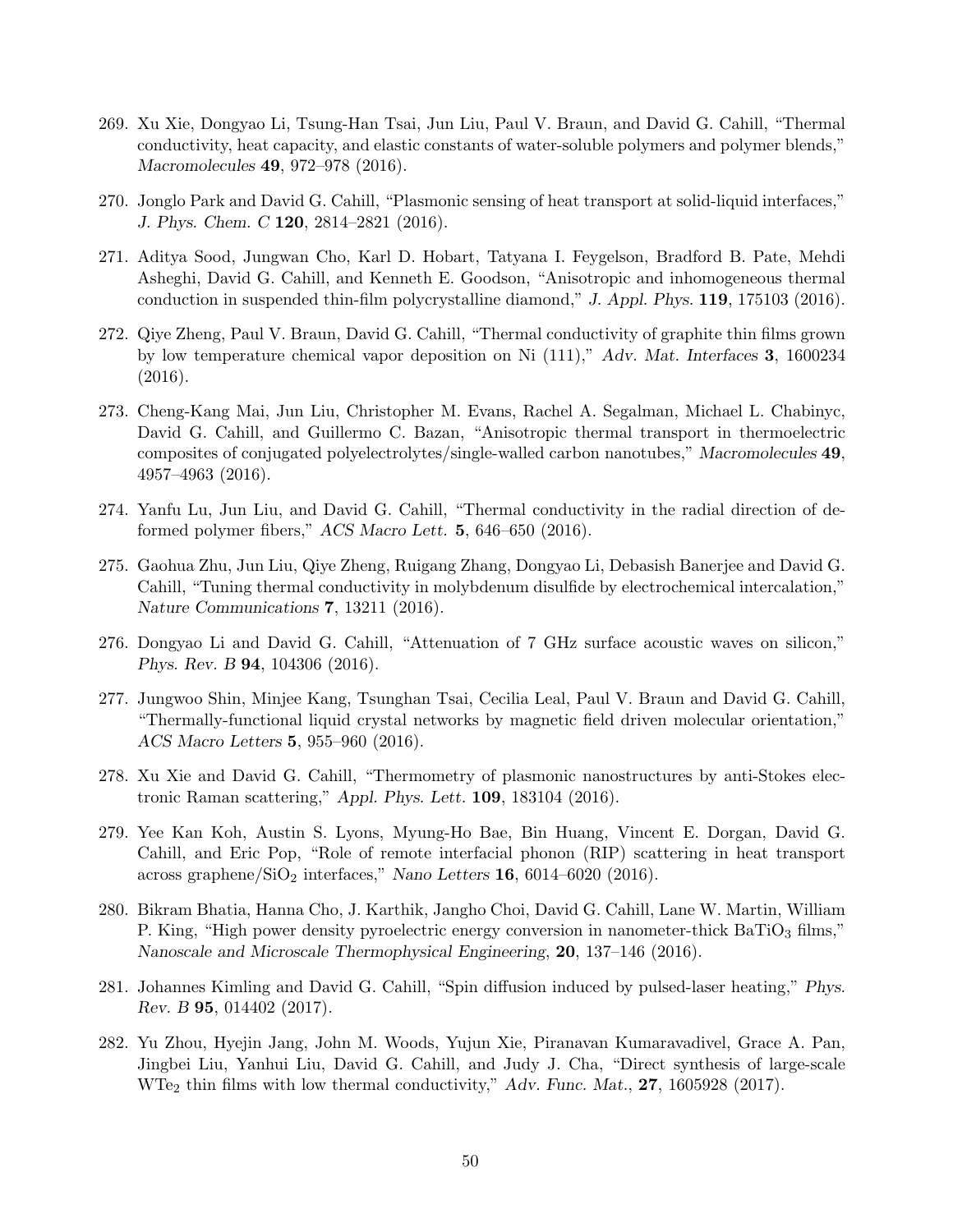269. Xu Xie, Dongyao Li, Tsung-Han Tsai, Jun Liu, Paul V. Braun, and David G. Cahill, "Thermal conductivity, heat capacity, and elastic constants of water-soluble polymers and polymer blends," *Macromolecules* **49**, 972–978 (2016).

270. Jonglo Park and David G. Cahill, "Plasmonic sensing of heat transport at solid-liquid interfaces," *J. Phys. Chem. C* **120**, 2814–2821 (2016).

271. Aditya Sood, Jungwan Cho, Karl D. Hobart, Tatyana I. Feygelson, Bradford B. Pate, Mehdi Asheghi, David G. Cahill, and Kenneth E. Goodson, "Anisotropic and inhomogeneous thermal conduction in suspended thin-film polycrystalline diamond," *J. Appl. Phys.* **119**, 175103 (2016).

272. Qiye Zheng, Paul V. Braun, David G. Cahill, "Thermal conductivity of graphite thin films grown by low temperature chemical vapor deposition on Ni (111)," *Adv. Mat. Interfaces* **3**, 1600234 (2016).

273. Cheng-Kang Mai, Jun Liu, Christopher M. Evans, Rachel A. Segalman, Michael L. Chabinyc, David G. Cahill, and Guillermo C. Bazan, "Anisotropic thermal transport in thermoelectric composites of conjugated polyelectrolytes/single-walled carbon nanotubes," *Macromolecules* **49**, 4957–4963 (2016).

274. Yanfu Lu, Jun Liu, and David G. Cahill, "Thermal conductivity in the radial direction of deformed polymer fibers," *ACS Macro Lett.* **5**, 646–650 (2016).

275. Gaohua Zhu, Jun Liu, Qiye Zheng, Ruigang Zhang, Dongyao Li, Debasish Banerjee and David G. Cahill, "Tuning thermal conductivity in molybdenum disulfide by electrochemical intercalation," *Nature Communications* **7**, 13211 (2016).

276. Dongyao Li and David G. Cahill, "Attenuation of 7 GHz surface acoustic waves on silicon," *Phys. Rev. B* **94**, 104306 (2016).

277. Jungwoo Shin, Minjee Kang, Tsunghan Tsai, Cecilia Leal, Paul V. Braun and David G. Cahill, "Thermally-functional liquid crystal networks by magnetic field driven molecular orientation," *ACS Macro Letters* **5**, 955–960 (2016).

278. Xu Xie and David G. Cahill, "Thermometry of plasmonic nanostructures by anti-Stokes electronic Raman scattering," *Appl. Phys. Lett.* **109**, 183104 (2016).

279. Yee Kan Koh, Austin S. Lyons, Myung-Ho Bae, Bin Huang, Vincent E. Dorgan, David G. Cahill, and Eric Pop, "Role of remote interfacial phonon (RIP) scattering in heat transport across graphene/$SiO_2$ interfaces," *Nano Letters* **16**, 6014–6020 (2016).

280. Bikram Bhatia, Hanna Cho, J. Karthik, Jangho Choi, David G. Cahill, Lane W. Martin, William P. King, "High power density pyroelectric energy conversion in nanometer-thick $BaTiO_3$ films," *Nanoscale and Microscale Thermophysical Engineering*, **20**, 137–146 (2016).

281. Johannes Kimling and David G. Cahill, "Spin diffusion induced by pulsed-laser heating," *Phys. Rev. B* **95**, 014402 (2017).

282. Yu Zhou, Hyejin Jang, John M. Woods, Yujun Xie, Piranavan Kumaravadivel, Grace A. Pan, Jingbei Liu, Yanhui Liu, David G. Cahill, and Judy J. Cha, "Direct synthesis of large-scale $WTe_2$ thin films with low thermal conductivity," *Adv. Func. Mat.*, **27**, 1605928 (2017).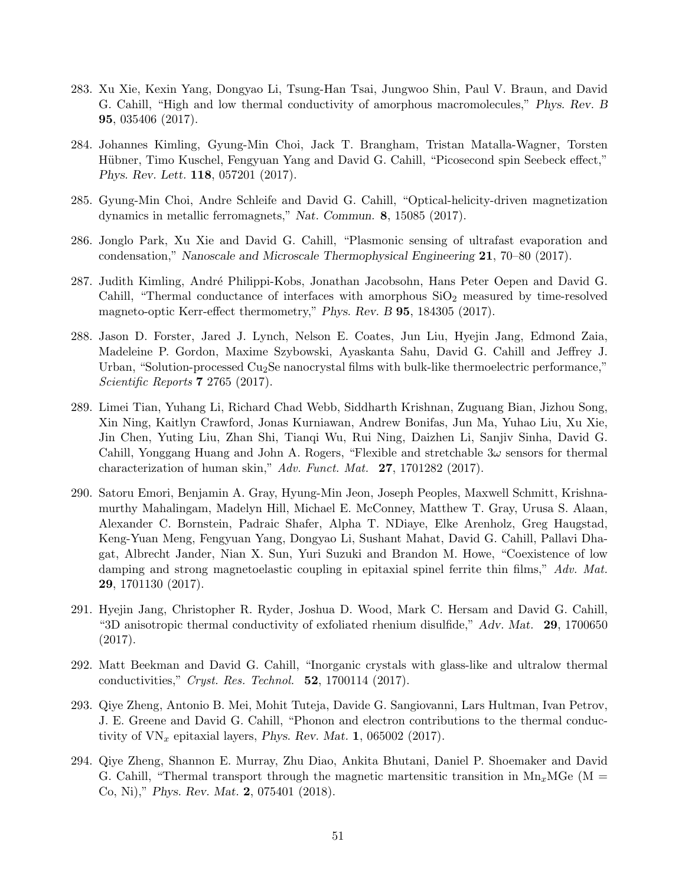283. Xu Xie, Kexin Yang, Dongyao Li, Tsung-Han Tsai, Jungwoo Shin, Paul V. Braun, and David G. Cahill, "High and low thermal conductivity of amorphous macromolecules," *Phys. Rev. B* **95**, 035406 (2017).

284. Johannes Kimling, Gyung-Min Choi, Jack T. Brangham, Tristan Matalla-Wagner, Torsten Hübner, Timo Kuschel, Fengyuan Yang and David G. Cahill, "Picosecond spin Seebeck effect," *Phys. Rev. Lett.* **118**, 057201 (2017).

285. Gyung-Min Choi, Andre Schleife and David G. Cahill, "Optical-helicity-driven magnetization dynamics in metallic ferromagnets," *Nat. Commun.* **8**, 15085 (2017).

286. Jonglo Park, Xu Xie and David G. Cahill, "Plasmonic sensing of ultrafast evaporation and condensation," *Nanoscale and Microscale Thermophysical Engineering* **21**, 70–80 (2017).

287. Judith Kimling, André Philippi-Kobs, Jonathan Jacobsohn, Hans Peter Oepen and David G. Cahill, "Thermal conductance of interfaces with amorphous $SiO_2$ measured by time-resolved magneto-optic Kerr-effect thermometry," *Phys. Rev. B* **95**, 184305 (2017).

288. Jason D. Forster, Jared J. Lynch, Nelson E. Coates, Jun Liu, Hyejin Jang, Edmond Zaia, Madeleine P. Gordon, Maxime Szybowski, Ayaskanta Sahu, David G. Cahill and Jeffrey J. Urban, "Solution-processed $Cu_2Se$ nanocrystal films with bulk-like thermoelectric performance," *Scientific Reports* **7** 2765 (2017).

289. Limei Tian, Yuhang Li, Richard Chad Webb, Siddharth Krishnan, Zuguang Bian, Jizhou Song, Xin Ning, Kaitlyn Crawford, Jonas Kurniawan, Andrew Bonifas, Jun Ma, Yuhao Liu, Xu Xie, Jin Chen, Yuting Liu, Zhan Shi, Tianqi Wu, Rui Ning, Daizhen Li, Sanjiv Sinha, David G. Cahill, Yonggang Huang and John A. Rogers, "Flexible and stretchable $3\omega$ sensors for thermal characterization of human skin," *Adv. Funct. Mat.* **27**, 1701282 (2017).

290. Satoru Emori, Benjamin A. Gray, Hyung-Min Jeon, Joseph Peoples, Maxwell Schmitt, Krishnamurthy Mahalingam, Madelyn Hill, Michael E. McConney, Matthew T. Gray, Urusa S. Alaan, Alexander C. Bornstein, Padraic Shafer, Alpha T. NDiaye, Elke Arenholz, Greg Haugstad, Keng-Yuan Meng, Fengyuan Yang, Dongyao Li, Sushant Mahat, David G. Cahill, Pallavi Dhagat, Albrecht Jander, Nian X. Sun, Yuri Suzuki and Brandon M. Howe, "Coexistence of low damping and strong magnetoelastic coupling in epitaxial spinel ferrite thin films," *Adv. Mat.* **29**, 1701130 (2017).

291. Hyejin Jang, Christopher R. Ryder, Joshua D. Wood, Mark C. Hersam and David G. Cahill, "3D anisotropic thermal conductivity of exfoliated rhenium disulfide," *Adv. Mat.* **29**, 1700650 (2017).

292. Matt Beekman and David G. Cahill, "Inorganic crystals with glass-like and ultralow thermal conductivities," *Cryst. Res. Technol.* **52**, 1700114 (2017).

293. Qiye Zheng, Antonio B. Mei, Mohit Tuteja, Davide G. Sangiovanni, Lars Hultman, Ivan Petrov, J. E. Greene and David G. Cahill, "Phonon and electron contributions to the thermal conductivity of $VN_x$ epitaxial layers, *Phys. Rev. Mat.* **1**, 065002 (2017).

294. Qiye Zheng, Shannon E. Murray, Zhu Diao, Ankita Bhutani, Daniel P. Shoemaker and David G. Cahill, "Thermal transport through the magnetic martensitic transition in $Mn_xMGe$ (M = Co, Ni)," *Phys. Rev. Mat.* **2**, 075401 (2018).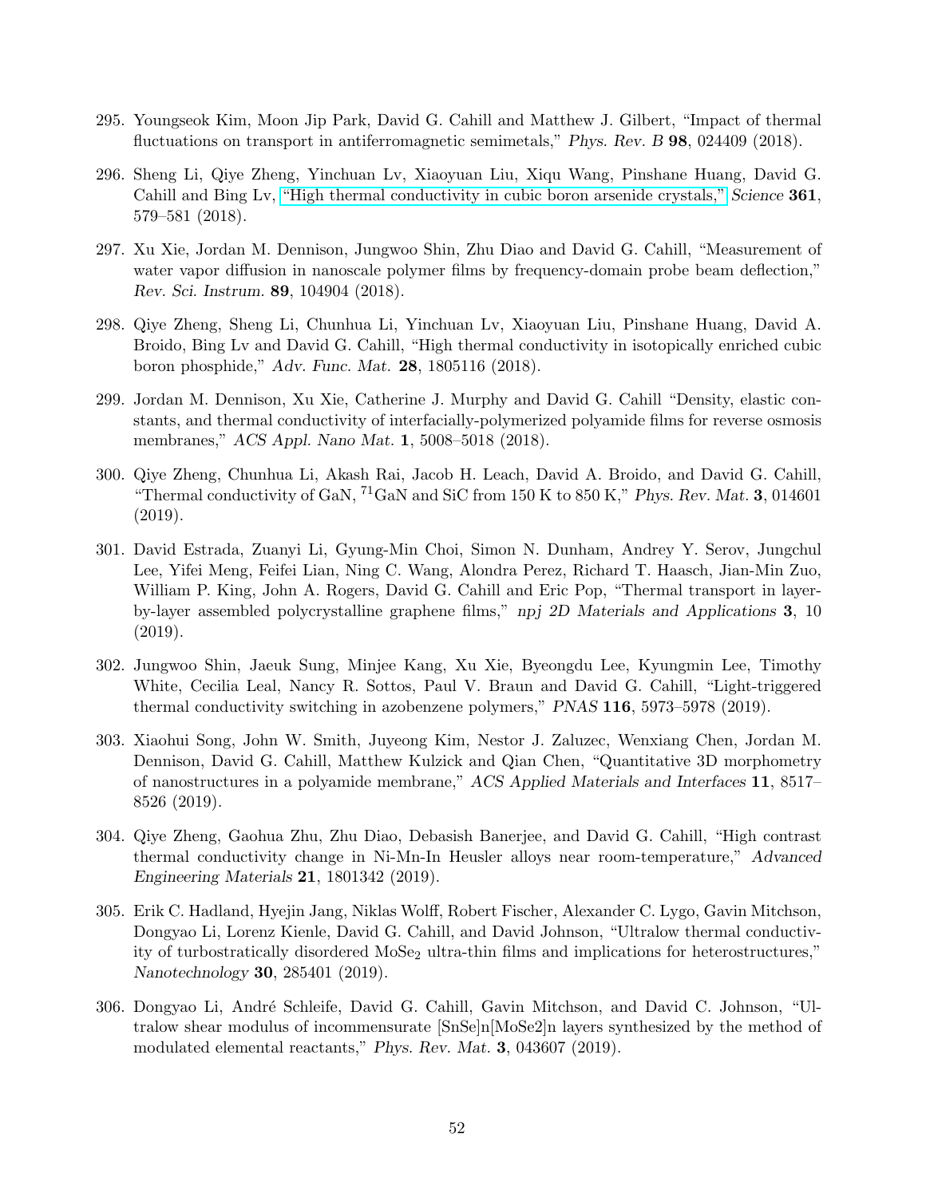295. Youngseok Kim, Moon Jip Park, David G. Cahill and Matthew J. Gilbert, "Impact of thermal fluctuations on transport in antiferromagnetic semimetals," *Phys. Rev. B* **98**, 024409 (2018).

296. Sheng Li, Qiye Zheng, Yinchuan Lv, Xiaoyuan Liu, Xiqu Wang, Pinshane Huang, David G. Cahill and Bing Lv, "High thermal conductivity in cubic boron arsenide crystals," *Science* **361**, 579–581 (2018).

297. Xu Xie, Jordan M. Dennison, Jungwoo Shin, Zhu Diao and David G. Cahill, "Measurement of water vapor diffusion in nanoscale polymer films by frequency-domain probe beam deflection," *Rev. Sci. Instrum.* **89**, 104904 (2018).

298. Qiye Zheng, Sheng Li, Chunhua Li, Yinchuan Lv, Xiaoyuan Liu, Pinshane Huang, David A. Broido, Bing Lv and David G. Cahill, "High thermal conductivity in isotopically enriched cubic boron phosphide," *Adv. Func. Mat.* **28**, 1805116 (2018).

299. Jordan M. Dennison, Xu Xie, Catherine J. Murphy and David G. Cahill "Density, elastic constants, and thermal conductivity of interfacially-polymerized polyamide films for reverse osmosis membranes," *ACS Appl. Nano Mat.* **1**, 5008–5018 (2018).

300. Qiye Zheng, Chunhua Li, Akash Rai, Jacob H. Leach, David A. Broido, and David G. Cahill, "Thermal conductivity of GaN, $^{71}$GaN and SiC from 150 K to 850 K," *Phys. Rev. Mat.* **3**, 014601 (2019).

301. David Estrada, Zuanyi Li, Gyung-Min Choi, Simon N. Dunham, Andrey Y. Serov, Jungchul Lee, Yifei Meng, Feifei Lian, Ning C. Wang, Alondra Perez, Richard T. Haasch, Jian-Min Zuo, William P. King, John A. Rogers, David G. Cahill and Eric Pop, "Thermal transport in layer-by-layer assembled polycrystalline graphene films," *npj 2D Materials and Applications* **3**, 10 (2019).

302. Jungwoo Shin, Jaeuk Sung, Minjee Kang, Xu Xie, Byeongdu Lee, Kyungmin Lee, Timothy White, Cecilia Leal, Nancy R. Sottos, Paul V. Braun and David G. Cahill, "Light-triggered thermal conductivity switching in azobenzene polymers," *PNAS* **116**, 5973–5978 (2019).

303. Xiaohui Song, John W. Smith, Juyeong Kim, Nestor J. Zaluzec, Wenxiang Chen, Jordan M. Dennison, David G. Cahill, Matthew Kulzick and Qian Chen, "Quantitative 3D morphometry of nanostructures in a polyamide membrane," *ACS Applied Materials and Interfaces* **11**, 8517–8526 (2019).

304. Qiye Zheng, Gaohua Zhu, Zhu Diao, Debasish Banerjee, and David G. Cahill, "High contrast thermal conductivity change in Ni-Mn-In Heusler alloys near room-temperature," *Advanced Engineering Materials* **21**, 1801342 (2019).

305. Erik C. Hadland, Hyejin Jang, Niklas Wolff, Robert Fischer, Alexander C. Lygo, Gavin Mitchson, Dongyao Li, Lorenz Kienle, David G. Cahill, and David Johnson, "Ultralow thermal conductivity of turbostratically disordered $MoSe_2$ ultra-thin films and implications for heterostructures," *Nanotechnology* **30**, 285401 (2019).

306. Dongyao Li, André Schleife, David G. Cahill, Gavin Mitchson, and David C. Johnson, "Ultralow shear modulus of incommensurate [SnSe]n[MoSe2]n layers synthesized by the method of modulated elemental reactants," *Phys. Rev. Mat.* **3**, 043607 (2019).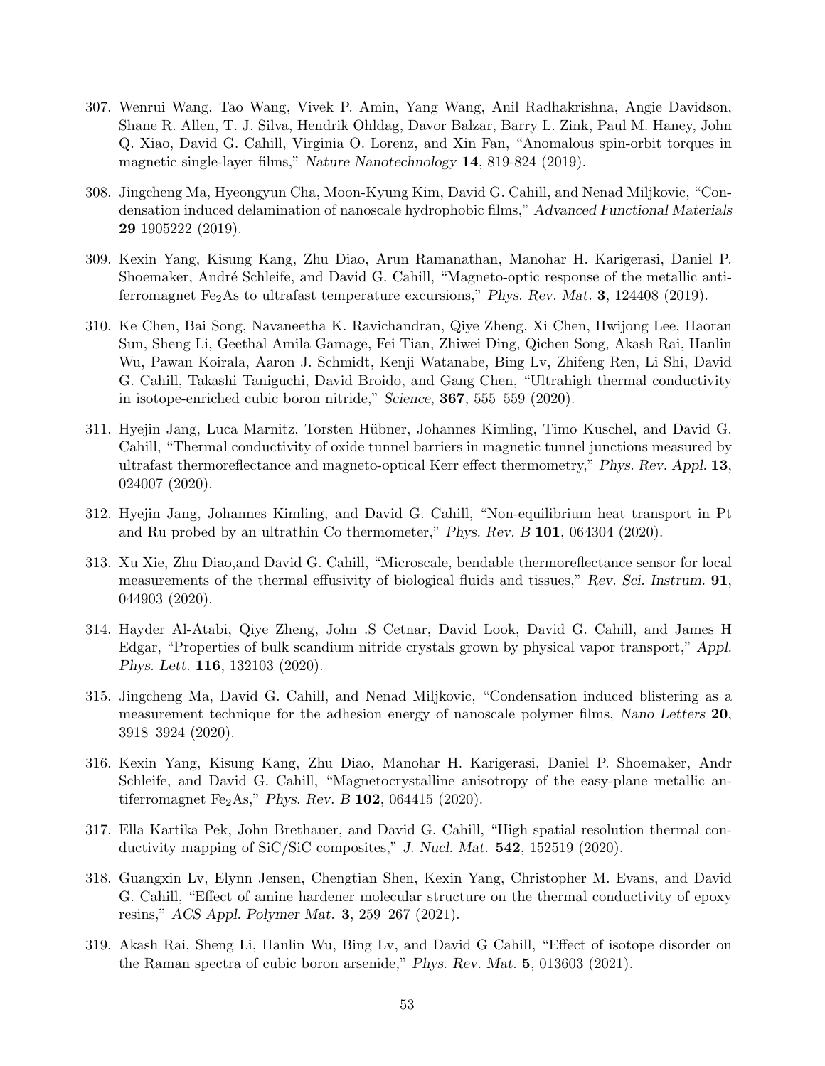307. Wenrui Wang, Tao Wang, Vivek P. Amin, Yang Wang, Anil Radhakrishna, Angie Davidson, Shane R. Allen, T. J. Silva, Hendrik Ohldag, Davor Balzar, Barry L. Zink, Paul M. Haney, John Q. Xiao, David G. Cahill, Virginia O. Lorenz, and Xin Fan, "Anomalous spin-orbit torques in magnetic single-layer films," *Nature Nanotechnology* **14**, 819-824 (2019).

308. Jingcheng Ma, Hyeongyun Cha, Moon-Kyung Kim, David G. Cahill, and Nenad Miljkovic, "Condensation induced delamination of nanoscale hydrophobic films," *Advanced Functional Materials* **29** 1905222 (2019).

309. Kexin Yang, Kisung Kang, Zhu Diao, Arun Ramanathan, Manohar H. Karigerasi, Daniel P. Shoemaker, André Schleife, and David G. Cahill, "Magneto-optic response of the metallic antiferromagnet $Fe_2As$ to ultrafast temperature excursions," *Phys. Rev. Mat.* **3**, 124408 (2019).

310. Ke Chen, Bai Song, Navaneetha K. Ravichandran, Qiye Zheng, Xi Chen, Hwijong Lee, Haoran Sun, Sheng Li, Geethal Amila Gamage, Fei Tian, Zhiwei Ding, Qichen Song, Akash Rai, Hanlin Wu, Pawan Koirala, Aaron J. Schmidt, Kenji Watanabe, Bing Lv, Zhifeng Ren, Li Shi, David G. Cahill, Takashi Taniguchi, David Broido, and Gang Chen, "Ultrahigh thermal conductivity in isotope-enriched cubic boron nitride," *Science*, **367**, 555–559 (2020).

311. Hyejin Jang, Luca Marnitz, Torsten Hübner, Johannes Kimling, Timo Kuschel, and David G. Cahill, "Thermal conductivity of oxide tunnel barriers in magnetic tunnel junctions measured by ultrafast thermoreflectance and magneto-optical Kerr effect thermometry," *Phys. Rev. Appl.* **13**, 024007 (2020).

312. Hyejin Jang, Johannes Kimling, and David G. Cahill, "Non-equilibrium heat transport in Pt and Ru probed by an ultrathin Co thermometer," *Phys. Rev. B* **101**, 064304 (2020).

313. Xu Xie, Zhu Diao,and David G. Cahill, "Microscale, bendable thermoreflectance sensor for local measurements of the thermal effusivity of biological fluids and tissues," *Rev. Sci. Instrum.* **91**, 044903 (2020).

314. Hayder Al-Atabi, Qiye Zheng, John .S Cetnar, David Look, David G. Cahill, and James H Edgar, "Properties of bulk scandium nitride crystals grown by physical vapor transport," *Appl. Phys. Lett.* **116**, 132103 (2020).

315. Jingcheng Ma, David G. Cahill, and Nenad Miljkovic, "Condensation induced blistering as a measurement technique for the adhesion energy of nanoscale polymer films, *Nano Letters* **20**, 3918–3924 (2020).

316. Kexin Yang, Kisung Kang, Zhu Diao, Manohar H. Karigerasi, Daniel P. Shoemaker, Andr Schleife, and David G. Cahill, "Magnetocrystalline anisotropy of the easy-plane metallic antiferromagnet $Fe_2As$," *Phys. Rev. B* **102**, 064415 (2020).

317. Ella Kartika Pek, John Brethauer, and David G. Cahill, "High spatial resolution thermal conductivity mapping of SiC/SiC composites," *J. Nucl. Mat.* **542**, 152519 (2020).

318. Guangxin Lv, Elynn Jensen, Chengtian Shen, Kexin Yang, Christopher M. Evans, and David G. Cahill, "Effect of amine hardener molecular structure on the thermal conductivity of epoxy resins," *ACS Appl. Polymer Mat.* **3**, 259–267 (2021).

319. Akash Rai, Sheng Li, Hanlin Wu, Bing Lv, and David G Cahill, "Effect of isotope disorder on the Raman spectra of cubic boron arsenide," *Phys. Rev. Mat.* **5**, 013603 (2021).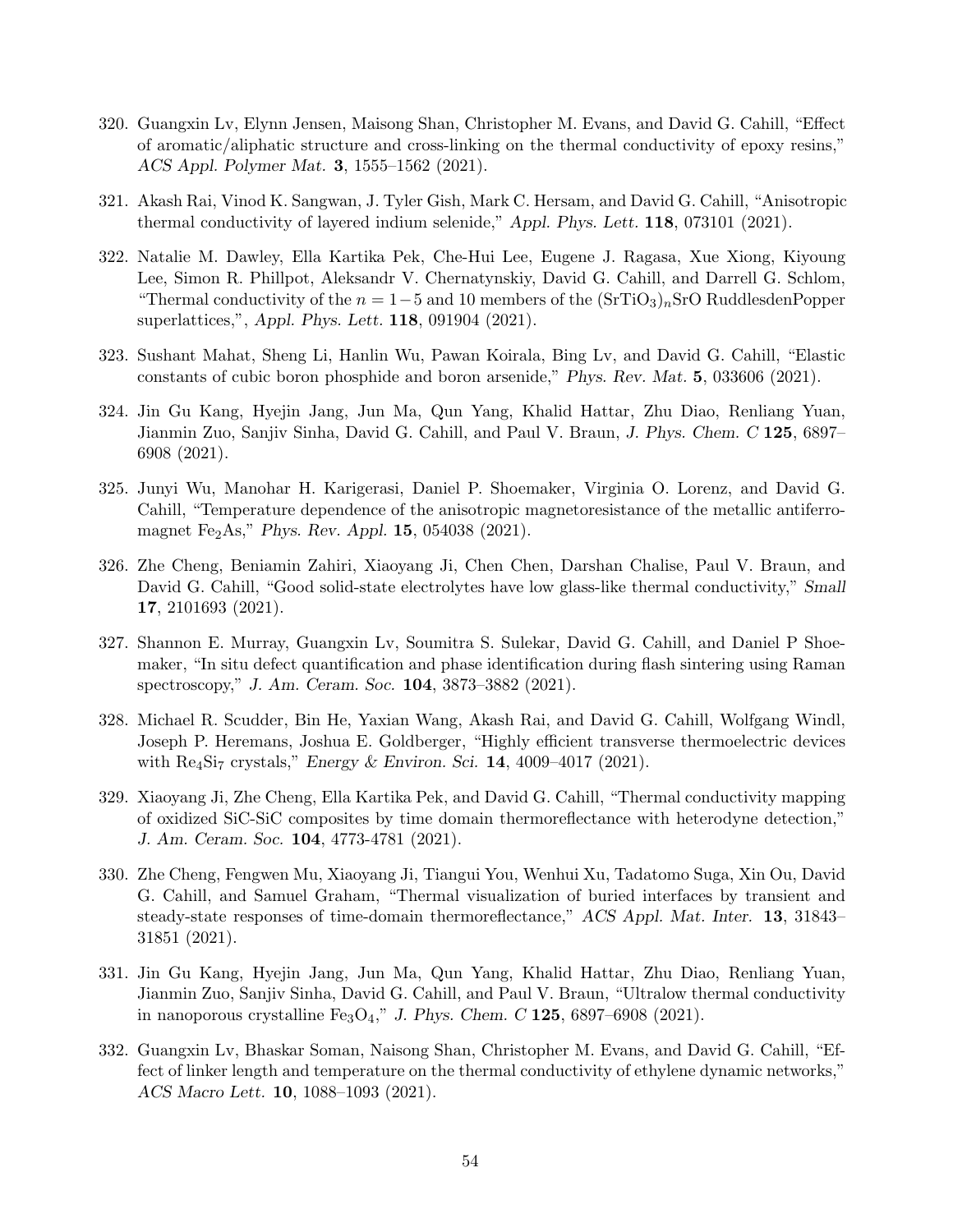320. Guangxin Lv, Elynn Jensen, Maisong Shan, Christopher M. Evans, and David G. Cahill, "Effect of aromatic/aliphatic structure and cross-linking on the thermal conductivity of epoxy resins," *ACS Appl. Polymer Mat.* **3**, 1555–1562 (2021).

321. Akash Rai, Vinod K. Sangwan, J. Tyler Gish, Mark C. Hersam, and David G. Cahill, "Anisotropic thermal conductivity of layered indium selenide," *Appl. Phys. Lett.* **118**, 073101 (2021).

322. Natalie M. Dawley, Ella Kartika Pek, Che-Hui Lee, Eugene J. Ragasa, Xue Xiong, Kiyoung Lee, Simon R. Phillpot, Aleksandr V. Chernatynskiy, David G. Cahill, and Darrell G. Schlom, "Thermal conductivity of the $n = 1-5$ and 10 members of the $(SrTiO_3)_nSrO$ RuddlesdenPopper superlattices,", *Appl. Phys. Lett.* **118**, 091904 (2021).

323. Sushant Mahat, Sheng Li, Hanlin Wu, Pawan Koirala, Bing Lv, and David G. Cahill, "Elastic constants of cubic boron phosphide and boron arsenide," *Phys. Rev. Mat.* **5**, 033606 (2021).

324. Jin Gu Kang, Hyejin Jang, Jun Ma, Qun Yang, Khalid Hattar, Zhu Diao, Renliang Yuan, Jianmin Zuo, Sanjiv Sinha, David G. Cahill, and Paul V. Braun, *J. Phys. Chem. C* **125**, 6897–6908 (2021).

325. Junyi Wu, Manohar H. Karigerasi, Daniel P. Shoemaker, Virginia O. Lorenz, and David G. Cahill, "Temperature dependence of the anisotropic magnetoresistance of the metallic antiferromagnet $Fe_2As$," *Phys. Rev. Appl.* **15**, 054038 (2021).

326. Zhe Cheng, Beniamin Zahiri, Xiaoyang Ji, Chen Chen, Darshan Chalise, Paul V. Braun, and David G. Cahill, "Good solid-state electrolytes have low glass-like thermal conductivity," *Small* **17**, 2101693 (2021).

327. Shannon E. Murray, Guangxin Lv, Soumitra S. Sulekar, David G. Cahill, and Daniel P Shoemaker, "In situ defect quantification and phase identification during flash sintering using Raman spectroscopy," *J. Am. Ceram. Soc.* **104**, 3873–3882 (2021).

328. Michael R. Scudder, Bin He, Yaxian Wang, Akash Rai, and David G. Cahill, Wolfgang Windl, Joseph P. Heremans, Joshua E. Goldberger, "Highly efficient transverse thermoelectric devices with $Re_4Si_7$ crystals," *Energy & Environ. Sci.* **14**, 4009–4017 (2021).

329. Xiaoyang Ji, Zhe Cheng, Ella Kartika Pek, and David G. Cahill, "Thermal conductivity mapping of oxidized SiC-SiC composites by time domain thermoreflectance with heterodyne detection," *J. Am. Ceram. Soc.* **104**, 4773-4781 (2021).

330. Zhe Cheng, Fengwen Mu, Xiaoyang Ji, Tiangui You, Wenhui Xu, Tadatomo Suga, Xin Ou, David G. Cahill, and Samuel Graham, "Thermal visualization of buried interfaces by transient and steady-state responses of time-domain thermoreflectance," *ACS Appl. Mat. Inter.* **13**, 31843–31851 (2021).

331. Jin Gu Kang, Hyejin Jang, Jun Ma, Qun Yang, Khalid Hattar, Zhu Diao, Renliang Yuan, Jianmin Zuo, Sanjiv Sinha, David G. Cahill, and Paul V. Braun, "Ultralow thermal conductivity in nanoporous crystalline $Fe_3O_4$," *J. Phys. Chem. C* **125**, 6897–6908 (2021).

332. Guangxin Lv, Bhaskar Soman, Naisong Shan, Christopher M. Evans, and David G. Cahill, "Effect of linker length and temperature on the thermal conductivity of ethylene dynamic networks," *ACS Macro Lett.* **10**, 1088–1093 (2021).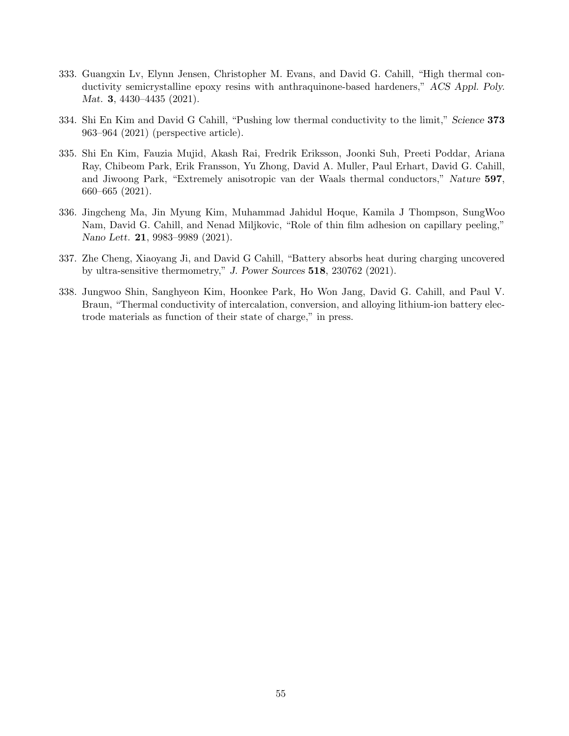333. Guangxin Lv, Elynn Jensen, Christopher M. Evans, and David G. Cahill, "High thermal conductivity semicrystalline epoxy resins with anthraquinone-based hardeners," *ACS Appl. Poly. Mat.* **3**, 4430–4435 (2021).

334. Shi En Kim and David G Cahill, "Pushing low thermal conductivity to the limit," *Science* **373** 963–964 (2021) (perspective article).

335. Shi En Kim, Fauzia Mujid, Akash Rai, Fredrik Eriksson, Joonki Suh, Preeti Poddar, Ariana Ray, Chibeom Park, Erik Fransson, Yu Zhong, David A. Muller, Paul Erhart, David G. Cahill, and Jiwoong Park, "Extremely anisotropic van der Waals thermal conductors," *Nature* **597**, 660–665 (2021).

336. Jingcheng Ma, Jin Myung Kim, Muhammad Jahidul Hoque, Kamila J Thompson, SungWoo Nam, David G. Cahill, and Nenad Miljkovic, "Role of thin film adhesion on capillary peeling," *Nano Lett.* **21**, 9983–9989 (2021).

337. Zhe Cheng, Xiaoyang Ji, and David G Cahill, "Battery absorbs heat during charging uncovered by ultra-sensitive thermometry," *J. Power Sources* **518**, 230762 (2021).

338. Jungwoo Shin, Sanghyeon Kim, Hoonkee Park, Ho Won Jang, David G. Cahill, and Paul V. Braun, "Thermal conductivity of intercalation, conversion, and alloying lithium-ion battery electrode materials as function of their state of charge," in press.